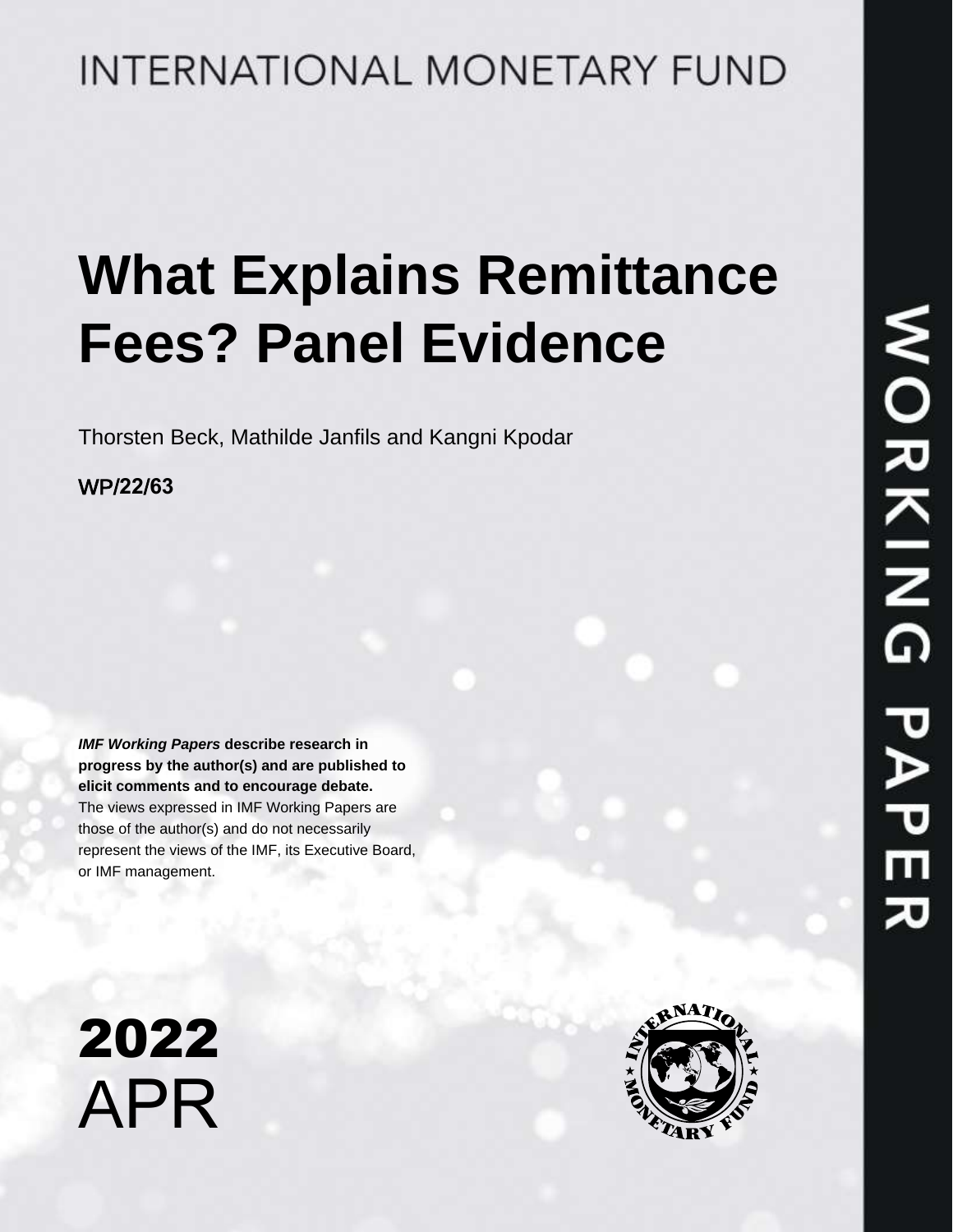INTERNATIONAL MONETARY FUND

# What Explains Remittance Fees? Panel Evidence

Thorsten Beck, Mathilde Janfils and Kangni Kpodar

WP/22/63

***IMF Working Papers*** **describe research in progress by the author(s) and are published to elicit comments and to encourage debate.**
The views expressed in IMF Working Papers are those of the author(s) and do not necessarily represent the views of the IMF, its Executive Board, or IMF management.

**2022**
APR

WORKING PAPER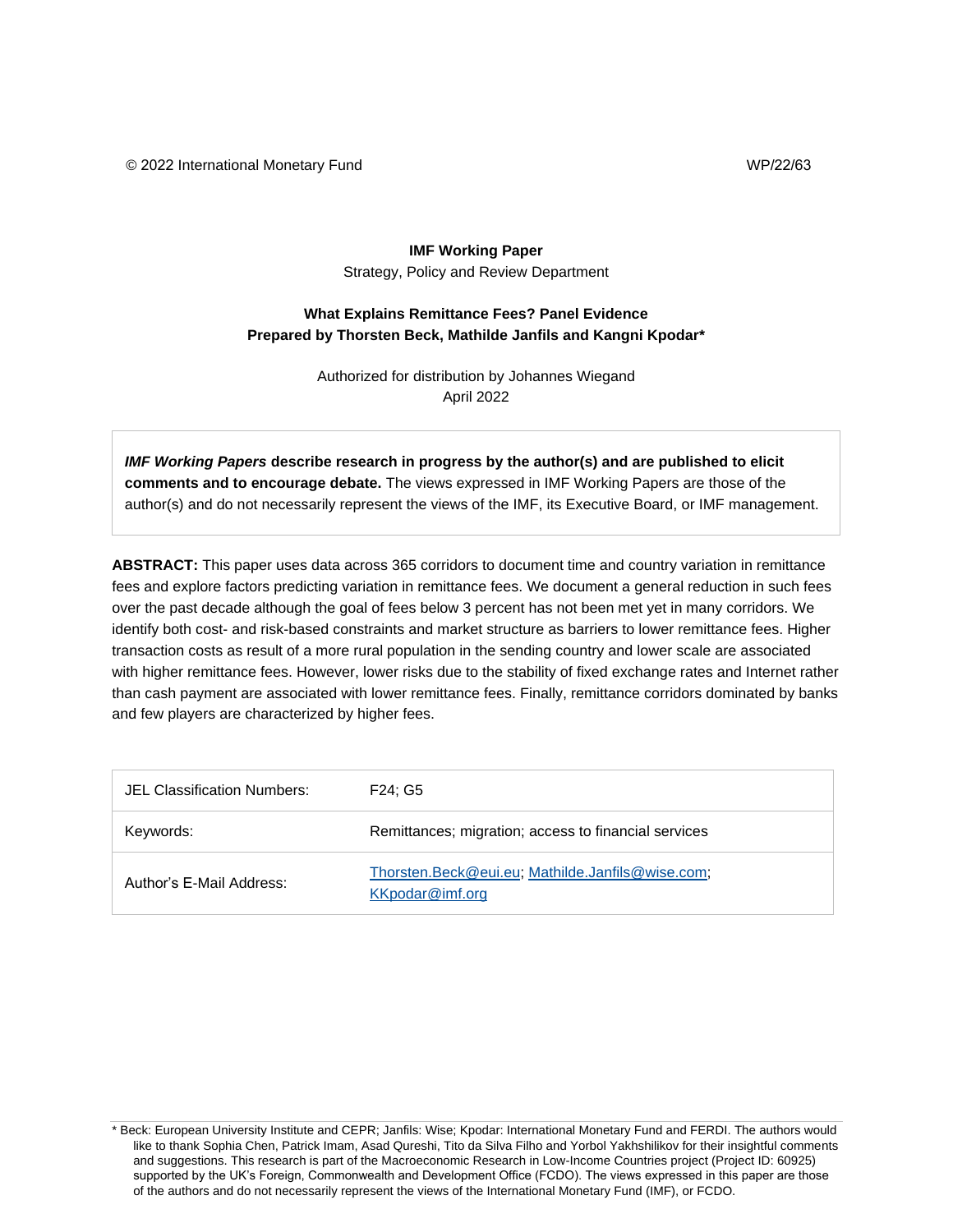© 2022 International Monetary Fund WP/22/63

**IMF Working Paper**
Strategy, Policy and Review Department

**What Explains Remittance Fees? Panel Evidence**
**Prepared by Thorsten Beck, Mathilde Janfils and Kangni Kpodar***

Authorized for distribution by Johannes Wiegand
April 2022

***IMF Working Papers* describe research in progress by the author(s) and are published to elicit comments and to encourage debate.** The views expressed in IMF Working Papers are those of the author(s) and do not necessarily represent the views of the IMF, its Executive Board, or IMF management.

**ABSTRACT:** This paper uses data across 365 corridors to document time and country variation in remittance fees and explore factors predicting variation in remittance fees. We document a general reduction in such fees over the past decade although the goal of fees below 3 percent has not been met yet in many corridors. We identify both cost- and risk-based constraints and market structure as barriers to lower remittance fees. Higher transaction costs as result of a more rural population in the sending country and lower scale are associated with higher remittance fees. However, lower risks due to the stability of fixed exchange rates and Internet rather than cash payment are associated with lower remittance fees. Finally, remittance corridors dominated by banks and few players are characterized by higher fees.

| | |
|---|---|
| JEL Classification Numbers: | F24; G5 |
| Keywords: | Remittances; migration; access to financial services |
| Author's E-Mail Address: | Thorsten.Beck@eui.eu; Mathilde.Janfils@wise.com; KKpodar@imf.org |

\* Beck: European University Institute and CEPR; Janfils: Wise; Kpodar: International Monetary Fund and FERDI. The authors would like to thank Sophia Chen, Patrick Imam, Asad Qureshi, Tito da Silva Filho and Yorbol Yakhshilikov for their insightful comments and suggestions. This research is part of the Macroeconomic Research in Low-Income Countries project (Project ID: 60925) supported by the UK's Foreign, Commonwealth and Development Office (FCDO). The views expressed in this paper are those of the authors and do not necessarily represent the views of the International Monetary Fund (IMF), or FCDO.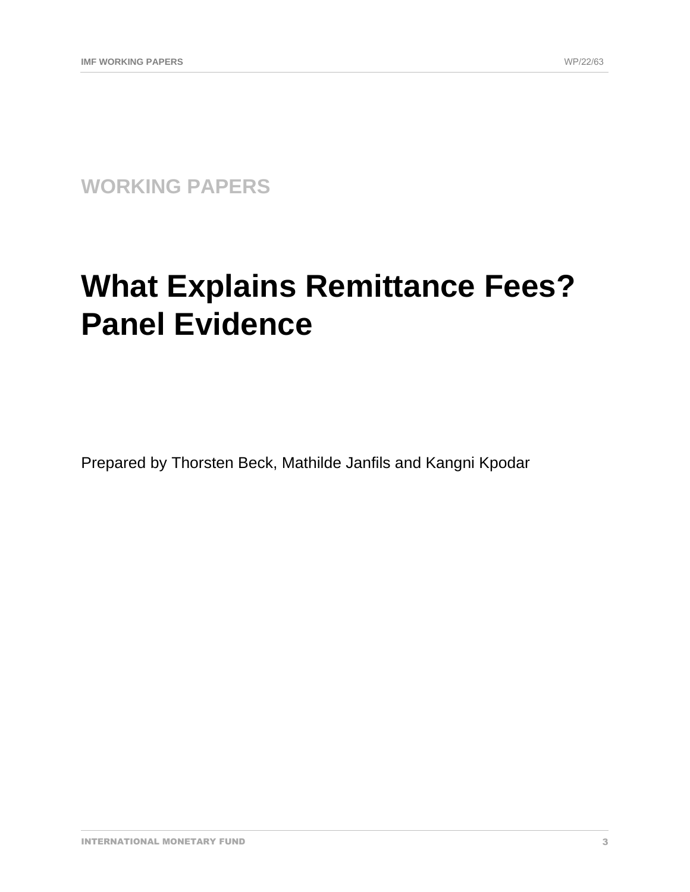WORKING PAPERS

# What Explains Remittance Fees? Panel Evidence

Prepared by Thorsten Beck, Mathilde Janfils and Kangni Kpodar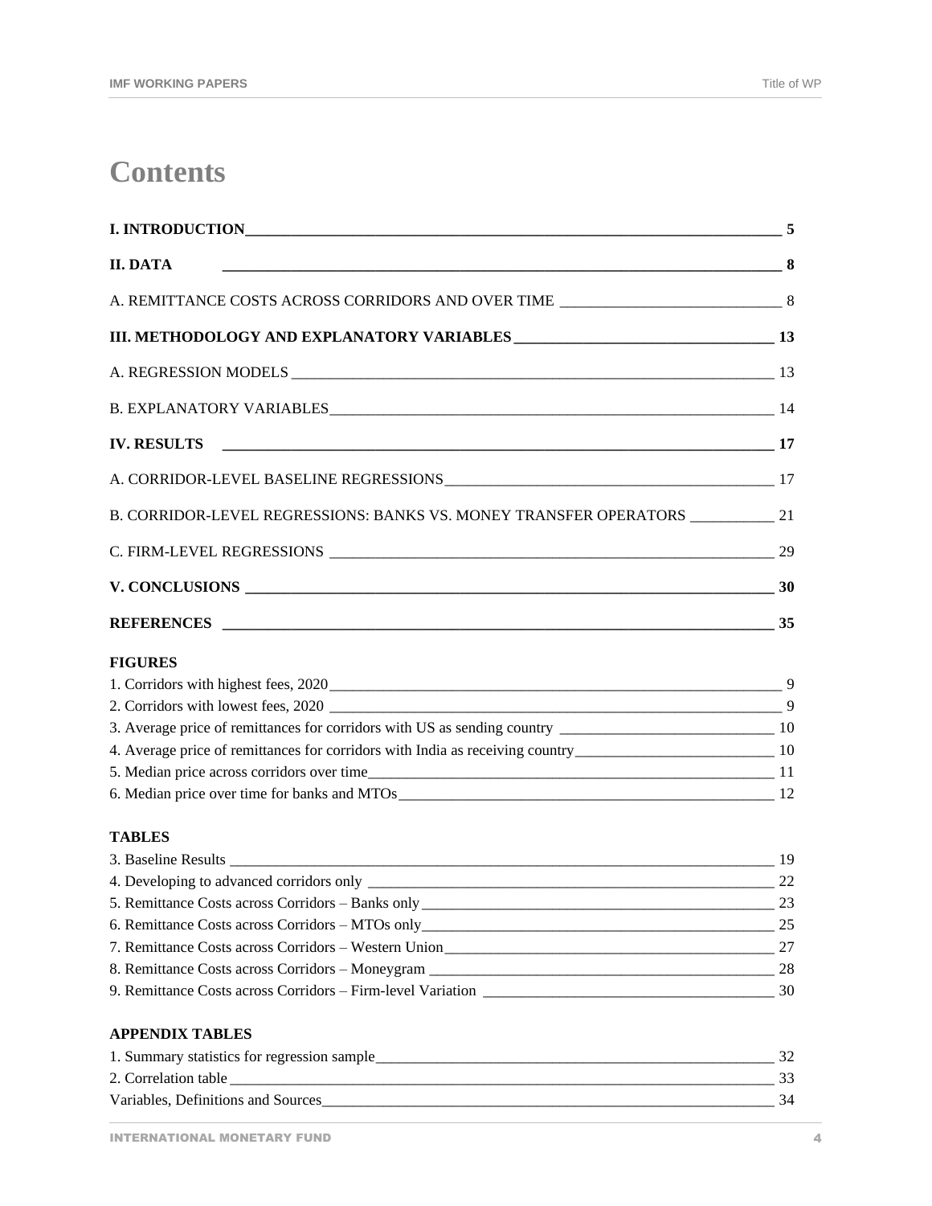# Contents

**I. INTRODUCTION** 5

**II. DATA** 8

A. REMITTANCE COSTS ACROSS CORRIDORS AND OVER TIME 8

**III. METHODOLOGY AND EXPLANATORY VARIABLES** 13

A. REGRESSION MODELS 13

B. EXPLANATORY VARIABLES 14

**IV. RESULTS** 17

A. CORRIDOR-LEVEL BASELINE REGRESSIONS 17

B. CORRIDOR-LEVEL REGRESSIONS: BANKS VS. MONEY TRANSFER OPERATORS 21

C. FIRM-LEVEL REGRESSIONS 29

**V. CONCLUSIONS** 30

**REFERENCES** 35

**FIGURES**

1. Corridors with highest fees, 2020 9
2. Corridors with lowest fees, 2020 9
3. Average price of remittances for corridors with US as sending country 10
4. Average price of remittances for corridors with India as receiving country 10
5. Median price across corridors over time 11
6. Median price over time for banks and MTOs 12

**TABLES**

3. Baseline Results 19
4. Developing to advanced corridors only 22
5. Remittance Costs across Corridors – Banks only 23
6. Remittance Costs across Corridors – MTOs only 25
7. Remittance Costs across Corridors – Western Union 27
8. Remittance Costs across Corridors – Moneygram 28
9. Remittance Costs across Corridors – Firm-level Variation 30

**APPENDIX TABLES**

1. Summary statistics for regression sample 32
2. Correlation table 33

Variables, Definitions and Sources 34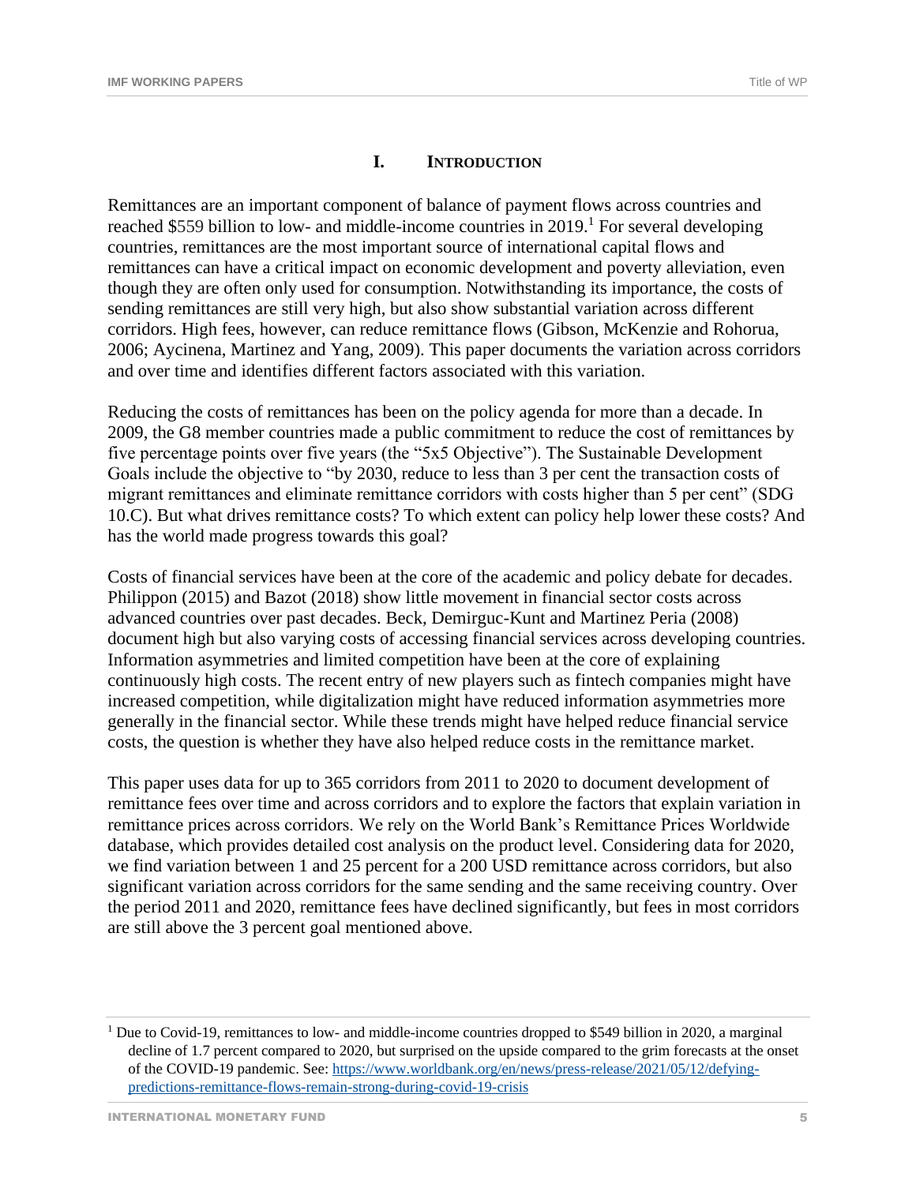# I. Introduction

Remittances are an important component of balance of payment flows across countries and reached $559 billion to low- and middle-income countries in 2019.[1] For several developing countries, remittances are the most important source of international capital flows and remittances can have a critical impact on economic development and poverty alleviation, even though they are often only used for consumption. Notwithstanding its importance, the costs of sending remittances are still very high, but also show substantial variation across different corridors. High fees, however, can reduce remittance flows (Gibson, McKenzie and Rohorua, 2006; Aycinena, Martinez and Yang, 2009). This paper documents the variation across corridors and over time and identifies different factors associated with this variation.

Reducing the costs of remittances has been on the policy agenda for more than a decade. In 2009, the G8 member countries made a public commitment to reduce the cost of remittances by five percentage points over five years (the "5x5 Objective"). The Sustainable Development Goals include the objective to "by 2030, reduce to less than 3 per cent the transaction costs of migrant remittances and eliminate remittance corridors with costs higher than 5 per cent" (SDG 10.C). But what drives remittance costs? To which extent can policy help lower these costs? And has the world made progress towards this goal?

Costs of financial services have been at the core of the academic and policy debate for decades. Philippon (2015) and Bazot (2018) show little movement in financial sector costs across advanced countries over past decades. Beck, Demirguc-Kunt and Martinez Peria (2008) document high but also varying costs of accessing financial services across developing countries. Information asymmetries and limited competition have been at the core of explaining continuously high costs. The recent entry of new players such as fintech companies might have increased competition, while digitalization might have reduced information asymmetries more generally in the financial sector. While these trends might have helped reduce financial service costs, the question is whether they have also helped reduce costs in the remittance market.

This paper uses data for up to 365 corridors from 2011 to 2020 to document development of remittance fees over time and across corridors and to explore the factors that explain variation in remittance prices across corridors. We rely on the World Bank's Remittance Prices Worldwide database, which provides detailed cost analysis on the product level. Considering data for 2020, we find variation between 1 and 25 percent for a 200 USD remittance across corridors, but also significant variation across corridors for the same sending and the same receiving country. Over the period 2011 and 2020, remittance fees have declined significantly, but fees in most corridors are still above the 3 percent goal mentioned above.

---

[1] Due to Covid-19, remittances to low- and middle-income countries dropped to $549 billion in 2020, a marginal decline of 1.7 percent compared to 2020, but surprised on the upside compared to the grim forecasts at the onset of the COVID-19 pandemic. See: [https://www.worldbank.org/en/news/press-release/2021/05/12/defying-predictions-remittance-flows-remain-strong-during-covid-19-crisis](https://www.worldbank.org/en/news/press-release/2021/05/12/defying-predictions-remittance-flows-remain-strong-during-covid-19-crisis)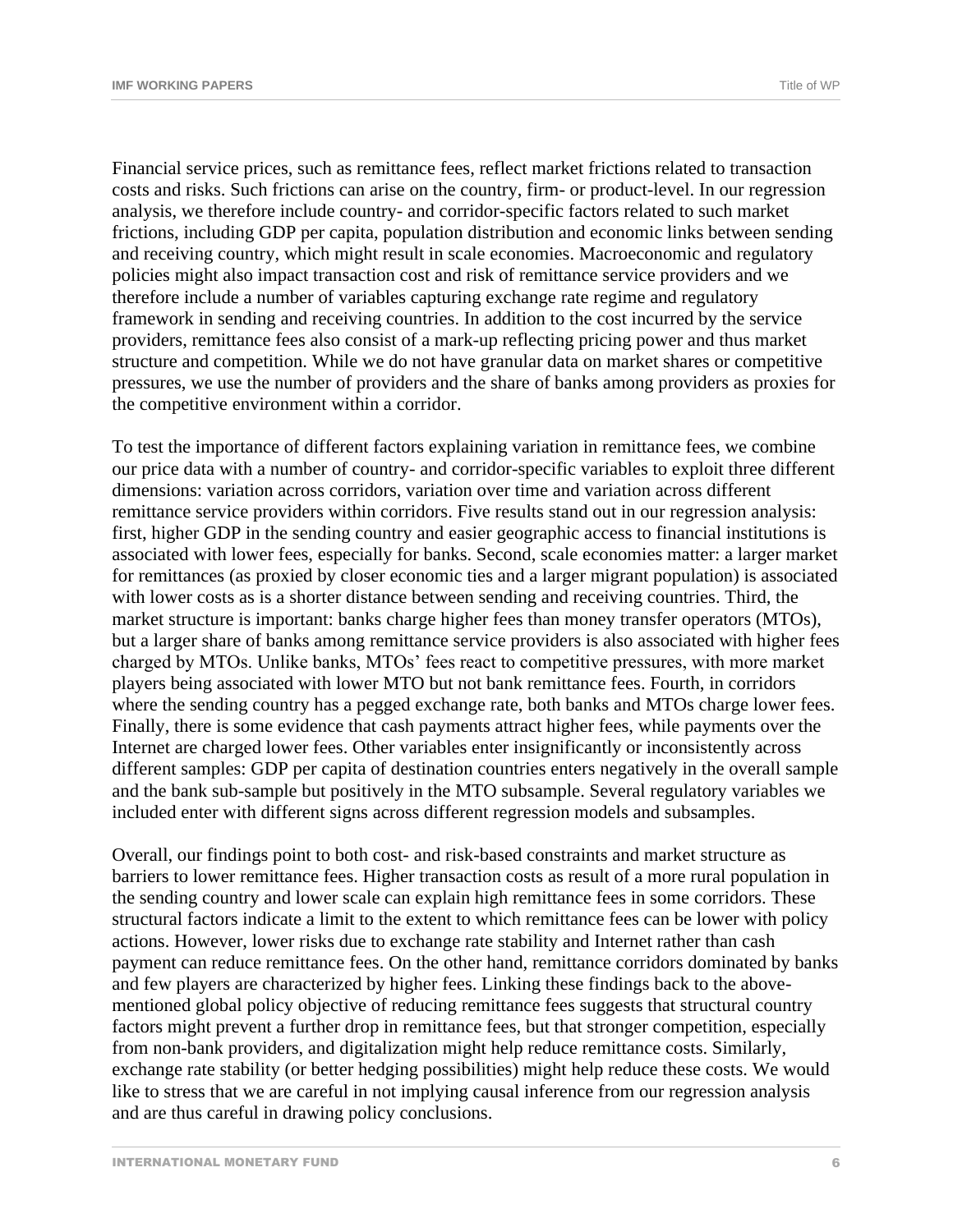Financial service prices, such as remittance fees, reflect market frictions related to transaction costs and risks. Such frictions can arise on the country, firm- or product-level. In our regression analysis, we therefore include country- and corridor-specific factors related to such market frictions, including GDP per capita, population distribution and economic links between sending and receiving country, which might result in scale economies. Macroeconomic and regulatory policies might also impact transaction cost and risk of remittance service providers and we therefore include a number of variables capturing exchange rate regime and regulatory framework in sending and receiving countries. In addition to the cost incurred by the service providers, remittance fees also consist of a mark-up reflecting pricing power and thus market structure and competition. While we do not have granular data on market shares or competitive pressures, we use the number of providers and the share of banks among providers as proxies for the competitive environment within a corridor.

To test the importance of different factors explaining variation in remittance fees, we combine our price data with a number of country- and corridor-specific variables to exploit three different dimensions: variation across corridors, variation over time and variation across different remittance service providers within corridors. Five results stand out in our regression analysis: first, higher GDP in the sending country and easier geographic access to financial institutions is associated with lower fees, especially for banks. Second, scale economies matter: a larger market for remittances (as proxied by closer economic ties and a larger migrant population) is associated with lower costs as is a shorter distance between sending and receiving countries. Third, the market structure is important: banks charge higher fees than money transfer operators (MTOs), but a larger share of banks among remittance service providers is also associated with higher fees charged by MTOs. Unlike banks, MTOs' fees react to competitive pressures, with more market players being associated with lower MTO but not bank remittance fees. Fourth, in corridors where the sending country has a pegged exchange rate, both banks and MTOs charge lower fees. Finally, there is some evidence that cash payments attract higher fees, while payments over the Internet are charged lower fees. Other variables enter insignificantly or inconsistently across different samples: GDP per capita of destination countries enters negatively in the overall sample and the bank sub-sample but positively in the MTO subsample. Several regulatory variables we included enter with different signs across different regression models and subsamples.

Overall, our findings point to both cost- and risk-based constraints and market structure as barriers to lower remittance fees. Higher transaction costs as result of a more rural population in the sending country and lower scale can explain high remittance fees in some corridors. These structural factors indicate a limit to the extent to which remittance fees can be lower with policy actions. However, lower risks due to exchange rate stability and Internet rather than cash payment can reduce remittance fees. On the other hand, remittance corridors dominated by banks and few players are characterized by higher fees. Linking these findings back to the above-mentioned global policy objective of reducing remittance fees suggests that structural country factors might prevent a further drop in remittance fees, but that stronger competition, especially from non-bank providers, and digitalization might help reduce remittance costs. Similarly, exchange rate stability (or better hedging possibilities) might help reduce these costs. We would like to stress that we are careful in not implying causal inference from our regression analysis and are thus careful in drawing policy conclusions.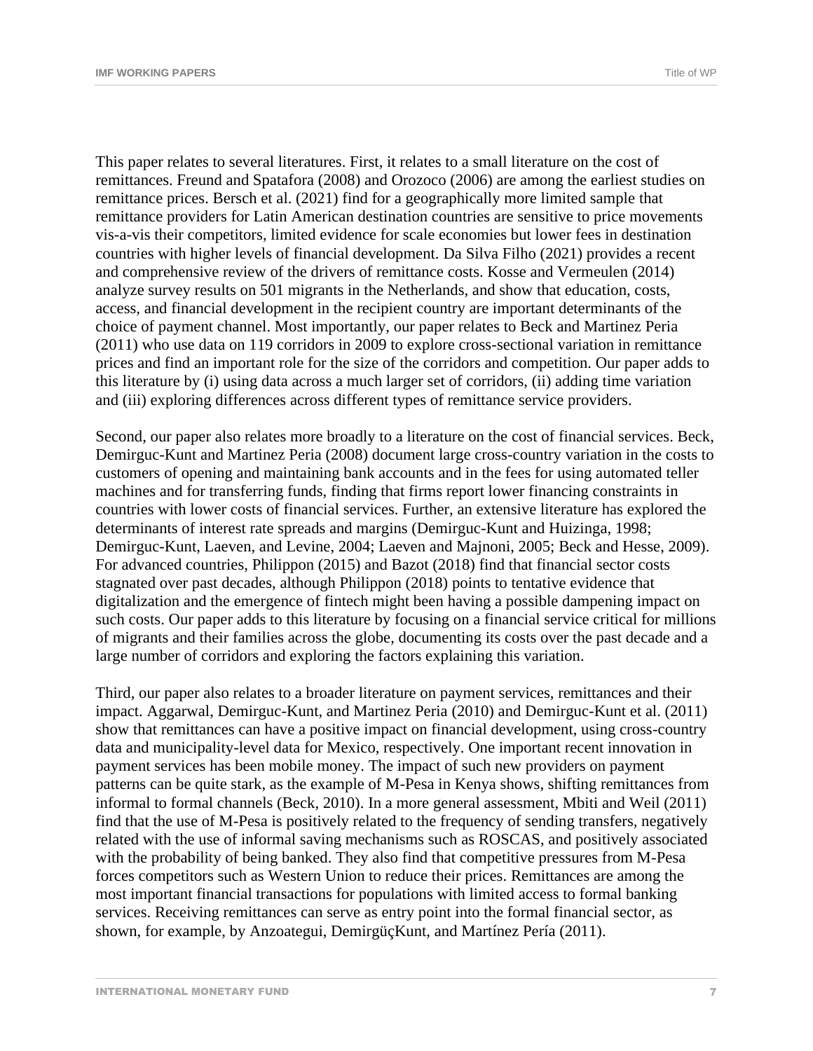This paper relates to several literatures. First, it relates to a small literature on the cost of remittances. Freund and Spatafora (2008) and Orozoco (2006) are among the earliest studies on remittance prices. Bersch et al. (2021) find for a geographically more limited sample that remittance providers for Latin American destination countries are sensitive to price movements vis-a-vis their competitors, limited evidence for scale economies but lower fees in destination countries with higher levels of financial development. Da Silva Filho (2021) provides a recent and comprehensive review of the drivers of remittance costs. Kosse and Vermeulen (2014) analyze survey results on 501 migrants in the Netherlands, and show that education, costs, access, and financial development in the recipient country are important determinants of the choice of payment channel. Most importantly, our paper relates to Beck and Martinez Peria (2011) who use data on 119 corridors in 2009 to explore cross-sectional variation in remittance prices and find an important role for the size of the corridors and competition. Our paper adds to this literature by (i) using data across a much larger set of corridors, (ii) adding time variation and (iii) exploring differences across different types of remittance service providers.

Second, our paper also relates more broadly to a literature on the cost of financial services. Beck, Demirguc-Kunt and Martinez Peria (2008) document large cross-country variation in the costs to customers of opening and maintaining bank accounts and in the fees for using automated teller machines and for transferring funds, finding that firms report lower financing constraints in countries with lower costs of financial services. Further, an extensive literature has explored the determinants of interest rate spreads and margins (Demirguc-Kunt and Huizinga, 1998; Demirguc-Kunt, Laeven, and Levine, 2004; Laeven and Majnoni, 2005; Beck and Hesse, 2009). For advanced countries, Philippon (2015) and Bazot (2018) find that financial sector costs stagnated over past decades, although Philippon (2018) points to tentative evidence that digitalization and the emergence of fintech might been having a possible dampening impact on such costs. Our paper adds to this literature by focusing on a financial service critical for millions of migrants and their families across the globe, documenting its costs over the past decade and a large number of corridors and exploring the factors explaining this variation.

Third, our paper also relates to a broader literature on payment services, remittances and their impact. Aggarwal, Demirguc-Kunt, and Martinez Peria (2010) and Demirguc-Kunt et al. (2011) show that remittances can have a positive impact on financial development, using cross-country data and municipality-level data for Mexico, respectively. One important recent innovation in payment services has been mobile money. The impact of such new providers on payment patterns can be quite stark, as the example of M-Pesa in Kenya shows, shifting remittances from informal to formal channels (Beck, 2010). In a more general assessment, Mbiti and Weil (2011) find that the use of M-Pesa is positively related to the frequency of sending transfers, negatively related with the use of informal saving mechanisms such as ROSCAS, and positively associated with the probability of being banked. They also find that competitive pressures from M-Pesa forces competitors such as Western Union to reduce their prices. Remittances are among the most important financial transactions for populations with limited access to formal banking services. Receiving remittances can serve as entry point into the formal financial sector, as shown, for example, by Anzoategui, DemirgüçKunt, and Martínez Pería (2011).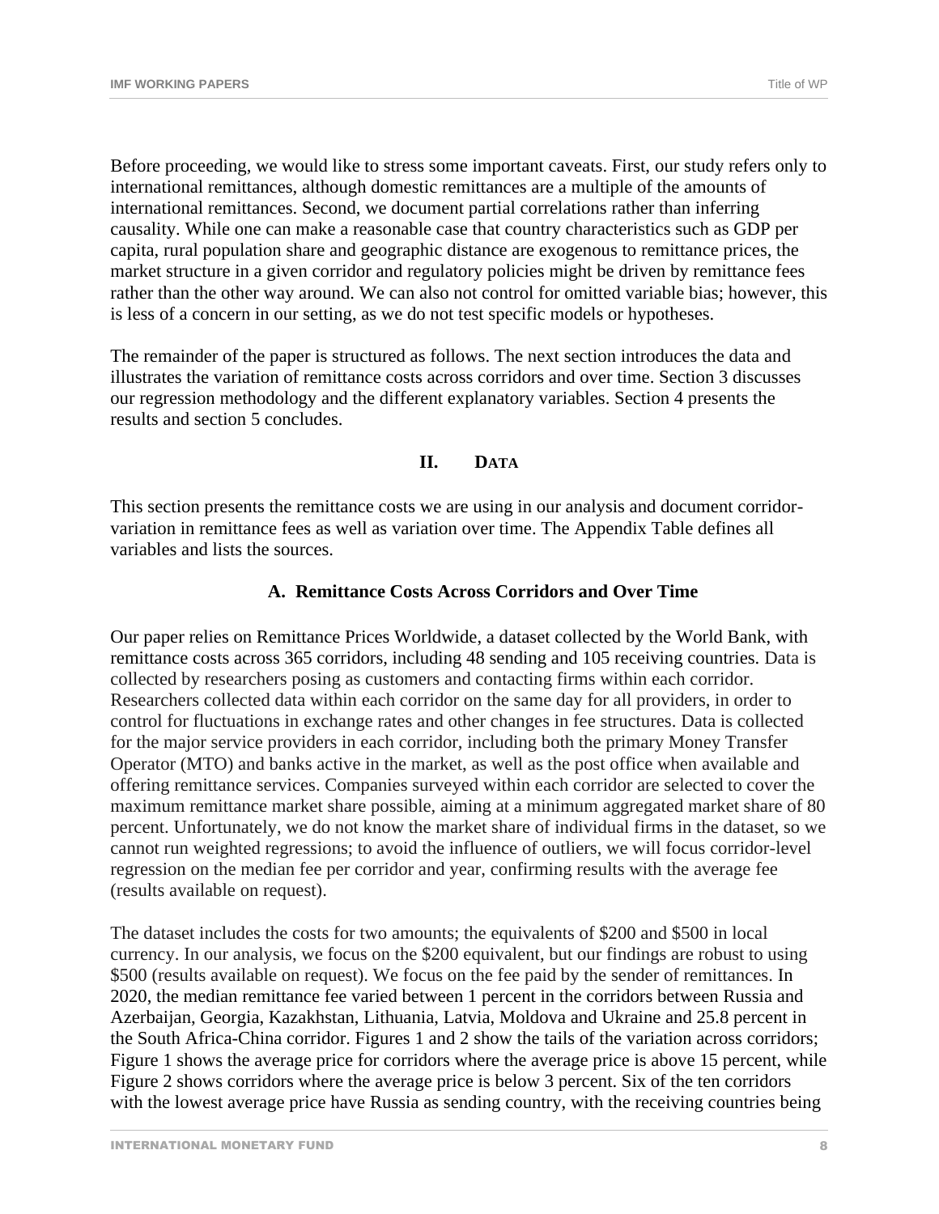Before proceeding, we would like to stress some important caveats. First, our study refers only to international remittances, although domestic remittances are a multiple of the amounts of international remittances. Second, we document partial correlations rather than inferring causality. While one can make a reasonable case that country characteristics such as GDP per capita, rural population share and geographic distance are exogenous to remittance prices, the market structure in a given corridor and regulatory policies might be driven by remittance fees rather than the other way around. We can also not control for omitted variable bias; however, this is less of a concern in our setting, as we do not test specific models or hypotheses.

The remainder of the paper is structured as follows. The next section introduces the data and illustrates the variation of remittance costs across corridors and over time. Section 3 discusses our regression methodology and the different explanatory variables. Section 4 presents the results and section 5 concludes.

## II. DATA

This section presents the remittance costs we are using in our analysis and document corridor-variation in remittance fees as well as variation over time. The Appendix Table defines all variables and lists the sources.

### A. Remittance Costs Across Corridors and Over Time

Our paper relies on Remittance Prices Worldwide, a dataset collected by the World Bank, with remittance costs across 365 corridors, including 48 sending and 105 receiving countries. Data is collected by researchers posing as customers and contacting firms within each corridor. Researchers collected data within each corridor on the same day for all providers, in order to control for fluctuations in exchange rates and other changes in fee structures. Data is collected for the major service providers in each corridor, including both the primary Money Transfer Operator (MTO) and banks active in the market, as well as the post office when available and offering remittance services. Companies surveyed within each corridor are selected to cover the maximum remittance market share possible, aiming at a minimum aggregated market share of 80 percent. Unfortunately, we do not know the market share of individual firms in the dataset, so we cannot run weighted regressions; to avoid the influence of outliers, we will focus corridor-level regression on the median fee per corridor and year, confirming results with the average fee (results available on request).

The dataset includes the costs for two amounts; the equivalents of \$200 and \$500 in local currency. In our analysis, we focus on the \$200 equivalent, but our findings are robust to using \$500 (results available on request). We focus on the fee paid by the sender of remittances. In 2020, the median remittance fee varied between 1 percent in the corridors between Russia and Azerbaijan, Georgia, Kazakhstan, Lithuania, Latvia, Moldova and Ukraine and 25.8 percent in the South Africa-China corridor. Figures 1 and 2 show the tails of the variation across corridors; Figure 1 shows the average price for corridors where the average price is above 15 percent, while Figure 2 shows corridors where the average price is below 3 percent. Six of the ten corridors with the lowest average price have Russia as sending country, with the receiving countries being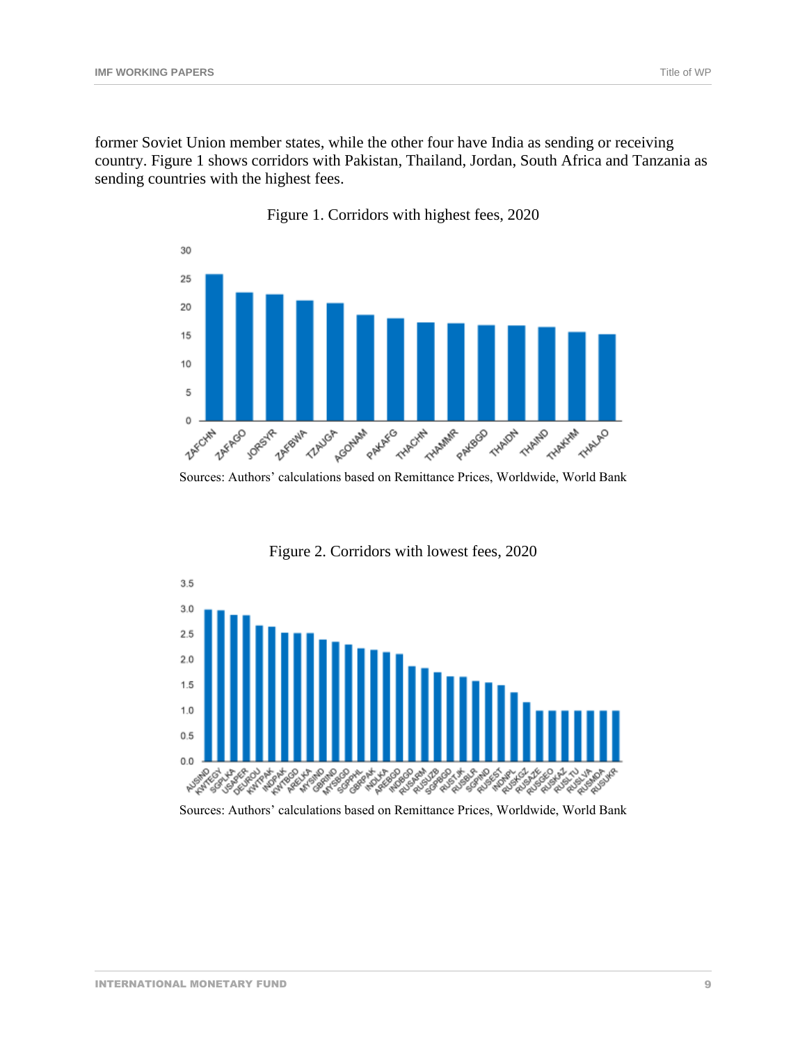former Soviet Union member states, while the other four have India as sending or receiving country. Figure 1 shows corridors with Pakistan, Thailand, Jordan, South Africa and Tanzania as sending countries with the highest fees.

Figure 1. Corridors with highest fees, 2020

30
25
20
15
10
5
0

ZAFCHN ZAFAGO JORSYR ZAFBWA TZAUGA AGONAM PAKAFG THACHN THAMMR PAKBGD THAIDN THAIND THAKHM THALAO

Sources: Authors' calculations based on Remittance Prices, Worldwide, World Bank

Figure 2. Corridors with lowest fees, 2020

3.5
3.0
2.5
2.0
1.5
1.0
0.5
0.0

AUSIND KWTEGY SGPLKA USAPER DEUROU KWTPAK INDPAK KWTBGD ARELKA MYSIND GBRIND MYSBGD SGPPHL GBRPAK INDLKA AREBGD INDBGD RUSARM RUSUZB SGPBGD RUSTJK RUSBLR SGPIND RUSEST INDNPL RUSKGZ RUSAZE RUSGEO RUSKAZ RUSLTU RUSLVA RUSMDA RUSUKR

Sources: Authors' calculations based on Remittance Prices, Worldwide, World Bank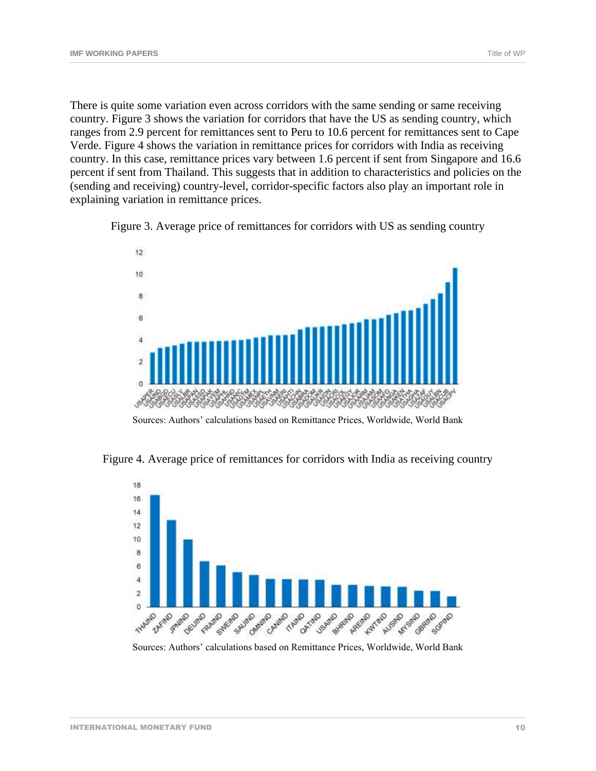There is quite some variation even across corridors with the same sending or same receiving country. Figure 3 shows the variation for corridors that have the US as sending country, which ranges from 2.9 percent for remittances sent to Peru to 10.6 percent for remittances sent to Cape Verde. Figure 4 shows the variation in remittance prices for corridors with India as receiving country. In this case, remittance prices vary between 1.6 percent if sent from Singapore and 16.6 percent if sent from Thailand. This suggests that in addition to characteristics and policies on the (sending and receiving) country-level, corridor-specific factors also play an important role in explaining variation in remittance prices.

Figure 3. Average price of remittances for corridors with US as sending country

12
10
8
6
4
2
0

USAPER USAIND USABGD USAECU USASLV USALBR USAPAN USASSD USAPAK USAYEM USAPHL USAHND USANIC USAGTM USAMEX USANPL USAETH USAVNM USAERI USAHTI USACHN USABRA USADOM USAUKR USAIDN USACRI USACOL USAEGY USAJOR USAARM USAJAM USASOM USAAFG USANGA USAKEN USATHA USAGHA USAZAF USAGUY USALBN USACUB USACPV

Sources: Authors' calculations based on Remittance Prices, Worldwide, World Bank

Figure 4. Average price of remittances for corridors with India as receiving country

18
16
14
12
10
8
6
4
2
0

THAIND ZAFIND JPNIND DEUIND FRAIND SWEIND SAUIND OMNIND CANIND ITAIND QATIND USAIND BHRIND AREIND KWTIND AUSIND MYSIND GBRIND SGPIND

Sources: Authors' calculations based on Remittance Prices, Worldwide, World Bank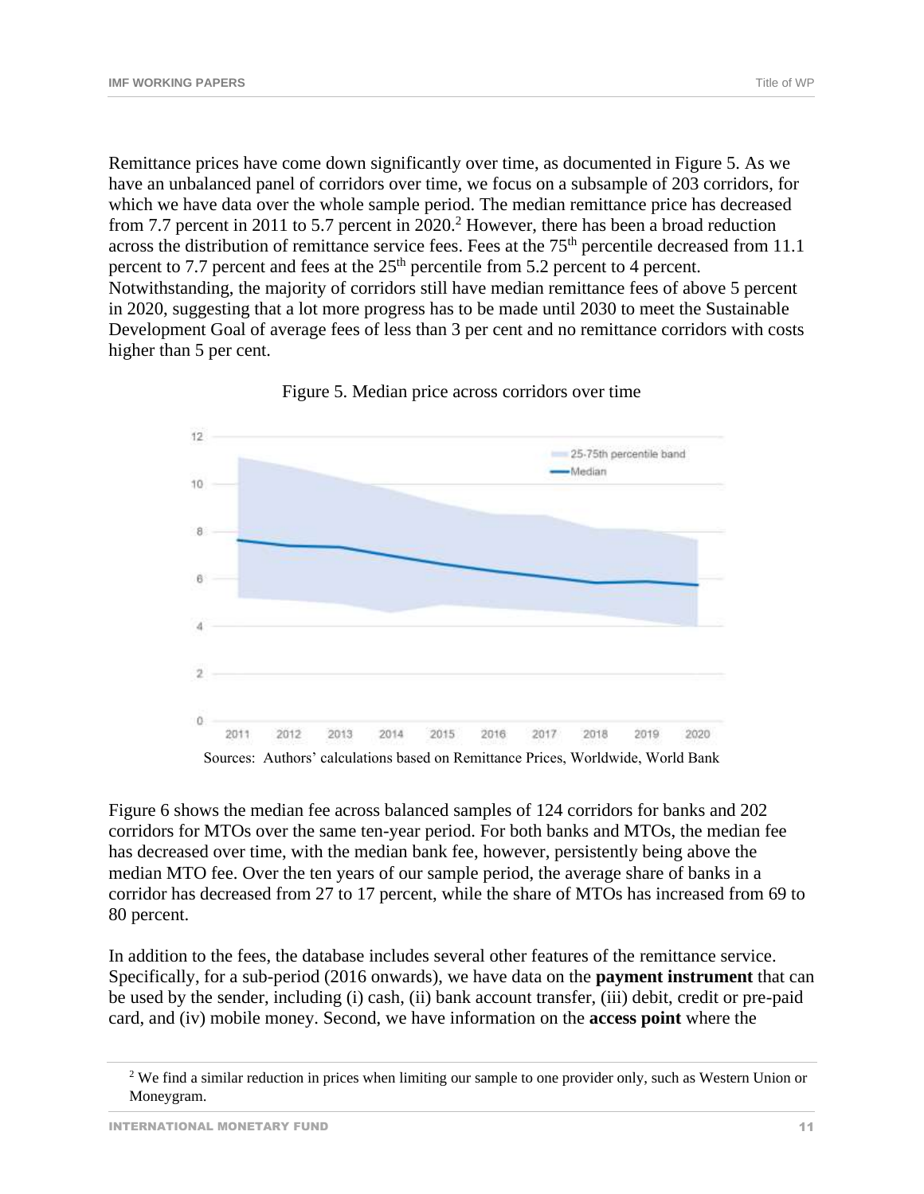Remittance prices have come down significantly over time, as documented in Figure 5. As we have an unbalanced panel of corridors over time, we focus on a subsample of 203 corridors, for which we have data over the whole sample period. The median remittance price has decreased from 7.7 percent in 2011 to 5.7 percent in 2020.[2] However, there has been a broad reduction across the distribution of remittance service fees. Fees at the 75[th] percentile decreased from 11.1 percent to 7.7 percent and fees at the 25[th] percentile from 5.2 percent to 4 percent. Notwithstanding, the majority of corridors still have median remittance fees of above 5 percent in 2020, suggesting that a lot more progress has to be made until 2030 to meet the Sustainable Development Goal of average fees of less than 3 per cent and no remittance corridors with costs higher than 5 per cent.

Figure 5. Median price across corridors over time

12
10
8
6
4
2
0

2011 2012 2013 2014 2015 2016 2017 2018 2019 2020

25-75th percentile band
Median

Sources: Authors' calculations based on Remittance Prices, Worldwide, World Bank

Figure 6 shows the median fee across balanced samples of 124 corridors for banks and 202 corridors for MTOs over the same ten-year period. For both banks and MTOs, the median fee has decreased over time, with the median bank fee, however, persistently being above the median MTO fee. Over the ten years of our sample period, the average share of banks in a corridor has decreased from 27 to 17 percent, while the share of MTOs has increased from 69 to 80 percent.

In addition to the fees, the database includes several other features of the remittance service. Specifically, for a sub-period (2016 onwards), we have data on the **payment instrument** that can be used by the sender, including (i) cash, (ii) bank account transfer, (iii) debit, credit or pre-paid card, and (iv) mobile money. Second, we have information on the **access point** where the

[2] We find a similar reduction in prices when limiting our sample to one provider only, such as Western Union or Moneygram.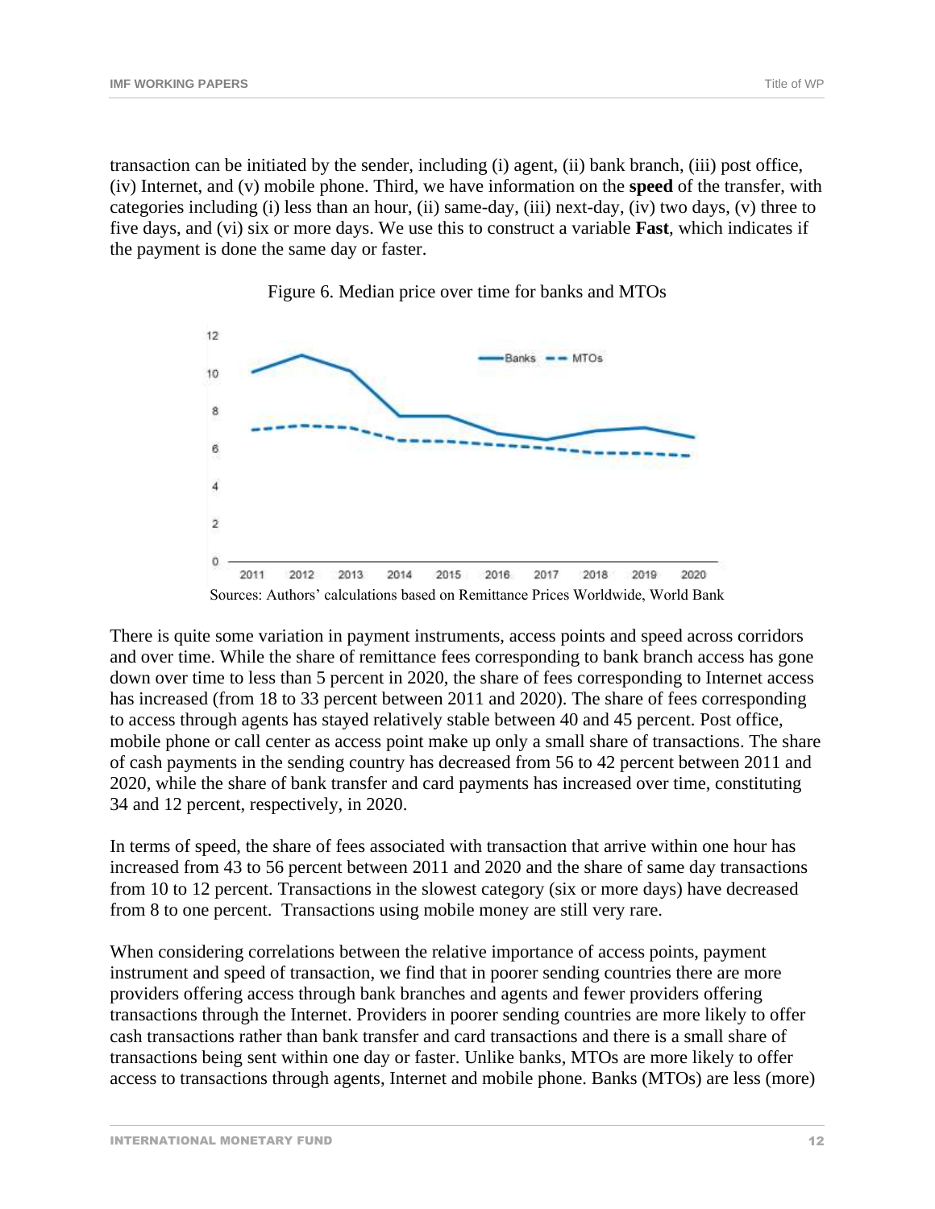transaction can be initiated by the sender, including (i) agent, (ii) bank branch, (iii) post office, (iv) Internet, and (v) mobile phone. Third, we have information on the **speed** of the transfer, with categories including (i) less than an hour, (ii) same-day, (iii) next-day, (iv) two days, (v) three to five days, and (vi) six or more days. We use this to construct a variable **Fast**, which indicates if the payment is done the same day or faster.

Figure 6. Median price over time for banks and MTOs

12
10
8
6
4
2
0
2011 2012 2013 2014 2015 2016 2017 2018 2019 2020
Banks MTOs

Sources: Authors' calculations based on Remittance Prices Worldwide, World Bank

There is quite some variation in payment instruments, access points and speed across corridors and over time. While the share of remittance fees corresponding to bank branch access has gone down over time to less than 5 percent in 2020, the share of fees corresponding to Internet access has increased (from 18 to 33 percent between 2011 and 2020). The share of fees corresponding to access through agents has stayed relatively stable between 40 and 45 percent. Post office, mobile phone or call center as access point make up only a small share of transactions. The share of cash payments in the sending country has decreased from 56 to 42 percent between 2011 and 2020, while the share of bank transfer and card payments has increased over time, constituting 34 and 12 percent, respectively, in 2020.

In terms of speed, the share of fees associated with transaction that arrive within one hour has increased from 43 to 56 percent between 2011 and 2020 and the share of same day transactions from 10 to 12 percent. Transactions in the slowest category (six or more days) have decreased from 8 to one percent. Transactions using mobile money are still very rare.

When considering correlations between the relative importance of access points, payment instrument and speed of transaction, we find that in poorer sending countries there are more providers offering access through bank branches and agents and fewer providers offering transactions through the Internet. Providers in poorer sending countries are more likely to offer cash transactions rather than bank transfer and card transactions and there is a small share of transactions being sent within one day or faster. Unlike banks, MTOs are more likely to offer access to transactions through agents, Internet and mobile phone. Banks (MTOs) are less (more)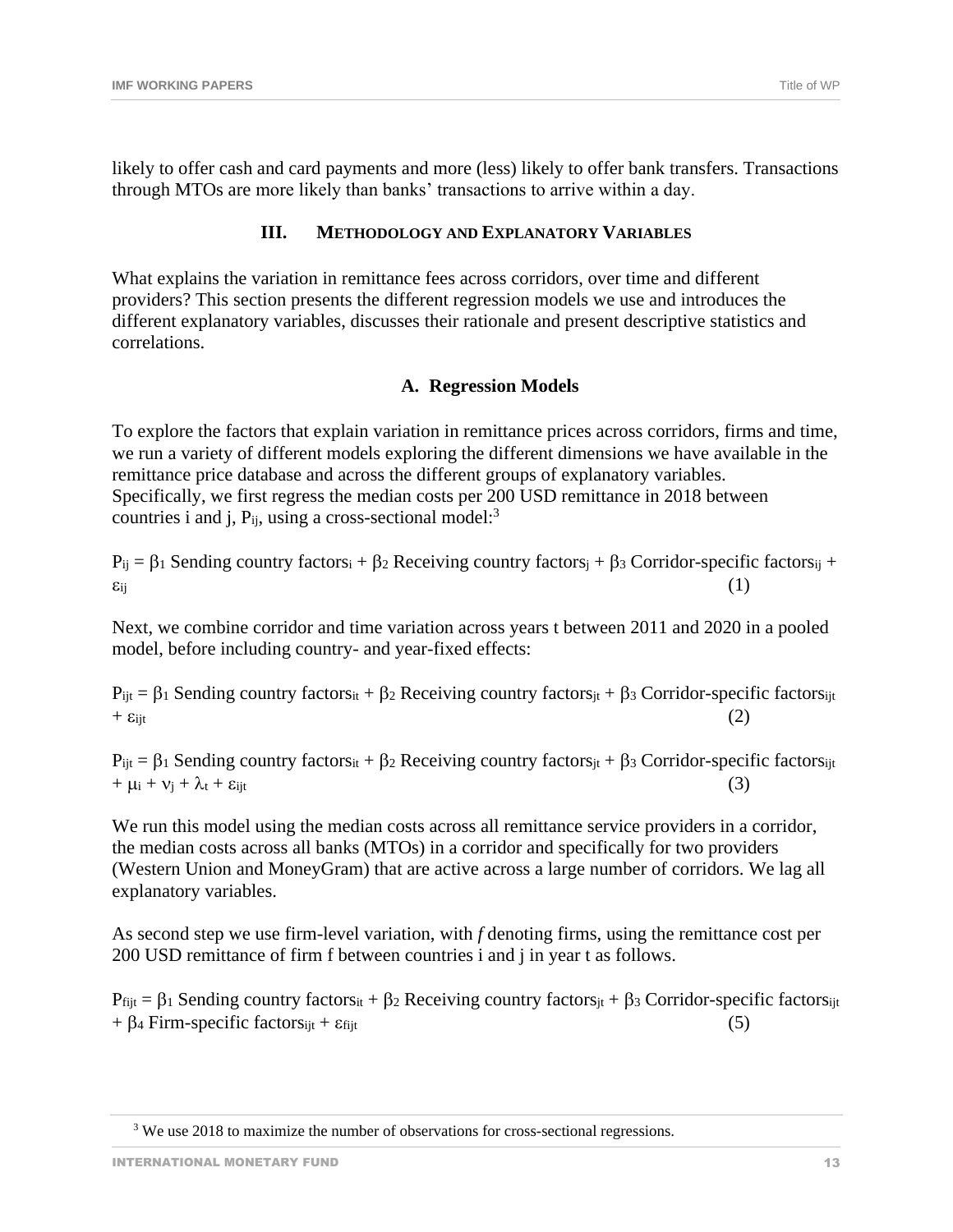likely to offer cash and card payments and more (less) likely to offer bank transfers. Transactions through MTOs are more likely than banks' transactions to arrive within a day.

## III. Methodology and Explanatory Variables

What explains the variation in remittance fees across corridors, over time and different providers? This section presents the different regression models we use and introduces the different explanatory variables, discusses their rationale and present descriptive statistics and correlations.

### A. Regression Models

To explore the factors that explain variation in remittance prices across corridors, firms and time, we run a variety of different models exploring the different dimensions we have available in the remittance price database and across the different groups of explanatory variables. Specifically, we first regress the median costs per 200 USD remittance in 2018 between countries i and j, $P_{ij}$, using a cross-sectional model:[3]

$$P_{ij} = \beta_1 \text{ Sending country factors}_i + \beta_2 \text{ Receiving country factors}_j + \beta_3 \text{ Corridor-specific factors}_{ij} + \varepsilon_{ij} \quad (1)$$

Next, we combine corridor and time variation across years t between 2011 and 2020 in a pooled model, before including country- and year-fixed effects:

$$P_{ijt} = \beta_1 \text{ Sending country factors}_{it} + \beta_2 \text{ Receiving country factors}_{jt} + \beta_3 \text{ Corridor-specific factors}_{ijt} + \varepsilon_{ijt} \quad (2)$$

$$P_{ijt} = \beta_1 \text{ Sending country factors}_{it} + \beta_2 \text{ Receiving country factors}_{jt} + \beta_3 \text{ Corridor-specific factors}_{ijt} + \mu_i + \nu_j + \lambda_t + \varepsilon_{ijt} \quad (3)$$

We run this model using the median costs across all remittance service providers in a corridor, the median costs across all banks (MTOs) in a corridor and specifically for two providers (Western Union and MoneyGram) that are active across a large number of corridors. We lag all explanatory variables.

As second step we use firm-level variation, with *f* denoting firms, using the remittance cost per 200 USD remittance of firm f between countries i and j in year t as follows.

$$P_{fijt} = \beta_1 \text{ Sending country factors}_{it} + \beta_2 \text{ Receiving country factors}_{jt} + \beta_3 \text{ Corridor-specific factors}_{ijt} + \beta_4 \text{ Firm-specific factors}_{ijt} + \varepsilon_{fijt} \quad (5)$$

[3] We use 2018 to maximize the number of observations for cross-sectional regressions.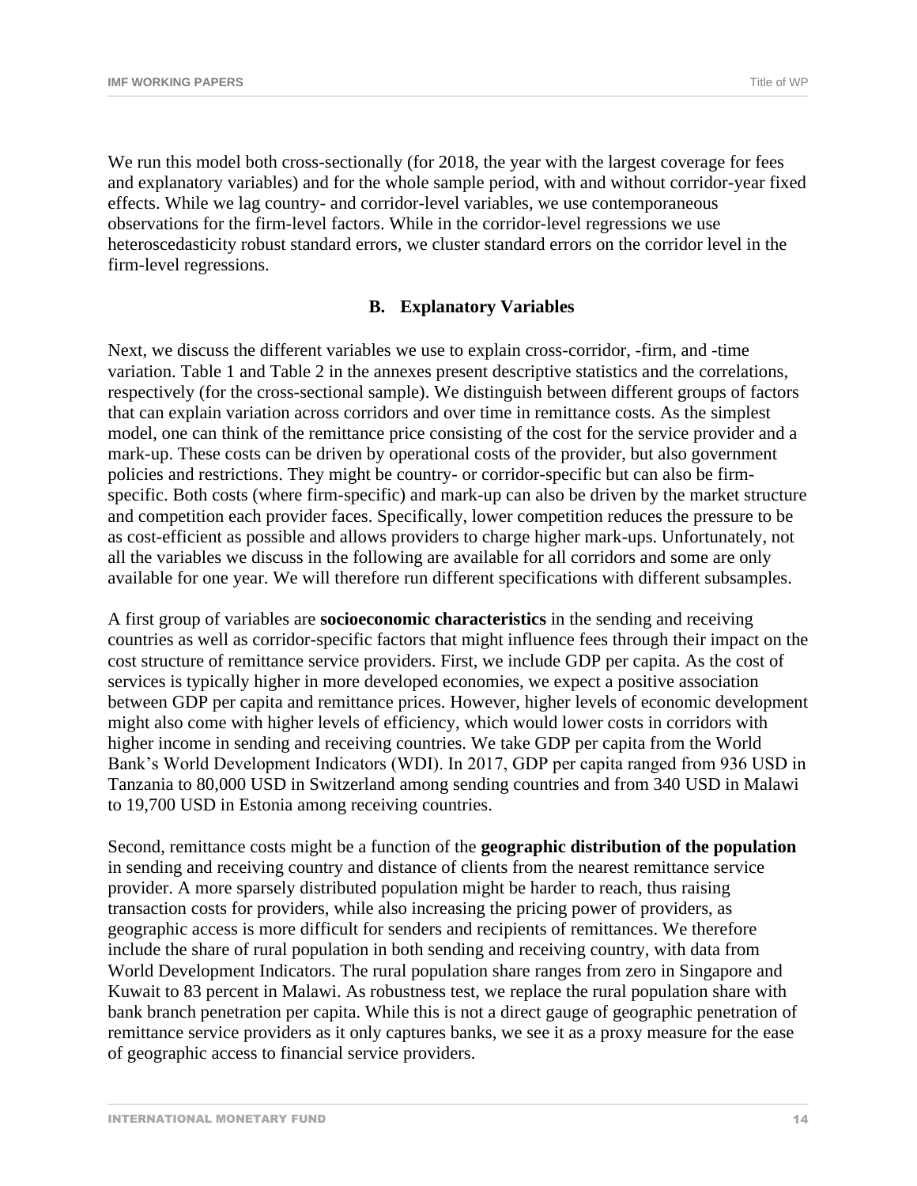We run this model both cross-sectionally (for 2018, the year with the largest coverage for fees and explanatory variables) and for the whole sample period, with and without corridor-year fixed effects. While we lag country- and corridor-level variables, we use contemporaneous observations for the firm-level factors. While in the corridor-level regressions we use heteroscedasticity robust standard errors, we cluster standard errors on the corridor level in the firm-level regressions.

### B. Explanatory Variables

Next, we discuss the different variables we use to explain cross-corridor, -firm, and -time variation. Table 1 and Table 2 in the annexes present descriptive statistics and the correlations, respectively (for the cross-sectional sample). We distinguish between different groups of factors that can explain variation across corridors and over time in remittance costs. As the simplest model, one can think of the remittance price consisting of the cost for the service provider and a mark-up. These costs can be driven by operational costs of the provider, but also government policies and restrictions. They might be country- or corridor-specific but can also be firm-specific. Both costs (where firm-specific) and mark-up can also be driven by the market structure and competition each provider faces. Specifically, lower competition reduces the pressure to be as cost-efficient as possible and allows providers to charge higher mark-ups. Unfortunately, not all the variables we discuss in the following are available for all corridors and some are only available for one year. We will therefore run different specifications with different subsamples.

A first group of variables are **socioeconomic characteristics** in the sending and receiving countries as well as corridor-specific factors that might influence fees through their impact on the cost structure of remittance service providers. First, we include GDP per capita. As the cost of services is typically higher in more developed economies, we expect a positive association between GDP per capita and remittance prices. However, higher levels of economic development might also come with higher levels of efficiency, which would lower costs in corridors with higher income in sending and receiving countries. We take GDP per capita from the World Bank's World Development Indicators (WDI). In 2017, GDP per capita ranged from 936 USD in Tanzania to 80,000 USD in Switzerland among sending countries and from 340 USD in Malawi to 19,700 USD in Estonia among receiving countries.

Second, remittance costs might be a function of the **geographic distribution of the population** in sending and receiving country and distance of clients from the nearest remittance service provider. A more sparsely distributed population might be harder to reach, thus raising transaction costs for providers, while also increasing the pricing power of providers, as geographic access is more difficult for senders and recipients of remittances. We therefore include the share of rural population in both sending and receiving country, with data from World Development Indicators. The rural population share ranges from zero in Singapore and Kuwait to 83 percent in Malawi. As robustness test, we replace the rural population share with bank branch penetration per capita. While this is not a direct gauge of geographic penetration of remittance service providers as it only captures banks, we see it as a proxy measure for the ease of geographic access to financial service providers.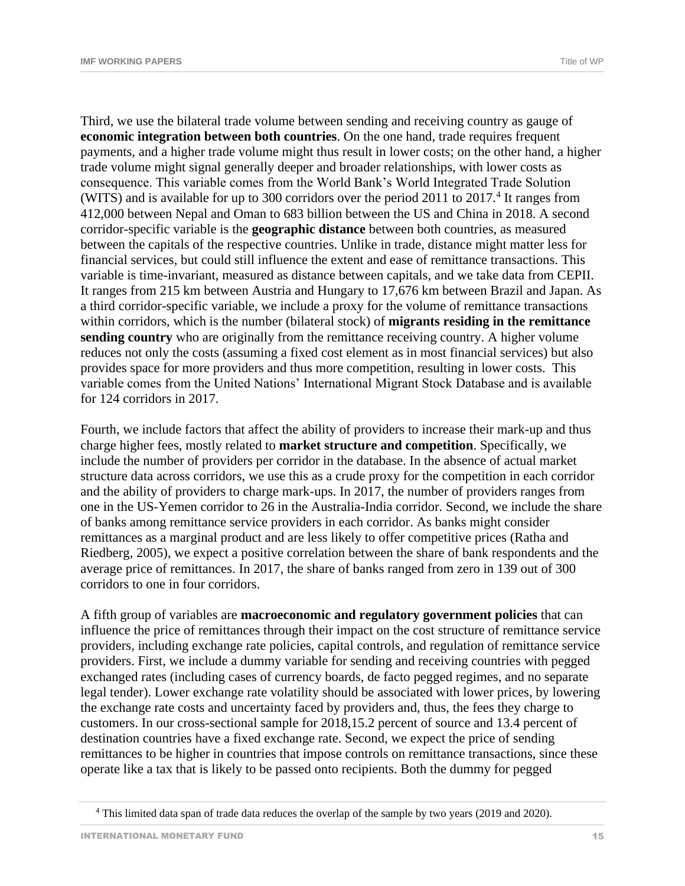Third, we use the bilateral trade volume between sending and receiving country as gauge of **economic integration between both countries**. On the one hand, trade requires frequent payments, and a higher trade volume might thus result in lower costs; on the other hand, a higher trade volume might signal generally deeper and broader relationships, with lower costs as consequence. This variable comes from the World Bank's World Integrated Trade Solution (WITS) and is available for up to 300 corridors over the period 2011 to 2017.[4] It ranges from 412,000 between Nepal and Oman to 683 billion between the US and China in 2018. A second corridor-specific variable is the **geographic distance** between both countries, as measured between the capitals of the respective countries. Unlike in trade, distance might matter less for financial services, but could still influence the extent and ease of remittance transactions. This variable is time-invariant, measured as distance between capitals, and we take data from CEPII. It ranges from 215 km between Austria and Hungary to 17,676 km between Brazil and Japan. As a third corridor-specific variable, we include a proxy for the volume of remittance transactions within corridors, which is the number (bilateral stock) of **migrants residing in the remittance sending country** who are originally from the remittance receiving country. A higher volume reduces not only the costs (assuming a fixed cost element as in most financial services) but also provides space for more providers and thus more competition, resulting in lower costs. This variable comes from the United Nations' International Migrant Stock Database and is available for 124 corridors in 2017.

Fourth, we include factors that affect the ability of providers to increase their mark-up and thus charge higher fees, mostly related to **market structure and competition**. Specifically, we include the number of providers per corridor in the database. In the absence of actual market structure data across corridors, we use this as a crude proxy for the competition in each corridor and the ability of providers to charge mark-ups. In 2017, the number of providers ranges from one in the US-Yemen corridor to 26 in the Australia-India corridor. Second, we include the share of banks among remittance service providers in each corridor. As banks might consider remittances as a marginal product and are less likely to offer competitive prices (Ratha and Riedberg, 2005), we expect a positive correlation between the share of bank respondents and the average price of remittances. In 2017, the share of banks ranged from zero in 139 out of 300 corridors to one in four corridors.

A fifth group of variables are **macroeconomic and regulatory government policies** that can influence the price of remittances through their impact on the cost structure of remittance service providers, including exchange rate policies, capital controls, and regulation of remittance service providers. First, we include a dummy variable for sending and receiving countries with pegged exchanged rates (including cases of currency boards, de facto pegged regimes, and no separate legal tender). Lower exchange rate volatility should be associated with lower prices, by lowering the exchange rate costs and uncertainty faced by providers and, thus, the fees they charge to customers. In our cross-sectional sample for 2018,15.2 percent of source and 13.4 percent of destination countries have a fixed exchange rate. Second, we expect the price of sending remittances to be higher in countries that impose controls on remittance transactions, since these operate like a tax that is likely to be passed onto recipients. Both the dummy for pegged

[4] This limited data span of trade data reduces the overlap of the sample by two years (2019 and 2020).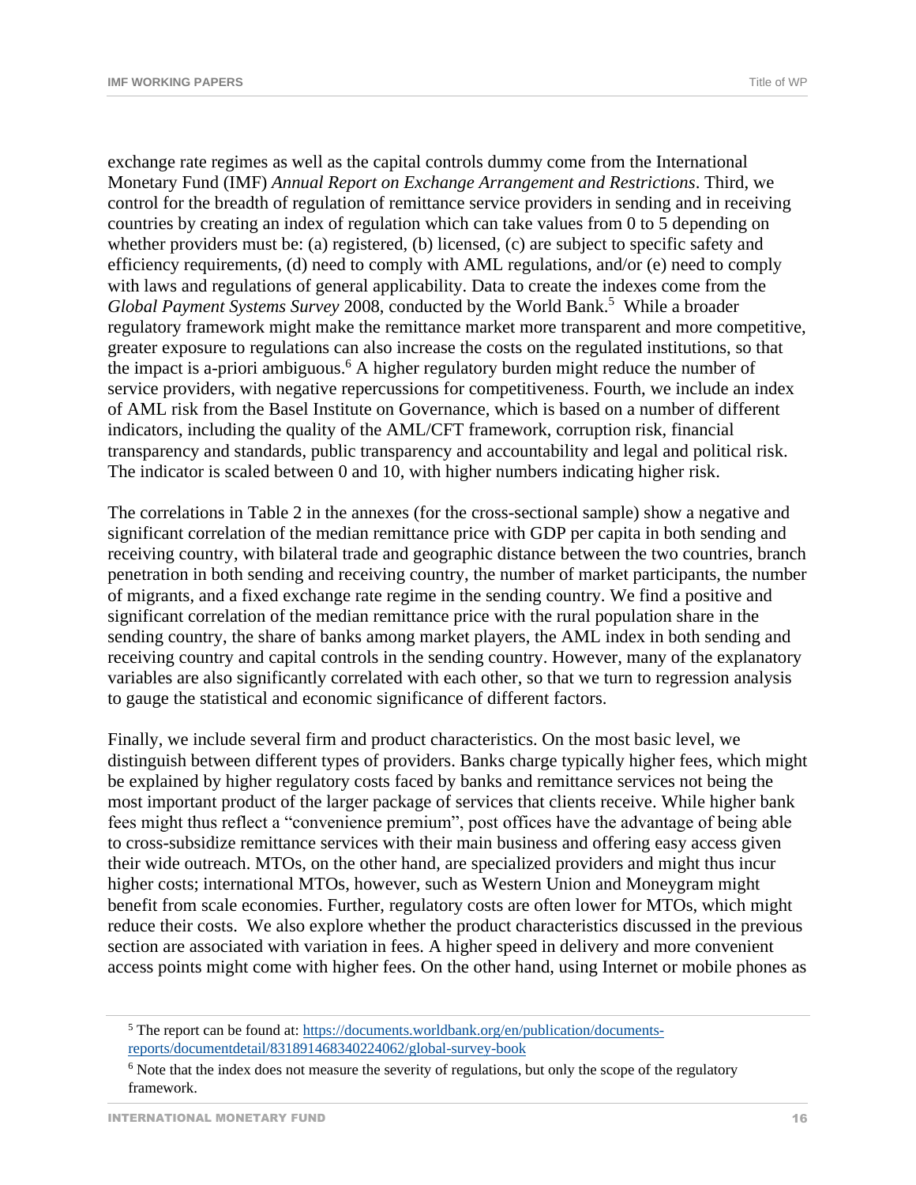exchange rate regimes as well as the capital controls dummy come from the International Monetary Fund (IMF) *Annual Report on Exchange Arrangement and Restrictions*. Third, we control for the breadth of regulation of remittance service providers in sending and in receiving countries by creating an index of regulation which can take values from 0 to 5 depending on whether providers must be: (a) registered, (b) licensed, (c) are subject to specific safety and efficiency requirements, (d) need to comply with AML regulations, and/or (e) need to comply with laws and regulations of general applicability. Data to create the indexes come from the *Global Payment Systems Survey* 2008, conducted by the World Bank.[5] While a broader regulatory framework might make the remittance market more transparent and more competitive, greater exposure to regulations can also increase the costs on the regulated institutions, so that the impact is a-priori ambiguous.[6] A higher regulatory burden might reduce the number of service providers, with negative repercussions for competitiveness. Fourth, we include an index of AML risk from the Basel Institute on Governance, which is based on a number of different indicators, including the quality of the AML/CFT framework, corruption risk, financial transparency and standards, public transparency and accountability and legal and political risk. The indicator is scaled between 0 and 10, with higher numbers indicating higher risk.

The correlations in Table 2 in the annexes (for the cross-sectional sample) show a negative and significant correlation of the median remittance price with GDP per capita in both sending and receiving country, with bilateral trade and geographic distance between the two countries, branch penetration in both sending and receiving country, the number of market participants, the number of migrants, and a fixed exchange rate regime in the sending country. We find a positive and significant correlation of the median remittance price with the rural population share in the sending country, the share of banks among market players, the AML index in both sending and receiving country and capital controls in the sending country. However, many of the explanatory variables are also significantly correlated with each other, so that we turn to regression analysis to gauge the statistical and economic significance of different factors.

Finally, we include several firm and product characteristics. On the most basic level, we distinguish between different types of providers. Banks charge typically higher fees, which might be explained by higher regulatory costs faced by banks and remittance services not being the most important product of the larger package of services that clients receive. While higher bank fees might thus reflect a "convenience premium", post offices have the advantage of being able to cross-subsidize remittance services with their main business and offering easy access given their wide outreach. MTOs, on the other hand, are specialized providers and might thus incur higher costs; international MTOs, however, such as Western Union and Moneygram might benefit from scale economies. Further, regulatory costs are often lower for MTOs, which might reduce their costs. We also explore whether the product characteristics discussed in the previous section are associated with variation in fees. A higher speed in delivery and more convenient access points might come with higher fees. On the other hand, using Internet or mobile phones as

[5] The report can be found at: https://documents.worldbank.org/en/publication/documents-reports/documentdetail/831891468340224062/global-survey-book

[6] Note that the index does not measure the severity of regulations, but only the scope of the regulatory framework.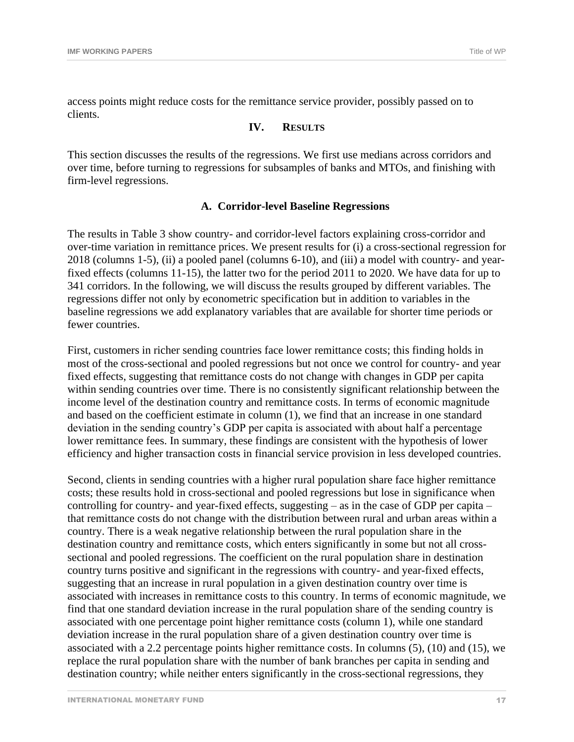access points might reduce costs for the remittance service provider, possibly passed on to clients.

## IV. Results

This section discusses the results of the regressions. We first use medians across corridors and over time, before turning to regressions for subsamples of banks and MTOs, and finishing with firm-level regressions.

### A. Corridor-level Baseline Regressions

The results in Table 3 show country- and corridor-level factors explaining cross-corridor and over-time variation in remittance prices. We present results for (i) a cross-sectional regression for 2018 (columns 1-5), (ii) a pooled panel (columns 6-10), and (iii) a model with country- and year-fixed effects (columns 11-15), the latter two for the period 2011 to 2020. We have data for up to 341 corridors. In the following, we will discuss the results grouped by different variables. The regressions differ not only by econometric specification but in addition to variables in the baseline regressions we add explanatory variables that are available for shorter time periods or fewer countries.

First, customers in richer sending countries face lower remittance costs; this finding holds in most of the cross-sectional and pooled regressions but not once we control for country- and year fixed effects, suggesting that remittance costs do not change with changes in GDP per capita within sending countries over time. There is no consistently significant relationship between the income level of the destination country and remittance costs. In terms of economic magnitude and based on the coefficient estimate in column (1), we find that an increase in one standard deviation in the sending country's GDP per capita is associated with about half a percentage lower remittance fees. In summary, these findings are consistent with the hypothesis of lower efficiency and higher transaction costs in financial service provision in less developed countries.

Second, clients in sending countries with a higher rural population share face higher remittance costs; these results hold in cross-sectional and pooled regressions but lose in significance when controlling for country- and year-fixed effects, suggesting – as in the case of GDP per capita – that remittance costs do not change with the distribution between rural and urban areas within a country. There is a weak negative relationship between the rural population share in the destination country and remittance costs, which enters significantly in some but not all cross-sectional and pooled regressions. The coefficient on the rural population share in destination country turns positive and significant in the regressions with country- and year-fixed effects, suggesting that an increase in rural population in a given destination country over time is associated with increases in remittance costs to this country. In terms of economic magnitude, we find that one standard deviation increase in the rural population share of the sending country is associated with one percentage point higher remittance costs (column 1), while one standard deviation increase in the rural population share of a given destination country over time is associated with a 2.2 percentage points higher remittance costs. In columns (5), (10) and (15), we replace the rural population share with the number of bank branches per capita in sending and destination country; while neither enters significantly in the cross-sectional regressions, they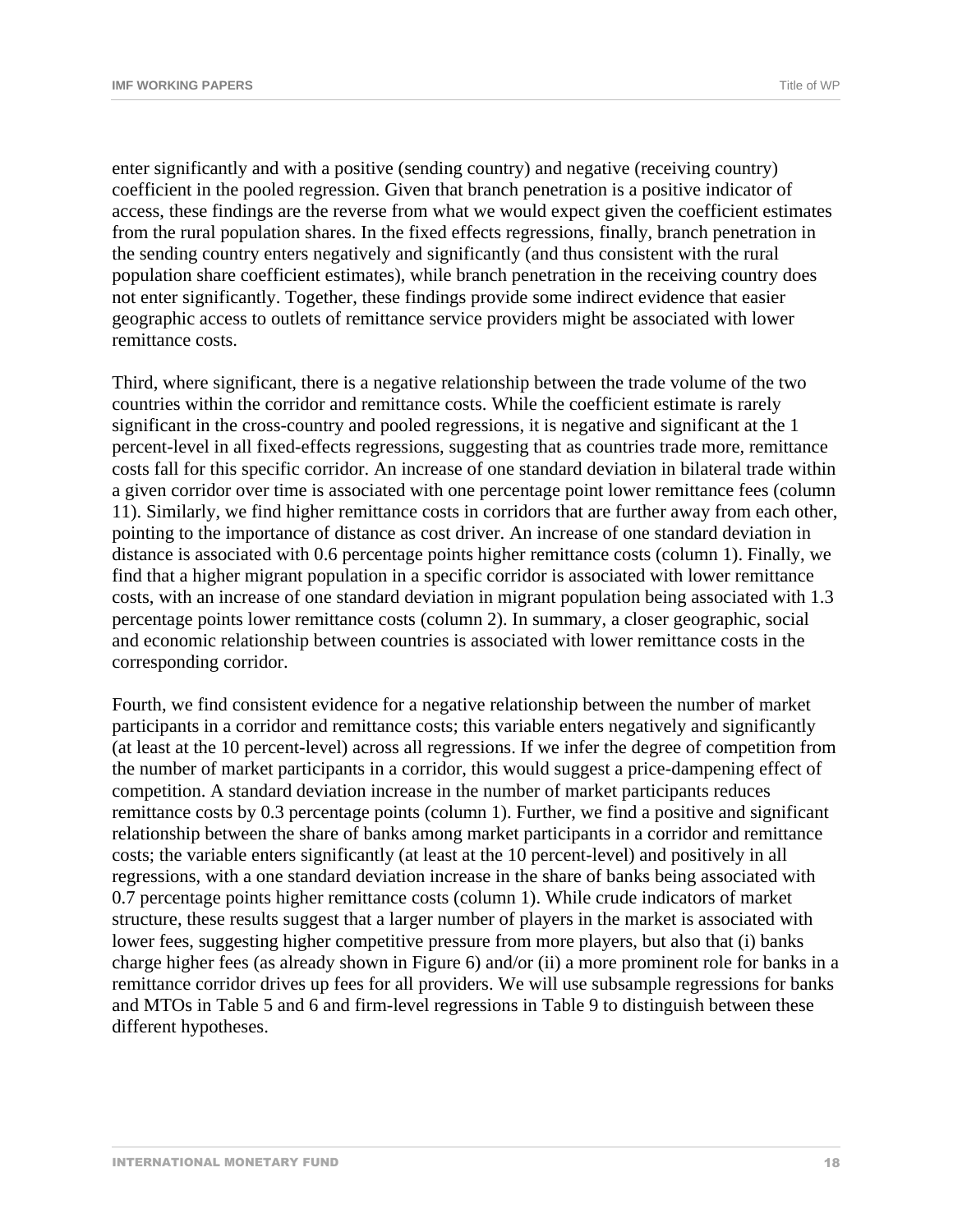enter significantly and with a positive (sending country) and negative (receiving country) coefficient in the pooled regression. Given that branch penetration is a positive indicator of access, these findings are the reverse from what we would expect given the coefficient estimates from the rural population shares. In the fixed effects regressions, finally, branch penetration in the sending country enters negatively and significantly (and thus consistent with the rural population share coefficient estimates), while branch penetration in the receiving country does not enter significantly. Together, these findings provide some indirect evidence that easier geographic access to outlets of remittance service providers might be associated with lower remittance costs.

Third, where significant, there is a negative relationship between the trade volume of the two countries within the corridor and remittance costs. While the coefficient estimate is rarely significant in the cross-country and pooled regressions, it is negative and significant at the 1 percent-level in all fixed-effects regressions, suggesting that as countries trade more, remittance costs fall for this specific corridor. An increase of one standard deviation in bilateral trade within a given corridor over time is associated with one percentage point lower remittance fees (column 11). Similarly, we find higher remittance costs in corridors that are further away from each other, pointing to the importance of distance as cost driver. An increase of one standard deviation in distance is associated with 0.6 percentage points higher remittance costs (column 1). Finally, we find that a higher migrant population in a specific corridor is associated with lower remittance costs, with an increase of one standard deviation in migrant population being associated with 1.3 percentage points lower remittance costs (column 2). In summary, a closer geographic, social and economic relationship between countries is associated with lower remittance costs in the corresponding corridor.

Fourth, we find consistent evidence for a negative relationship between the number of market participants in a corridor and remittance costs; this variable enters negatively and significantly (at least at the 10 percent-level) across all regressions. If we infer the degree of competition from the number of market participants in a corridor, this would suggest a price-dampening effect of competition. A standard deviation increase in the number of market participants reduces remittance costs by 0.3 percentage points (column 1). Further, we find a positive and significant relationship between the share of banks among market participants in a corridor and remittance costs; the variable enters significantly (at least at the 10 percent-level) and positively in all regressions, with a one standard deviation increase in the share of banks being associated with 0.7 percentage points higher remittance costs (column 1). While crude indicators of market structure, these results suggest that a larger number of players in the market is associated with lower fees, suggesting higher competitive pressure from more players, but also that (i) banks charge higher fees (as already shown in Figure 6) and/or (ii) a more prominent role for banks in a remittance corridor drives up fees for all providers. We will use subsample regressions for banks and MTOs in Table 5 and 6 and firm-level regressions in Table 9 to distinguish between these different hypotheses.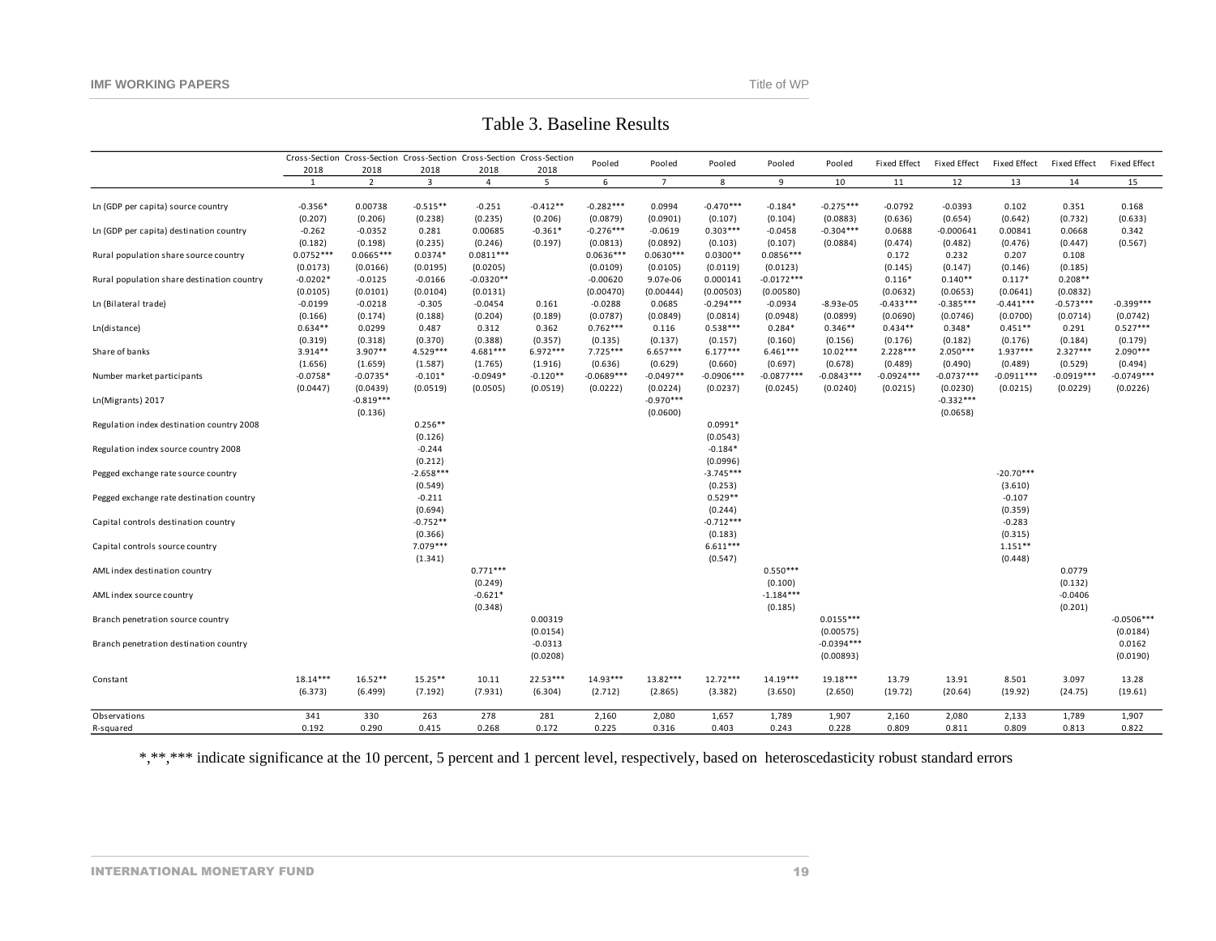# Table 3. Baseline Results

| | Cross-Section 2018 | Cross-Section 2018 | Cross-Section 2018 | Cross-Section 2018 | Cross-Section 2018 | Pooled | Pooled | Pooled | Pooled | Pooled | Fixed Effect | Fixed Effect | Fixed Effect | Fixed Effect | Fixed Effect |
|---|---|---|---|---|---|---|---|---|---|---|---|---|---|---|---|
| | 1 | 2 | 3 | 4 | 5 | 6 | 7 | 8 | 9 | 10 | 11 | 12 | 13 | 14 | 15 |
| Ln (GDP per capita) source country | -0.356* | 0.00738 | -0.515** | -0.251 | -0.412** | -0.282*** | 0.0994 | -0.470*** | -0.184* | -0.275*** | -0.0792 | -0.0393 | 0.102 | 0.351 | 0.168 |
| | (0.207) | (0.206) | (0.238) | (0.235) | (0.206) | (0.0879) | (0.0901) | (0.107) | (0.104) | (0.0883) | (0.636) | (0.654) | (0.642) | (0.732) | (0.633) |
| Ln (GDP per capita) destination country | -0.262 | -0.0352 | 0.281 | 0.00685 | -0.361* | -0.276*** | -0.0619 | 0.303*** | -0.0458 | -0.304*** | 0.0688 | -0.000641 | 0.00841 | 0.0668 | 0.342 |
| | (0.182) | (0.198) | (0.235) | (0.246) | (0.197) | (0.0813) | (0.0892) | (0.103) | (0.107) | (0.0884) | (0.474) | (0.482) | (0.476) | (0.447) | (0.567) |
| Rural population share source country | 0.0752*** | 0.0665*** | 0.0374* | 0.0811*** | | 0.0636*** | 0.0630*** | 0.0300** | 0.0856*** | | 0.172 | 0.232 | 0.207 | 0.108 | |
| | (0.0173) | (0.0166) | (0.0195) | (0.0205) | | (0.0109) | (0.0105) | (0.0119) | (0.0123) | | (0.145) | (0.147) | (0.146) | (0.185) | |
| Rural population share destination country | -0.0202* | -0.0125 | -0.0166 | -0.0320** | | -0.00620 | 9.07e-06 | 0.000141 | -0.0172*** | | 0.116* | 0.140** | 0.117* | 0.208** | |
| | (0.0105) | (0.0101) | (0.0104) | (0.0131) | | (0.00470) | (0.00444) | (0.00503) | (0.00580) | | (0.0632) | (0.0653) | (0.0641) | (0.0832) | |
| Ln (Bilateral trade) | -0.0199 | -0.0218 | -0.305 | -0.0454 | 0.161 | -0.0288 | 0.0685 | -0.294*** | -0.0934 | -8.93e-05 | -0.433*** | -0.385*** | -0.441*** | -0.573*** | -0.399*** |
| | (0.166) | (0.174) | (0.188) | (0.204) | (0.189) | (0.0787) | (0.0849) | (0.0814) | (0.0948) | (0.0899) | (0.0690) | (0.0746) | (0.0700) | (0.0714) | (0.0742) |
| Ln(distance) | 0.634** | 0.0299 | 0.487 | 0.312 | 0.362 | 0.762*** | 0.116 | 0.538*** | 0.284* | 0.346** | 0.434** | 0.348* | 0.451** | 0.291 | 0.527*** |
| | (0.319) | (0.318) | (0.370) | (0.388) | (0.357) | (0.135) | (0.137) | (0.157) | (0.160) | (0.156) | (0.176) | (0.182) | (0.176) | (0.184) | (0.179) |
| Share of banks | 3.914** | 3.907** | 4.529*** | 4.681*** | 6.972*** | 7.725*** | 6.657*** | 6.177*** | 6.461*** | 10.02*** | 2.228*** | 2.050*** | 1.937*** | 2.327*** | 2.090*** |
| | (1.656) | (1.659) | (1.587) | (1.765) | (1.916) | (0.636) | (0.629) | (0.660) | (0.697) | (0.678) | (0.489) | (0.490) | (0.489) | (0.529) | (0.494) |
| Number market participants | -0.0758* | -0.0735* | -0.101* | -0.0949* | -0.120** | -0.0689*** | -0.0497** | -0.0906*** | -0.0877*** | -0.0843*** | -0.0924*** | -0.0737*** | -0.0911*** | -0.0919*** | -0.0749*** |
| | (0.0447) | (0.0439) | (0.0519) | (0.0505) | (0.0519) | (0.0222) | (0.0224) | (0.0237) | (0.0245) | (0.0240) | (0.0215) | (0.0230) | (0.0215) | (0.0229) | (0.0226) |
| Ln(Migrants) 2017 | | -0.819*** | | | | | -0.970*** | | | | | -0.332*** | | | |
| | | (0.136) | | | | | (0.0600) | | | | | (0.0658) | | | |
| Regulation index destination country 2008 | | | 0.256** | | | | | 0.0991* | | | | | | | |
| | | | (0.126) | | | | | (0.0543) | | | | | | | |
| Regulation index source country 2008 | | | -0.244 | | | | | -0.184* | | | | | | | |
| | | | (0.212) | | | | | (0.0996) | | | | | | | |
| Pegged exchange rate source country | | | -2.658*** | | | | | -3.745*** | | | | | -20.70*** | | |
| | | | (0.549) | | | | | (0.253) | | | | | (3.610) | | |
| Pegged exchange rate destination country | | | -0.211 | | | | | 0.529** | | | | | -0.107 | | |
| | | | (0.694) | | | | | (0.244) | | | | | (0.359) | | |
| Capital controls destination country | | | -0.752** | | | | | -0.712*** | | | | | -0.283 | | |
| | | | (0.366) | | | | | (0.183) | | | | | (0.315) | | |
| Capital controls source country | | | 7.079*** | | | | | 6.611*** | | | | | 1.151** | | |
| | | | (1.341) | | | | | (0.547) | | | | | (0.448) | | |
| AML index destination country | | | | 0.771*** | | | | | 0.550*** | | | | | 0.0779 | |
| | | | | (0.249) | | | | | (0.100) | | | | | (0.132) | |
| AML index source country | | | | -0.621* | | | | | -1.184*** | | | | | -0.0406 | |
| | | | | (0.348) | | | | | (0.185) | | | | | (0.201) | |
| Branch penetration source country | | | | | 0.00319 | | | | | 0.0155*** | | | | | -0.0506*** |
| | | | | | (0.0154) | | | | | (0.00575) | | | | | (0.0184) |
| Branch penetration destination country | | | | | -0.0313 | | | | | -0.0394*** | | | | | 0.0162 |
| | | | | | (0.0208) | | | | | (0.00893) | | | | | (0.0190) |
| Constant | 18.14*** | 16.52** | 15.25** | 10.11 | 22.53*** | 14.93*** | 13.82*** | 12.72*** | 14.19*** | 19.18*** | 13.79 | 13.91 | 8.501 | 3.097 | 13.28 |
| | (6.373) | (6.499) | (7.192) | (7.931) | (6.304) | (2.712) | (2.865) | (3.382) | (3.650) | (2.650) | (19.72) | (20.64) | (19.92) | (24.75) | (19.61) |
| Observations | 341 | 330 | 263 | 278 | 281 | 2,160 | 2,080 | 1,657 | 1,789 | 1,907 | 2,160 | 2,080 | 2,133 | 1,789 | 1,907 |
| R-squared | 0.192 | 0.290 | 0.415 | 0.268 | 0.172 | 0.225 | 0.316 | 0.403 | 0.243 | 0.228 | 0.809 | 0.811 | 0.809 | 0.813 | 0.822 |

*,**,*** indicate significance at the 10 percent, 5 percent and 1 percent level, respectively, based on heteroscedasticity robust standard errors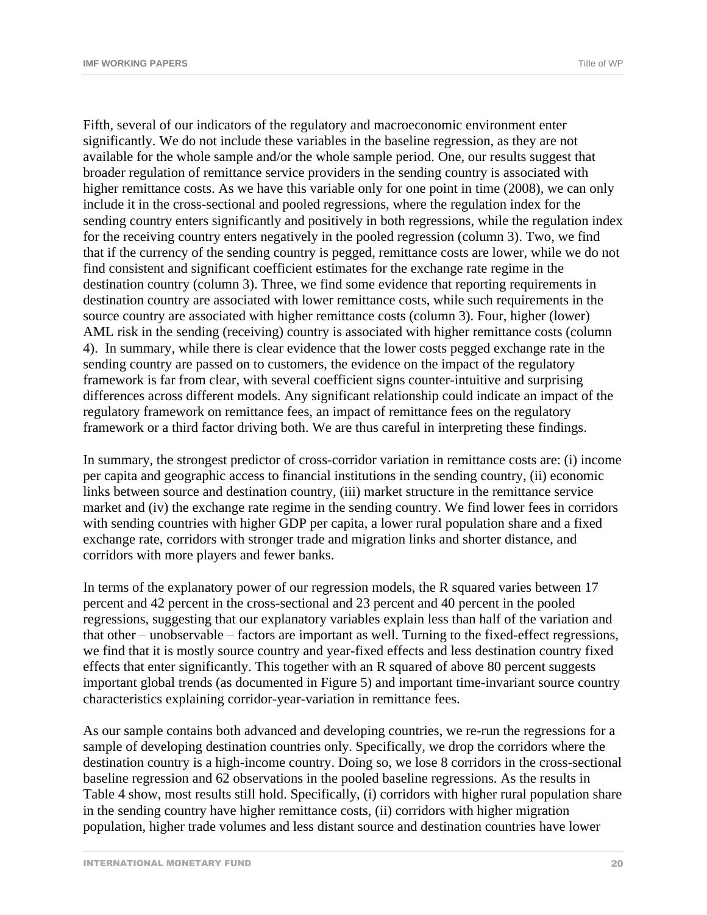Fifth, several of our indicators of the regulatory and macroeconomic environment enter significantly. We do not include these variables in the baseline regression, as they are not available for the whole sample and/or the whole sample period. One, our results suggest that broader regulation of remittance service providers in the sending country is associated with higher remittance costs. As we have this variable only for one point in time (2008), we can only include it in the cross-sectional and pooled regressions, where the regulation index for the sending country enters significantly and positively in both regressions, while the regulation index for the receiving country enters negatively in the pooled regression (column 3). Two, we find that if the currency of the sending country is pegged, remittance costs are lower, while we do not find consistent and significant coefficient estimates for the exchange rate regime in the destination country (column 3). Three, we find some evidence that reporting requirements in destination country are associated with lower remittance costs, while such requirements in the source country are associated with higher remittance costs (column 3). Four, higher (lower) AML risk in the sending (receiving) country is associated with higher remittance costs (column 4). In summary, while there is clear evidence that the lower costs pegged exchange rate in the sending country are passed on to customers, the evidence on the impact of the regulatory framework is far from clear, with several coefficient signs counter-intuitive and surprising differences across different models. Any significant relationship could indicate an impact of the regulatory framework on remittance fees, an impact of remittance fees on the regulatory framework or a third factor driving both. We are thus careful in interpreting these findings.

In summary, the strongest predictor of cross-corridor variation in remittance costs are: (i) income per capita and geographic access to financial institutions in the sending country, (ii) economic links between source and destination country, (iii) market structure in the remittance service market and (iv) the exchange rate regime in the sending country. We find lower fees in corridors with sending countries with higher GDP per capita, a lower rural population share and a fixed exchange rate, corridors with stronger trade and migration links and shorter distance, and corridors with more players and fewer banks.

In terms of the explanatory power of our regression models, the R squared varies between 17 percent and 42 percent in the cross-sectional and 23 percent and 40 percent in the pooled regressions, suggesting that our explanatory variables explain less than half of the variation and that other – unobservable – factors are important as well. Turning to the fixed-effect regressions, we find that it is mostly source country and year-fixed effects and less destination country fixed effects that enter significantly. This together with an R squared of above 80 percent suggests important global trends (as documented in Figure 5) and important time-invariant source country characteristics explaining corridor-year-variation in remittance fees.

As our sample contains both advanced and developing countries, we re-run the regressions for a sample of developing destination countries only. Specifically, we drop the corridors where the destination country is a high-income country. Doing so, we lose 8 corridors in the cross-sectional baseline regression and 62 observations in the pooled baseline regressions. As the results in Table 4 show, most results still hold. Specifically, (i) corridors with higher rural population share in the sending country have higher remittance costs, (ii) corridors with higher migration population, higher trade volumes and less distant source and destination countries have lower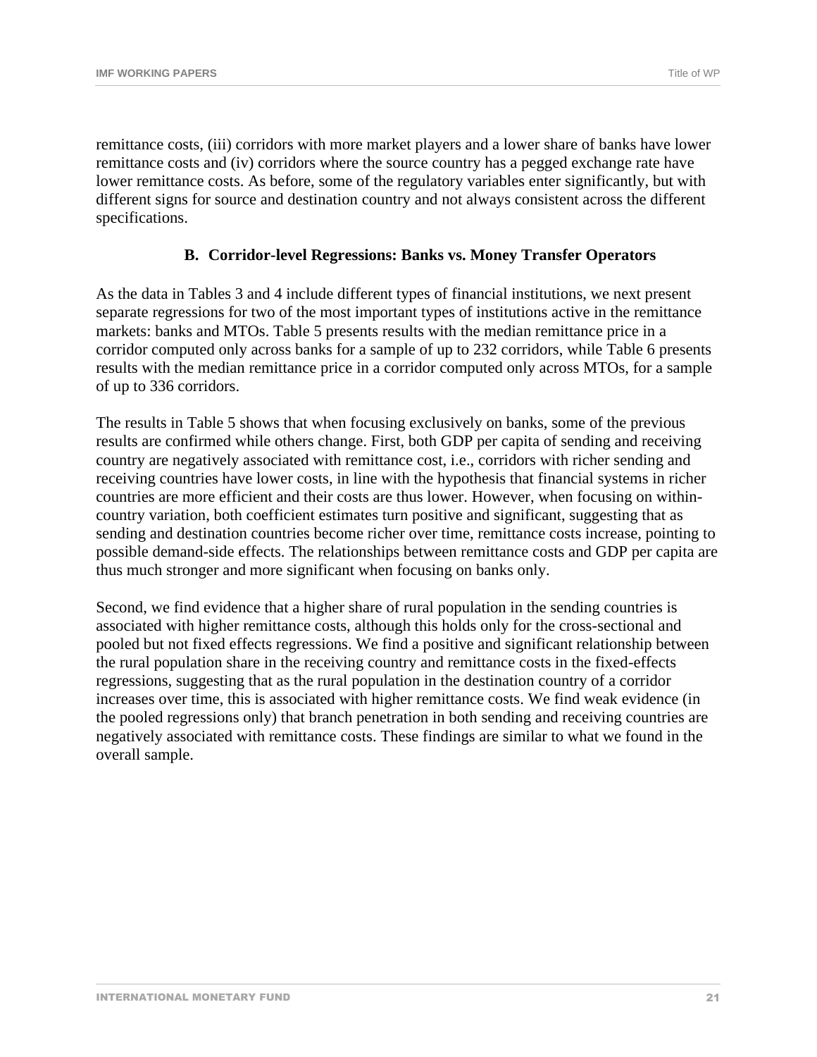remittance costs, (iii) corridors with more market players and a lower share of banks have lower remittance costs and (iv) corridors where the source country has a pegged exchange rate have lower remittance costs. As before, some of the regulatory variables enter significantly, but with different signs for source and destination country and not always consistent across the different specifications.

### B. Corridor-level Regressions: Banks vs. Money Transfer Operators

As the data in Tables 3 and 4 include different types of financial institutions, we next present separate regressions for two of the most important types of institutions active in the remittance markets: banks and MTOs. Table 5 presents results with the median remittance price in a corridor computed only across banks for a sample of up to 232 corridors, while Table 6 presents results with the median remittance price in a corridor computed only across MTOs, for a sample of up to 336 corridors.

The results in Table 5 shows that when focusing exclusively on banks, some of the previous results are confirmed while others change. First, both GDP per capita of sending and receiving country are negatively associated with remittance cost, i.e., corridors with richer sending and receiving countries have lower costs, in line with the hypothesis that financial systems in richer countries are more efficient and their costs are thus lower. However, when focusing on within-country variation, both coefficient estimates turn positive and significant, suggesting that as sending and destination countries become richer over time, remittance costs increase, pointing to possible demand-side effects. The relationships between remittance costs and GDP per capita are thus much stronger and more significant when focusing on banks only.

Second, we find evidence that a higher share of rural population in the sending countries is associated with higher remittance costs, although this holds only for the cross-sectional and pooled but not fixed effects regressions. We find a positive and significant relationship between the rural population share in the receiving country and remittance costs in the fixed-effects regressions, suggesting that as the rural population in the destination country of a corridor increases over time, this is associated with higher remittance costs. We find weak evidence (in the pooled regressions only) that branch penetration in both sending and receiving countries are negatively associated with remittance costs. These findings are similar to what we found in the overall sample.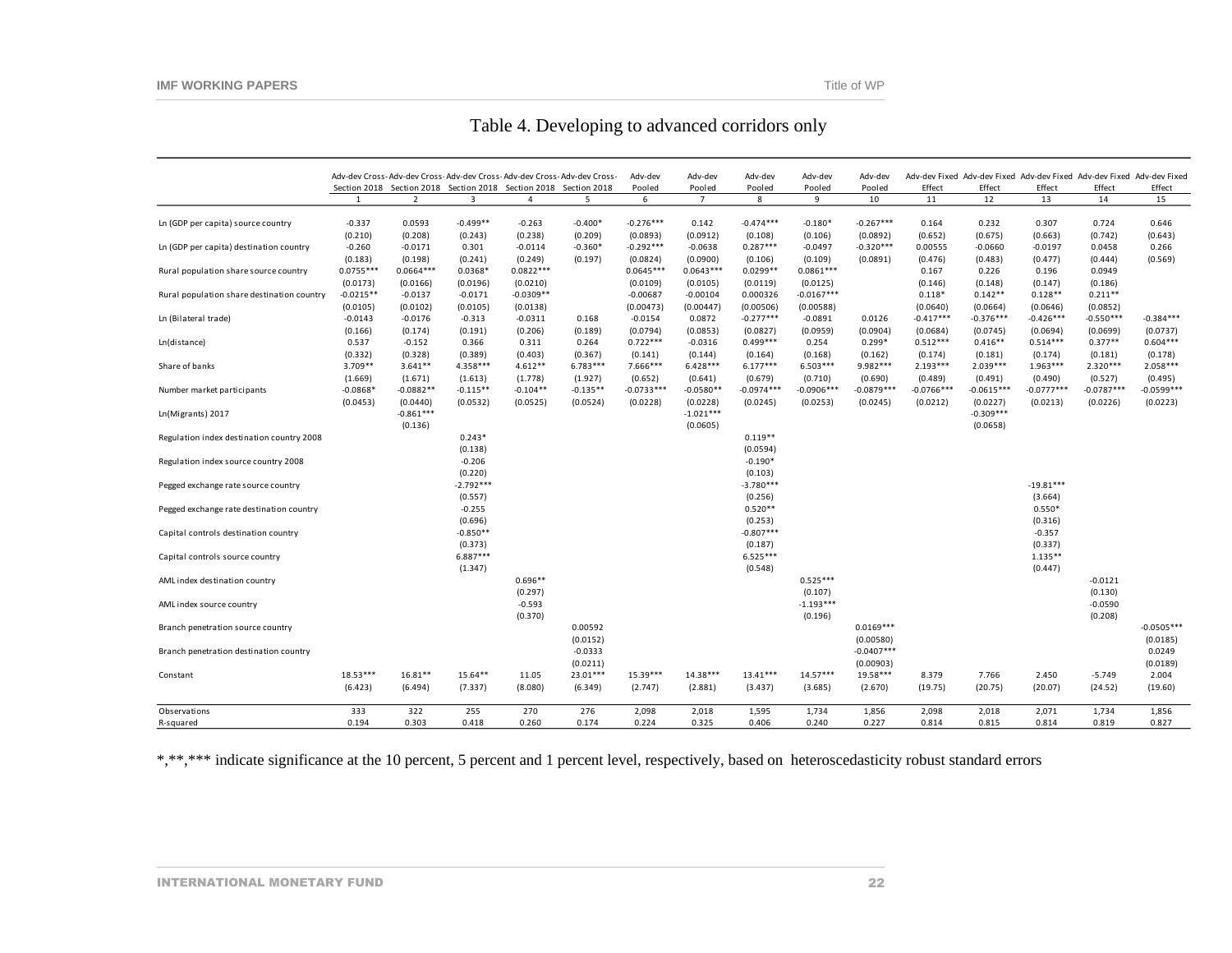# Table 4. Developing to advanced corridors only

| | Adv-dev Cross-Section 2018 | Adv-dev Cross-Section 2018 | Adv-dev Cross-Section 2018 | Adv-dev Cross-Section 2018 | Adv-dev Cross-Section 2018 | Adv-dev Pooled | Adv-dev Pooled | Adv-dev Pooled | Adv-dev Pooled | Adv-dev Pooled | Adv-dev Fixed Effect | Adv-dev Fixed Effect | Adv-dev Fixed Effect | Adv-dev Fixed Effect | Adv-dev Fixed Effect |
|---|---|---|---|---|---|---|---|---|---|---|---|---|---|---|---|
| | 1 | 2 | 3 | 4 | 5 | 6 | 7 | 8 | 9 | 10 | 11 | 12 | 13 | 14 | 15 |
| Ln (GDP per capita) source country | -0.337 | 0.0593 | -0.499** | -0.263 | -0.400* | -0.276*** | 0.142 | -0.474*** | -0.180* | -0.267*** | 0.164 | 0.232 | 0.307 | 0.724 | 0.646 |
| | (0.210) | (0.208) | (0.243) | (0.238) | (0.209) | (0.0893) | (0.0912) | (0.108) | (0.106) | (0.0892) | (0.652) | (0.675) | (0.663) | (0.742) | (0.643) |
| Ln (GDP per capita) destination country | -0.260 | -0.0171 | 0.301 | -0.0114 | -0.360* | -0.292*** | -0.0638 | 0.287*** | -0.0497 | -0.320*** | 0.00555 | -0.0660 | -0.0197 | 0.0458 | 0.266 |
| | (0.183) | (0.198) | (0.241) | (0.249) | (0.197) | (0.0824) | (0.0900) | (0.106) | (0.109) | (0.0891) | (0.476) | (0.483) | (0.477) | (0.444) | (0.569) |
| Rural population share source country | 0.0755*** | 0.0664*** | 0.0368* | 0.0822*** | | 0.0645*** | 0.0643*** | 0.0299** | 0.0861*** | | 0.167 | 0.226 | 0.196 | 0.0949 | |
| | (0.0173) | (0.0166) | (0.0196) | (0.0210) | | (0.0109) | (0.0105) | (0.0119) | (0.0125) | | (0.146) | (0.148) | (0.147) | (0.186) | |
| Rural population share destination country | -0.0215** | -0.0137 | -0.0171 | -0.0309** | | -0.00687 | -0.00104 | 0.000326 | -0.0167*** | | 0.118* | 0.142** | 0.128** | 0.211** | |
| | (0.0105) | (0.0102) | (0.0105) | (0.0138) | | (0.00473) | (0.00447) | (0.00506) | (0.00588) | | (0.0640) | (0.0664) | (0.0646) | (0.0852) | |
| Ln (Bilateral trade) | -0.0143 | -0.0176 | -0.313 | -0.0311 | 0.168 | -0.0154 | 0.0872 | -0.277*** | -0.0891 | 0.0126 | -0.417*** | -0.376*** | -0.426*** | -0.550*** | -0.384*** |
| | (0.166) | (0.174) | (0.191) | (0.206) | (0.189) | (0.0794) | (0.0853) | (0.0827) | (0.0959) | (0.0904) | (0.0684) | (0.0745) | (0.0694) | (0.0699) | (0.0737) |
| Ln(distance) | 0.537 | -0.152 | 0.366 | 0.311 | 0.264 | 0.722*** | -0.0316 | 0.499*** | 0.254 | 0.299* | 0.512*** | 0.416** | 0.514*** | 0.377** | 0.604*** |
| | (0.332) | (0.328) | (0.389) | (0.403) | (0.367) | (0.141) | (0.144) | (0.164) | (0.168) | (0.162) | (0.174) | (0.181) | (0.174) | (0.181) | (0.178) |
| Share of banks | 3.709** | 3.641** | 4.358*** | 4.612** | 6.783*** | 7.666*** | 6.428*** | 6.177*** | 6.503*** | 9.982*** | 2.193*** | 2.039*** | 1.963*** | 2.320*** | 2.058*** |
| | (1.669) | (1.671) | (1.613) | (1.778) | (1.927) | (0.652) | (0.641) | (0.679) | (0.710) | (0.690) | (0.489) | (0.491) | (0.490) | (0.527) | (0.495) |
| Number market participants | -0.0868* | -0.0882** | -0.115** | -0.104** | -0.135** | -0.0733*** | -0.0580** | -0.0974*** | -0.0906*** | -0.0879*** | -0.0766*** | -0.0615*** | -0.0777*** | -0.0787*** | -0.0599*** |
| | (0.0453) | (0.0440) | (0.0532) | (0.0525) | (0.0524) | (0.0228) | (0.0228) | (0.0245) | (0.0253) | (0.0245) | (0.0212) | (0.0227) | (0.0213) | (0.0226) | (0.0223) |
| Ln(Migrants) 2017 | | -0.861*** | | | | | -1.021*** | | | | | -0.309*** | | | |
| | | (0.136) | | | | | (0.0605) | | | | | (0.0658) | | | |
| Regulation index destination country 2008 | | | 0.243* | | | | | 0.119** | | | | | | | |
| | | | (0.138) | | | | | (0.0594) | | | | | | | |
| Regulation index source country 2008 | | | -0.206 | | | | | -0.190* | | | | | | | |
| | | | (0.220) | | | | | (0.103) | | | | | | | |
| Pegged exchange rate source country | | | -2.792*** | | | | | -3.780*** | | | | | -19.81*** | | |
| | | | (0.557) | | | | | (0.256) | | | | | (3.664) | | |
| Pegged exchange rate destination country | | | -0.255 | | | | | 0.520** | | | | | 0.550* | | |
| | | | (0.696) | | | | | (0.253) | | | | | (0.316) | | |
| Capital controls destination country | | | -0.850** | | | | | -0.807*** | | | | | -0.357 | | |
| | | | (0.373) | | | | | (0.187) | | | | | (0.337) | | |
| Capital controls source country | | | 6.887*** | | | | | 6.525*** | | | | | 1.135** | | |
| | | | (1.347) | | | | | (0.548) | | | | | (0.447) | | |
| AML index destination country | | | | 0.696** | | | | | 0.525*** | | | | | -0.0121 | |
| | | | | (0.297) | | | | | (0.107) | | | | | (0.130) | |
| AML index source country | | | | -0.593 | | | | | -1.193*** | | | | | -0.0590 | |
| | | | | (0.370) | | | | | (0.196) | | | | | (0.208) | |
| Branch penetration source country | | | | | 0.00592 | | | | | 0.0169*** | | | | | -0.0505*** |
| | | | | | (0.0152) | | | | | (0.00580) | | | | | (0.0185) |
| Branch penetration destination country | | | | | -0.0333 | | | | | -0.0407*** | | | | | 0.0249 |
| | | | | | (0.0211) | | | | | (0.00903) | | | | | (0.0189) |
| Constant | 18.53*** | 16.81** | 15.64** | 11.05 | 23.01*** | 15.39*** | 14.38*** | 13.41*** | 14.57*** | 19.58*** | 8.379 | 7.766 | 2.450 | -5.749 | 2.004 |
| | (6.423) | (6.494) | (7.337) | (8.080) | (6.349) | (2.747) | (2.881) | (3.437) | (3.685) | (2.670) | (19.75) | (20.75) | (20.07) | (24.52) | (19.60) |
| Observations | 333 | 322 | 255 | 270 | 276 | 2,098 | 2,018 | 1,595 | 1,734 | 1,856 | 2,098 | 2,018 | 2,071 | 1,734 | 1,856 |
| R-squared | 0.194 | 0.303 | 0.418 | 0.260 | 0.174 | 0.224 | 0.325 | 0.406 | 0.240 | 0.227 | 0.814 | 0.815 | 0.814 | 0.819 | 0.827 |

*,**,*** indicate significance at the 10 percent, 5 percent and 1 percent level, respectively, based on heteroscedasticity robust standard errors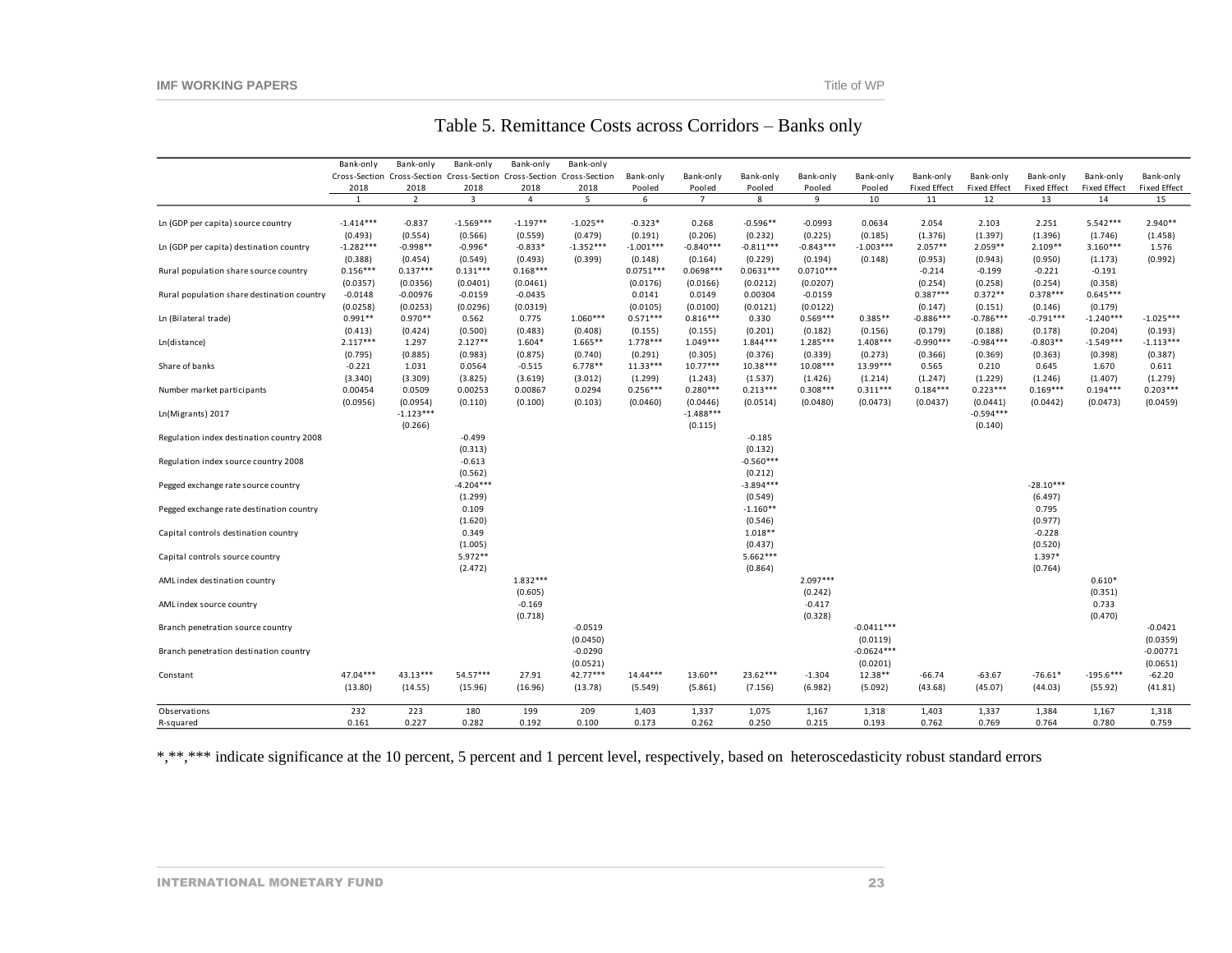# Table 5. Remittance Costs across Corridors – Banks only

| | Bank-only Cross-Section 2018 | Bank-only Cross-Section 2018 | Bank-only Cross-Section 2018 | Bank-only Cross-Section 2018 | Bank-only Cross-Section 2018 | Bank-only Pooled | Bank-only Pooled | Bank-only Pooled | Bank-only Pooled | Bank-only Pooled | Bank-only Fixed Effect | Bank-only Fixed Effect | Bank-only Fixed Effect | Bank-only Fixed Effect | Bank-only Fixed Effect |
|---|---|---|---|---|---|---|---|---|---|---|---|---|---|---|---|
| | 1 | 2 | 3 | 4 | 5 | 6 | 7 | 8 | 9 | 10 | 11 | 12 | 13 | 14 | 15 |
| Ln (GDP per capita) source country | -1.414*** | -0.837 | -1.569*** | -1.197** | -1.025** | -0.323* | 0.268 | -0.596** | -0.0993 | 0.0634 | 2.054 | 2.103 | 2.251 | 5.542*** | 2.940** |
| | (0.493) | (0.554) | (0.566) | (0.559) | (0.479) | (0.191) | (0.206) | (0.232) | (0.225) | (0.185) | (1.376) | (1.397) | (1.396) | (1.746) | (1.458) |
| Ln (GDP per capita) destination country | -1.282*** | -0.998** | -0.996* | -0.833* | -1.352*** | -1.001*** | -0.840*** | -0.811*** | -0.843*** | -1.003*** | 2.057** | 2.059** | 2.109** | 3.160*** | 1.576 |
| | (0.388) | (0.454) | (0.549) | (0.493) | (0.399) | (0.148) | (0.164) | (0.229) | (0.194) | (0.148) | (0.953) | (0.943) | (0.950) | (1.173) | (0.992) |
| Rural population share source country | 0.156*** | 0.137*** | 0.131*** | 0.168*** | | 0.0751*** | 0.0698*** | 0.0631*** | 0.0710*** | | -0.214 | -0.199 | -0.221 | -0.191 | |
| | (0.0357) | (0.0356) | (0.0401) | (0.0461) | | (0.0176) | (0.0166) | (0.0212) | (0.0207) | | (0.254) | (0.258) | (0.254) | (0.358) | |
| Rural population share destination country | -0.0148 | -0.00976 | -0.0159 | -0.0435 | | 0.0141 | 0.0149 | 0.00304 | -0.0159 | | 0.387*** | 0.372** | 0.378*** | 0.645*** | |
| | (0.0258) | (0.0253) | (0.0296) | (0.0319) | | (0.0105) | (0.0100) | (0.0121) | (0.0122) | | (0.147) | (0.151) | (0.146) | (0.179) | |
| Ln (Bilateral trade) | 0.991** | 0.970** | 0.562 | 0.775 | 1.060*** | 0.571*** | 0.816*** | 0.330 | 0.569*** | 0.385** | -0.886*** | -0.786*** | -0.791*** | -1.240*** | -1.025*** |
| | (0.413) | (0.424) | (0.500) | (0.483) | (0.408) | (0.155) | (0.155) | (0.201) | (0.182) | (0.156) | (0.179) | (0.188) | (0.178) | (0.204) | (0.193) |
| Ln(distance) | 2.117*** | 1.297 | 2.127** | 1.604* | 1.665** | 1.778*** | 1.049*** | 1.844*** | 1.285*** | 1.408*** | -0.990*** | -0.984*** | -0.803** | -1.549*** | -1.113*** |
| | (0.795) | (0.885) | (0.983) | (0.875) | (0.740) | (0.291) | (0.305) | (0.376) | (0.339) | (0.273) | (0.366) | (0.369) | (0.363) | (0.398) | (0.387) |
| Share of banks | -0.221 | 1.031 | 0.0564 | -0.515 | 6.778** | 11.33*** | 10.77*** | 10.38*** | 10.08*** | 13.99*** | 0.565 | 0.210 | 0.645 | 1.670 | 0.611 |
| | (3.340) | (3.309) | (3.825) | (3.619) | (3.012) | (1.299) | (1.243) | (1.537) | (1.426) | (1.214) | (1.247) | (1.229) | (1.246) | (1.407) | (1.279) |
| Number market participants | 0.00454 | 0.0509 | 0.00253 | 0.00867 | 0.0294 | 0.256*** | 0.280*** | 0.213*** | 0.308*** | 0.311*** | 0.184*** | 0.223*** | 0.169*** | 0.194*** | 0.203*** |
| | (0.0956) | (0.0954) | (0.110) | (0.100) | (0.103) | (0.0460) | (0.0446) | (0.0514) | (0.0480) | (0.0473) | (0.0437) | (0.0441) | (0.0442) | (0.0473) | (0.0459) |
| Ln(Migrants) 2017 | | -1.123*** | | | | | -1.488*** | | | | | -0.594*** | | | |
| | | (0.266) | | | | | (0.115) | | | | | (0.140) | | | |
| Regulation index destination country 2008 | | | -0.499 | | | | | -0.185 | | | | | | | |
| | | | (0.313) | | | | | (0.132) | | | | | | | |
| Regulation index source country 2008 | | | -0.613 | | | | | -0.560*** | | | | | | | |
| | | | (0.562) | | | | | (0.212) | | | | | | | |
| Pegged exchange rate source country | | | -4.204*** | | | | | -3.894*** | | | | | -28.10*** | | |
| | | | (1.299) | | | | | (0.549) | | | | | (6.497) | | |
| Pegged exchange rate destination country | | | 0.109 | | | | | -1.160** | | | | | 0.795 | | |
| | | | (1.620) | | | | | (0.546) | | | | | (0.977) | | |
| Capital controls destination country | | | 0.349 | | | | | 1.018** | | | | | -0.228 | | |
| | | | (1.005) | | | | | (0.437) | | | | | (0.520) | | |
| Capital controls source country | | | 5.972** | | | | | 5.662*** | | | | | 1.397* | | |
| | | | (2.472) | | | | | (0.864) | | | | | (0.764) | | |
| AML index destination country | | | | 1.832*** | | | | | 2.097*** | | | | | 0.610* | |
| | | | | (0.605) | | | | | (0.242) | | | | | (0.351) | |
| AML index source country | | | | -0.169 | | | | | -0.417 | | | | | 0.733 | |
| | | | | (0.718) | | | | | (0.328) | | | | | (0.470) | |
| Branch penetration source country | | | | | -0.0519 | | | | | -0.0411*** | | | | | -0.0421 |
| | | | | | (0.0450) | | | | | (0.0119) | | | | | (0.0359) |
| Branch penetration destination country | | | | | -0.0290 | | | | | -0.0624*** | | | | | -0.00771 |
| | | | | | (0.0521) | | | | | (0.0201) | | | | | (0.0651) |
| Constant | 47.04*** | 43.13*** | 54.57*** | 27.91 | 42.77*** | 14.44*** | 13.60** | 23.62*** | -1.304 | 12.38** | -66.74 | -63.67 | -76.61* | -195.6*** | -62.20 |
| | (13.80) | (14.55) | (15.96) | (16.96) | (13.78) | (5.549) | (5.861) | (7.156) | (6.982) | (5.092) | (43.68) | (45.07) | (44.03) | (55.92) | (41.81) |
| Observations | 232 | 223 | 180 | 199 | 209 | 1,403 | 1,337 | 1,075 | 1,167 | 1,318 | 1,403 | 1,337 | 1,384 | 1,167 | 1,318 |
| R-squared | 0.161 | 0.227 | 0.282 | 0.192 | 0.100 | 0.173 | 0.262 | 0.250 | 0.215 | 0.193 | 0.762 | 0.769 | 0.764 | 0.780 | 0.759 |

*,**,*** indicate significance at the 10 percent, 5 percent and 1 percent level, respectively, based on heteroscedasticity robust standard errors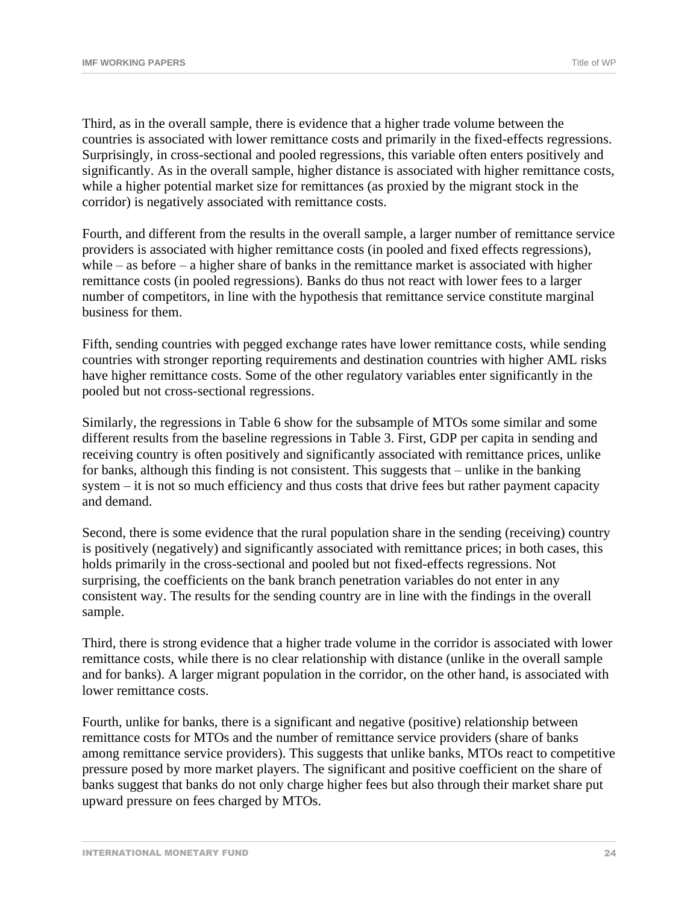Third, as in the overall sample, there is evidence that a higher trade volume between the countries is associated with lower remittance costs and primarily in the fixed-effects regressions. Surprisingly, in cross-sectional and pooled regressions, this variable often enters positively and significantly. As in the overall sample, higher distance is associated with higher remittance costs, while a higher potential market size for remittances (as proxied by the migrant stock in the corridor) is negatively associated with remittance costs.

Fourth, and different from the results in the overall sample, a larger number of remittance service providers is associated with higher remittance costs (in pooled and fixed effects regressions), while – as before – a higher share of banks in the remittance market is associated with higher remittance costs (in pooled regressions). Banks do thus not react with lower fees to a larger number of competitors, in line with the hypothesis that remittance service constitute marginal business for them.

Fifth, sending countries with pegged exchange rates have lower remittance costs, while sending countries with stronger reporting requirements and destination countries with higher AML risks have higher remittance costs. Some of the other regulatory variables enter significantly in the pooled but not cross-sectional regressions.

Similarly, the regressions in Table 6 show for the subsample of MTOs some similar and some different results from the baseline regressions in Table 3. First, GDP per capita in sending and receiving country is often positively and significantly associated with remittance prices, unlike for banks, although this finding is not consistent. This suggests that – unlike in the banking system – it is not so much efficiency and thus costs that drive fees but rather payment capacity and demand.

Second, there is some evidence that the rural population share in the sending (receiving) country is positively (negatively) and significantly associated with remittance prices; in both cases, this holds primarily in the cross-sectional and pooled but not fixed-effects regressions. Not surprising, the coefficients on the bank branch penetration variables do not enter in any consistent way. The results for the sending country are in line with the findings in the overall sample.

Third, there is strong evidence that a higher trade volume in the corridor is associated with lower remittance costs, while there is no clear relationship with distance (unlike in the overall sample and for banks). A larger migrant population in the corridor, on the other hand, is associated with lower remittance costs.

Fourth, unlike for banks, there is a significant and negative (positive) relationship between remittance costs for MTOs and the number of remittance service providers (share of banks among remittance service providers). This suggests that unlike banks, MTOs react to competitive pressure posed by more market players. The significant and positive coefficient on the share of banks suggest that banks do not only charge higher fees but also through their market share put upward pressure on fees charged by MTOs.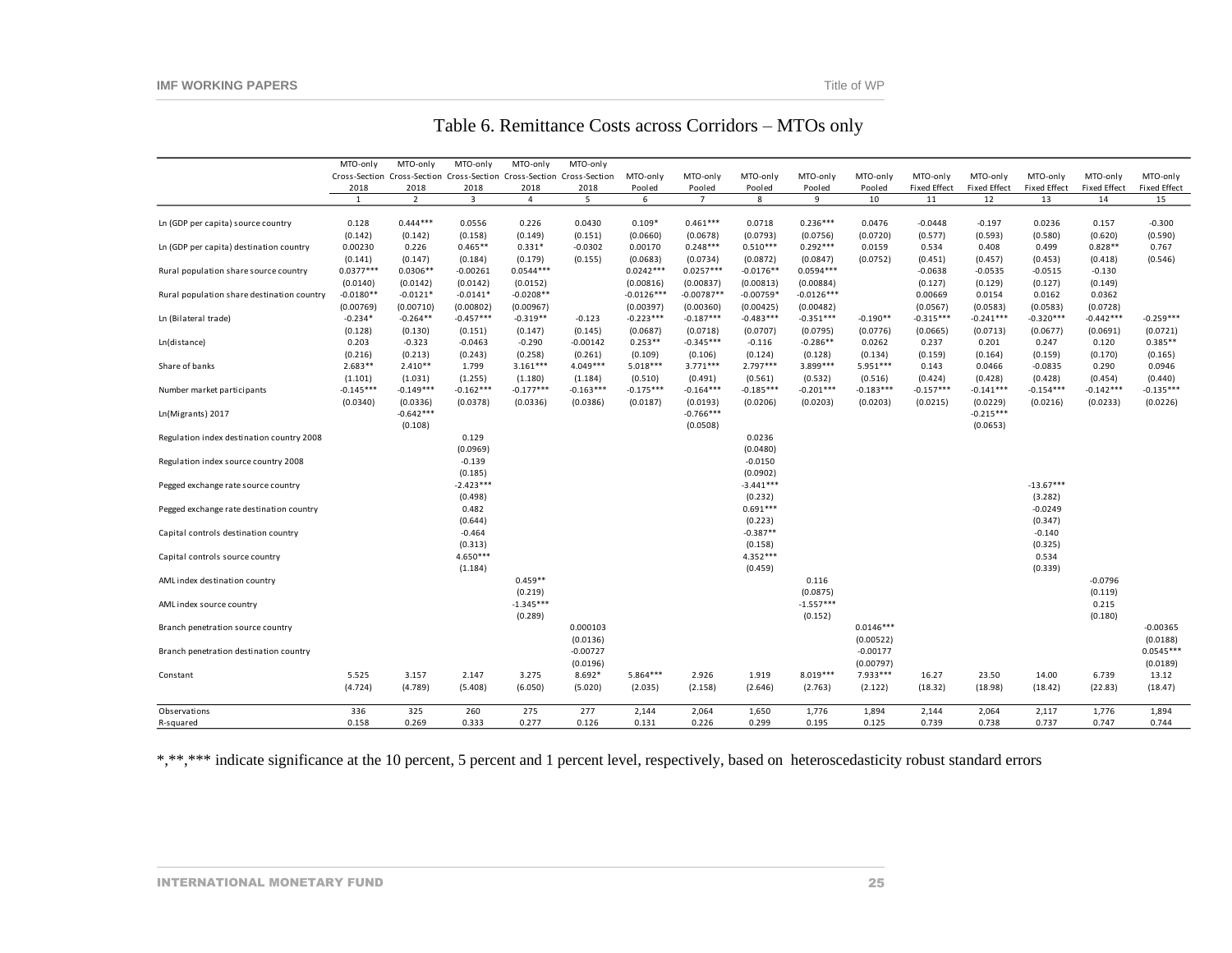# Table 6. Remittance Costs across Corridors – MTOs only

| | MTO-only Cross-Section 2018 | MTO-only Cross-Section 2018 | MTO-only Cross-Section 2018 | MTO-only Cross-Section 2018 | MTO-only Cross-Section 2018 | MTO-only Pooled | MTO-only Pooled | MTO-only Pooled | MTO-only Pooled | MTO-only Pooled | MTO-only Fixed Effect | MTO-only Fixed Effect | MTO-only Fixed Effect | MTO-only Fixed Effect | MTO-only Fixed Effect |
|---|---|---|---|---|---|---|---|---|---|---|---|---|---|---|---|
| | 1 | 2 | 3 | 4 | 5 | 6 | 7 | 8 | 9 | 10 | 11 | 12 | 13 | 14 | 15 |
| Ln (GDP per capita) source country | 0.128 | 0.444*** | 0.0556 | 0.226 | 0.0430 | 0.109* | 0.461*** | 0.0718 | 0.236*** | 0.0476 | -0.0448 | -0.197 | 0.0236 | 0.157 | -0.300 |
| | (0.142) | (0.142) | (0.158) | (0.149) | (0.151) | (0.0660) | (0.0678) | (0.0793) | (0.0756) | (0.0720) | (0.577) | (0.593) | (0.580) | (0.620) | (0.590) |
| Ln (GDP per capita) destination country | 0.00230 | 0.226 | 0.465** | 0.331* | -0.0302 | 0.00170 | 0.248*** | 0.510*** | 0.292*** | 0.0159 | 0.534 | 0.408 | 0.499 | 0.828** | 0.767 |
| | (0.141) | (0.147) | (0.184) | (0.179) | (0.155) | (0.0683) | (0.0734) | (0.0872) | (0.0847) | (0.0752) | (0.451) | (0.457) | (0.453) | (0.418) | (0.546) |
| Rural population share source country | 0.0377*** | 0.0306** | -0.00261 | 0.0544*** | | 0.0242*** | 0.0257*** | -0.0176** | 0.0594*** | | -0.0638 | -0.0535 | -0.0515 | -0.130 | |
| | (0.0140) | (0.0142) | (0.0142) | (0.0152) | | (0.00816) | (0.00837) | (0.00813) | (0.00884) | | (0.127) | (0.129) | (0.127) | (0.149) | |
| Rural population share destination country | -0.0180** | -0.0121* | -0.0141* | -0.0208** | | -0.0126*** | -0.00787** | -0.00759* | -0.0126*** | | 0.00669 | 0.0154 | 0.0162 | 0.0362 | |
| | (0.00769) | (0.00710) | (0.00802) | (0.00967) | | (0.00397) | (0.00360) | (0.00425) | (0.00482) | | (0.0567) | (0.0583) | (0.0583) | (0.0728) | |
| Ln (Bilateral trade) | -0.234* | -0.264** | -0.457*** | -0.319** | -0.123 | -0.223*** | -0.187*** | -0.483*** | -0.351*** | -0.190** | -0.315*** | -0.241*** | -0.320*** | -0.442*** | -0.259*** |
| | (0.128) | (0.130) | (0.151) | (0.147) | (0.145) | (0.0687) | (0.0718) | (0.0707) | (0.0795) | (0.0776) | (0.0665) | (0.0713) | (0.0677) | (0.0691) | (0.0721) |
| Ln(distance) | 0.203 | -0.323 | -0.0463 | -0.290 | -0.00142 | 0.253** | -0.345*** | -0.116 | -0.286** | 0.0262 | 0.237 | 0.201 | 0.247 | 0.120 | 0.385** |
| | (0.216) | (0.213) | (0.243) | (0.258) | (0.261) | (0.109) | (0.106) | (0.124) | (0.128) | (0.134) | (0.159) | (0.164) | (0.159) | (0.170) | (0.165) |
| Share of banks | 2.683** | 2.410** | 1.799 | 3.161*** | 4.049*** | 5.018*** | 3.771*** | 2.797*** | 3.899*** | 5.951*** | 0.143 | 0.0466 | -0.0835 | 0.290 | 0.0946 |
| | (1.101) | (1.031) | (1.255) | (1.180) | (1.184) | (0.510) | (0.491) | (0.561) | (0.532) | (0.516) | (0.424) | (0.428) | (0.428) | (0.454) | (0.440) |
| Number market participants | -0.145*** | -0.149*** | -0.162*** | -0.177*** | -0.163*** | -0.175*** | -0.164*** | -0.185*** | -0.201*** | -0.183*** | -0.157*** | -0.141*** | -0.154*** | -0.142*** | -0.135*** |
| | (0.0340) | (0.0336) | (0.0378) | (0.0336) | (0.0386) | (0.0187) | (0.0193) | (0.0206) | (0.0203) | (0.0203) | (0.0215) | (0.0229) | (0.0216) | (0.0233) | (0.0226) |
| Ln(Migrants) 2017 | | -0.642*** | | | | | -0.766*** | | | | | -0.215*** | | | |
| | | (0.108) | | | | | (0.0508) | | | | | (0.0653) | | | |
| Regulation index destination country 2008 | | | 0.129 | | | | | 0.0236 | | | | | | | |
| | | | (0.0969) | | | | | (0.0480) | | | | | | | |
| Regulation index source country 2008 | | | -0.139 | | | | | -0.0150 | | | | | | | |
| | | | (0.185) | | | | | (0.0902) | | | | | | | |
| Pegged exchange rate source country | | | -2.423*** | | | | | -3.441*** | | | | | -13.67*** | | |
| | | | (0.498) | | | | | (0.232) | | | | | (3.282) | | |
| Pegged exchange rate destination country | | | 0.482 | | | | | 0.691*** | | | | | -0.0249 | | |
| | | | (0.644) | | | | | (0.223) | | | | | (0.347) | | |
| Capital controls destination country | | | -0.464 | | | | | -0.387** | | | | | -0.140 | | |
| | | | (0.313) | | | | | (0.158) | | | | | (0.325) | | |
| Capital controls source country | | | 4.650*** | | | | | 4.352*** | | | | | 0.534 | | |
| | | | (1.184) | | | | | (0.459) | | | | | (0.339) | | |
| AML index destination country | | | | 0.459** | | | | | 0.116 | | | | | -0.0796 | |
| | | | | (0.219) | | | | | (0.0875) | | | | | (0.119) | |
| AML index source country | | | | -1.345*** | | | | | -1.557*** | | | | | 0.215 | |
| | | | | (0.289) | | | | | (0.152) | | | | | (0.180) | |
| Branch penetration source country | | | | | 0.000103 | | | | | 0.0146*** | | | | | -0.00365 |
| | | | | | (0.0136) | | | | | (0.00522) | | | | | (0.0188) |
| Branch penetration destination country | | | | | -0.00727 | | | | | -0.00177 | | | | | 0.0545*** |
| | | | | | (0.0196) | | | | | (0.00797) | | | | | (0.0189) |
| Constant | 5.525 | 3.157 | 2.147 | 3.275 | 8.692* | 5.864*** | 2.926 | 1.919 | 8.019*** | 7.933*** | 16.27 | 23.50 | 14.00 | 6.739 | 13.12 |
| | (4.724) | (4.789) | (5.408) | (6.050) | (5.020) | (2.035) | (2.158) | (2.646) | (2.763) | (2.122) | (18.32) | (18.98) | (18.42) | (22.83) | (18.47) |
| Observations | 336 | 325 | 260 | 275 | 277 | 2,144 | 2,064 | 1,650 | 1,776 | 1,894 | 2,144 | 2,064 | 2,117 | 1,776 | 1,894 |
| R-squared | 0.158 | 0.269 | 0.333 | 0.277 | 0.126 | 0.131 | 0.226 | 0.299 | 0.195 | 0.125 | 0.739 | 0.738 | 0.737 | 0.747 | 0.744 |

*,**,*** indicate significance at the 10 percent, 5 percent and 1 percent level, respectively, based on heteroscedasticity robust standard errors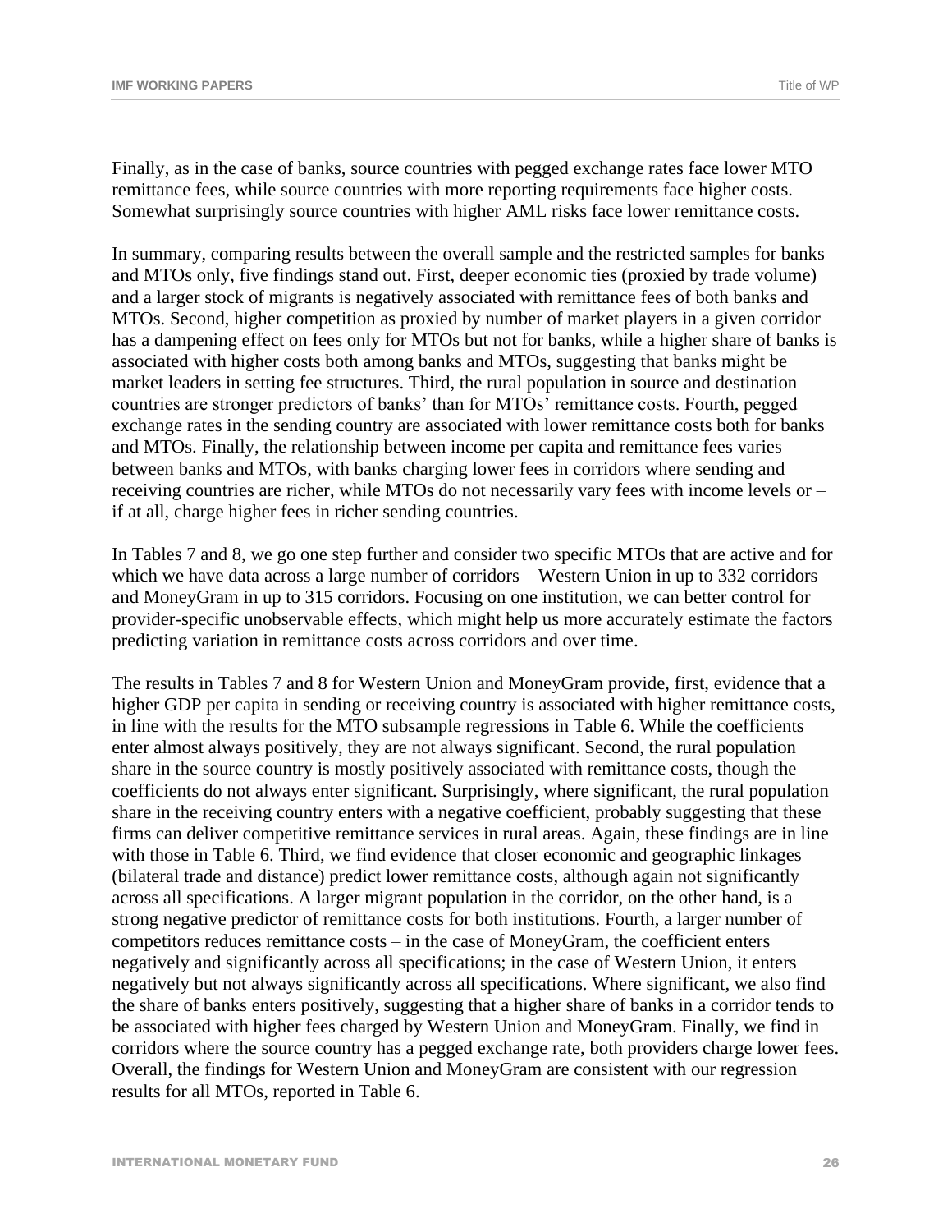Finally, as in the case of banks, source countries with pegged exchange rates face lower MTO remittance fees, while source countries with more reporting requirements face higher costs. Somewhat surprisingly source countries with higher AML risks face lower remittance costs.

In summary, comparing results between the overall sample and the restricted samples for banks and MTOs only, five findings stand out. First, deeper economic ties (proxied by trade volume) and a larger stock of migrants is negatively associated with remittance fees of both banks and MTOs. Second, higher competition as proxied by number of market players in a given corridor has a dampening effect on fees only for MTOs but not for banks, while a higher share of banks is associated with higher costs both among banks and MTOs, suggesting that banks might be market leaders in setting fee structures. Third, the rural population in source and destination countries are stronger predictors of banks' than for MTOs' remittance costs. Fourth, pegged exchange rates in the sending country are associated with lower remittance costs both for banks and MTOs. Finally, the relationship between income per capita and remittance fees varies between banks and MTOs, with banks charging lower fees in corridors where sending and receiving countries are richer, while MTOs do not necessarily vary fees with income levels or – if at all, charge higher fees in richer sending countries.

In Tables 7 and 8, we go one step further and consider two specific MTOs that are active and for which we have data across a large number of corridors – Western Union in up to 332 corridors and MoneyGram in up to 315 corridors. Focusing on one institution, we can better control for provider-specific unobservable effects, which might help us more accurately estimate the factors predicting variation in remittance costs across corridors and over time.

The results in Tables 7 and 8 for Western Union and MoneyGram provide, first, evidence that a higher GDP per capita in sending or receiving country is associated with higher remittance costs, in line with the results for the MTO subsample regressions in Table 6. While the coefficients enter almost always positively, they are not always significant. Second, the rural population share in the source country is mostly positively associated with remittance costs, though the coefficients do not always enter significant. Surprisingly, where significant, the rural population share in the receiving country enters with a negative coefficient, probably suggesting that these firms can deliver competitive remittance services in rural areas. Again, these findings are in line with those in Table 6. Third, we find evidence that closer economic and geographic linkages (bilateral trade and distance) predict lower remittance costs, although again not significantly across all specifications. A larger migrant population in the corridor, on the other hand, is a strong negative predictor of remittance costs for both institutions. Fourth, a larger number of competitors reduces remittance costs – in the case of MoneyGram, the coefficient enters negatively and significantly across all specifications; in the case of Western Union, it enters negatively but not always significantly across all specifications. Where significant, we also find the share of banks enters positively, suggesting that a higher share of banks in a corridor tends to be associated with higher fees charged by Western Union and MoneyGram. Finally, we find in corridors where the source country has a pegged exchange rate, both providers charge lower fees. Overall, the findings for Western Union and MoneyGram are consistent with our regression results for all MTOs, reported in Table 6.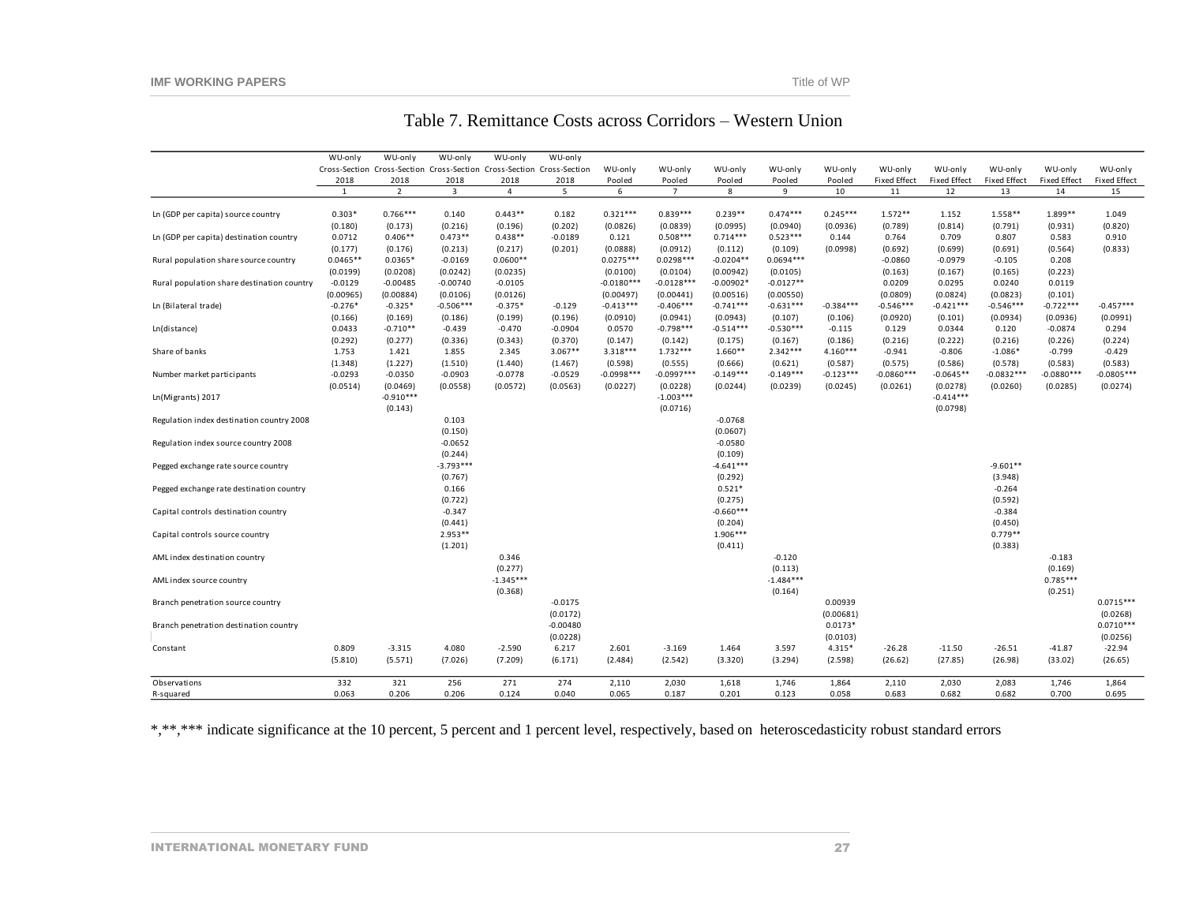## Table 7. Remittance Costs across Corridors – Western Union

| | WU-only Cross-Section 2018 | WU-only Cross-Section 2018 | WU-only Cross-Section 2018 | WU-only Cross-Section 2018 | WU-only Cross-Section 2018 | WU-only Pooled | WU-only Pooled | WU-only Pooled | WU-only Pooled | WU-only Pooled | WU-only Fixed Effect | WU-only Fixed Effect | WU-only Fixed Effect | WU-only Fixed Effect | WU-only Fixed Effect |
|---|---|---|---|---|---|---|---|---|---|---|---|---|---|---|---|
| | 1 | 2 | 3 | 4 | 5 | 6 | 7 | 8 | 9 | 10 | 11 | 12 | 13 | 14 | 15 |
| Ln (GDP per capita) source country | 0.303* | 0.766*** | 0.140 | 0.443** | 0.182 | 0.321*** | 0.839*** | 0.239** | 0.474*** | 0.245*** | 1.572** | 1.152 | 1.558** | 1.899** | 1.049 |
| | (0.180) | (0.173) | (0.216) | (0.196) | (0.202) | (0.0826) | (0.0839) | (0.0995) | (0.0940) | (0.0936) | (0.789) | (0.814) | (0.791) | (0.931) | (0.820) |
| Ln (GDP per capita) destination country | 0.0712 | 0.406** | 0.473** | 0.438** | -0.0189 | 0.121 | 0.508*** | 0.714*** | 0.523*** | 0.144 | 0.764 | 0.709 | 0.807 | 0.583 | 0.910 |
| | (0.177) | (0.176) | (0.213) | (0.217) | (0.201) | (0.0888) | (0.0912) | (0.112) | (0.109) | (0.0998) | (0.692) | (0.699) | (0.691) | (0.564) | (0.833) |
| Rural population share source country | 0.0465** | 0.0365* | -0.0169 | 0.0600** | | 0.0275*** | 0.0298*** | -0.0204** | 0.0694*** | | -0.0860 | -0.0979 | -0.105 | 0.208 | |
| | (0.0199) | (0.0208) | (0.0242) | (0.0235) | | (0.0100) | (0.0104) | (0.00942) | (0.0105) | | (0.163) | (0.167) | (0.165) | (0.223) | |
| Rural population share destination country | -0.0129 | -0.00485 | -0.00740 | -0.0105 | | -0.0180*** | -0.0128*** | -0.00902* | -0.0127** | | 0.0209 | 0.0295 | 0.0240 | 0.0119 | |
| | (0.00965) | (0.00884) | (0.0106) | (0.0126) | | (0.00497) | (0.00441) | (0.00516) | (0.00550) | | (0.0809) | (0.0824) | (0.0823) | (0.101) | |
| Ln (Bilateral trade) | -0.276* | -0.325* | -0.506*** | -0.375* | -0.129 | -0.413*** | -0.406*** | -0.741*** | -0.631*** | -0.384*** | -0.546*** | -0.421*** | -0.546*** | -0.722*** | -0.457*** |
| | (0.166) | (0.169) | (0.186) | (0.199) | (0.196) | (0.0910) | (0.0941) | (0.0943) | (0.107) | (0.106) | (0.0920) | (0.101) | (0.0934) | (0.0936) | (0.0991) |
| Ln(distance) | 0.0433 | -0.710** | -0.439 | -0.470 | -0.0904 | 0.0570 | -0.798*** | -0.514*** | -0.530*** | -0.115 | 0.129 | 0.0344 | 0.120 | -0.0874 | 0.294 |
| | (0.292) | (0.277) | (0.336) | (0.343) | (0.370) | (0.147) | (0.142) | (0.175) | (0.167) | (0.186) | (0.216) | (0.222) | (0.216) | (0.226) | (0.224) |
| Share of banks | 1.753 | 1.421 | 1.855 | 2.345 | 3.067** | 3.318*** | 1.732*** | 1.660** | 2.342*** | 4.160*** | -0.941 | -0.806 | -1.086* | -0.799 | -0.429 |
| | (1.348) | (1.227) | (1.510) | (1.440) | (1.467) | (0.598) | (0.555) | (0.666) | (0.621) | (0.587) | (0.575) | (0.586) | (0.578) | (0.583) | (0.583) |
| Number market participants | -0.0293 | -0.0350 | -0.0903 | -0.0778 | -0.0529 | -0.0998*** | -0.0997*** | -0.149*** | -0.149*** | -0.123*** | -0.0860*** | -0.0645** | -0.0832*** | -0.0880*** | -0.0805*** |
| | (0.0514) | (0.0469) | (0.0558) | (0.0572) | (0.0563) | (0.0227) | (0.0228) | (0.0244) | (0.0239) | (0.0245) | (0.0261) | (0.0278) | (0.0260) | (0.0285) | (0.0274) |
| Ln(Migrants) 2017 | | -0.910*** | | | | | -1.003*** | | | | | -0.414*** | | | |
| | | (0.143) | | | | | (0.0716) | | | | | (0.0798) | | | |
| Regulation index destination country 2008 | | | 0.103 | | | | | -0.0768 | | | | | | | |
| | | | (0.150) | | | | | (0.0607) | | | | | | | |
| Regulation index source country 2008 | | | -0.0652 | | | | | -0.0580 | | | | | | | |
| | | | (0.244) | | | | | (0.109) | | | | | | | |
| Pegged exchange rate source country | | | -3.793*** | | | | | -4.641*** | | | | | -9.601** | | |
| | | | (0.767) | | | | | (0.292) | | | | | (3.948) | | |
| Pegged exchange rate destination country | | | 0.166 | | | | | 0.521* | | | | | -0.264 | | |
| | | | (0.722) | | | | | (0.275) | | | | | (0.592) | | |
| Capital controls destination country | | | -0.347 | | | | | -0.660*** | | | | | -0.384 | | |
| | | | (0.441) | | | | | (0.204) | | | | | (0.450) | | |
| Capital controls source country | | | 2.953** | | | | | 1.906*** | | | | | 0.779** | | |
| | | | (1.201) | | | | | (0.411) | | | | | (0.383) | | |
| AML index destination country | | | | 0.346 | | | | | -0.120 | | | | | -0.183 | |
| | | | | (0.277) | | | | | (0.113) | | | | | (0.169) | |
| AML index source country | | | | -1.345*** | | | | | -1.484*** | | | | | 0.785*** | |
| | | | | (0.368) | | | | | (0.164) | | | | | (0.251) | |
| Branch penetration source country | | | | | -0.0175 | | | | | 0.00939 | | | | | 0.0715*** |
| | | | | | (0.0172) | | | | | (0.00681) | | | | | (0.0268) |
| Branch penetration destination country | | | | | -0.00480 | | | | | 0.0173* | | | | | 0.0710*** |
| | | | | | (0.0228) | | | | | (0.0103) | | | | | (0.0256) |
| Constant | 0.809 | -3.315 | 4.080 | -2.590 | 6.217 | 2.601 | -3.169 | 1.464 | 3.597 | 4.315* | -26.28 | -11.50 | -26.51 | -41.87 | -22.94 |
| | (5.810) | (5.571) | (7.026) | (7.209) | (6.171) | (2.484) | (2.542) | (3.320) | (3.294) | (2.598) | (26.62) | (27.85) | (26.98) | (33.02) | (26.65) |
| Observations | 332 | 321 | 256 | 271 | 274 | 2,110 | 2,030 | 1,618 | 1,746 | 1,864 | 2,110 | 2,030 | 2,083 | 1,746 | 1,864 |
| R-squared | 0.063 | 0.206 | 0.206 | 0.124 | 0.040 | 0.065 | 0.187 | 0.201 | 0.123 | 0.058 | 0.683 | 0.682 | 0.682 | 0.700 | 0.695 |

*,**,*** indicate significance at the 10 percent, 5 percent and 1 percent level, respectively, based on heteroscedasticity robust standard errors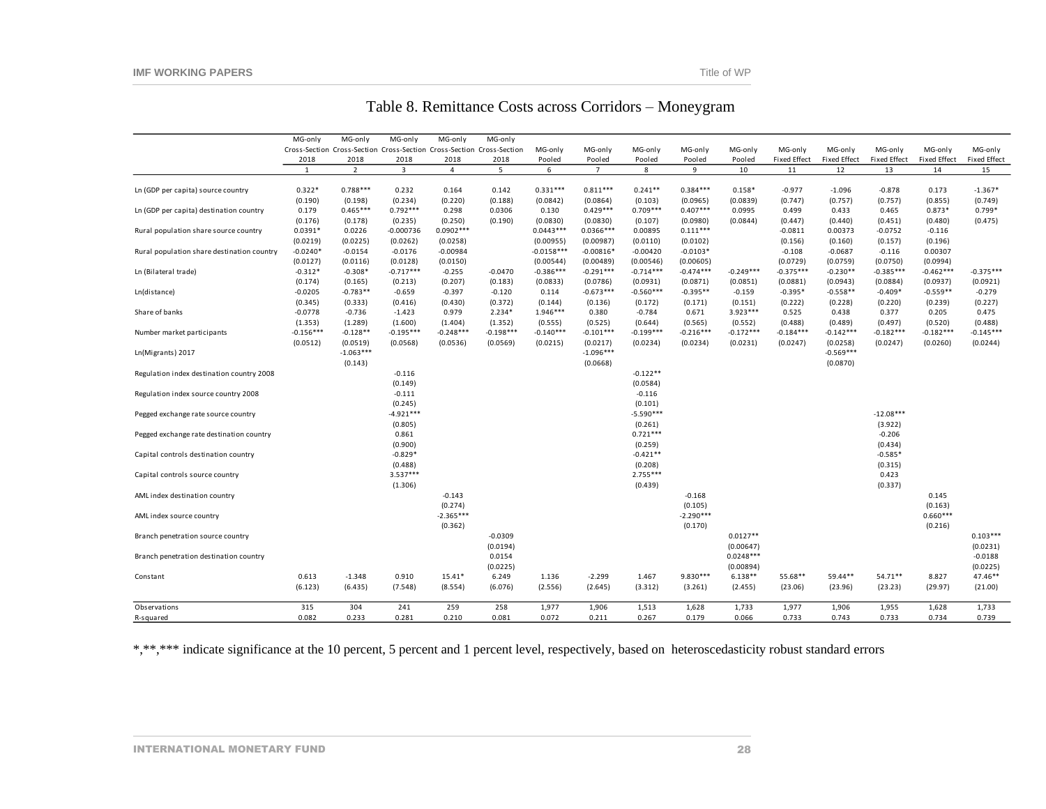## Table 8. Remittance Costs across Corridors – Moneygram

| | MG-only Cross-Section 2018 | MG-only Cross-Section 2018 | MG-only Cross-Section 2018 | MG-only Cross-Section 2018 | MG-only Cross-Section 2018 | MG-only Pooled | MG-only Pooled | MG-only Pooled | MG-only Pooled | MG-only Pooled | MG-only Fixed Effect | MG-only Fixed Effect | MG-only Fixed Effect | MG-only Fixed Effect | MG-only Fixed Effect |
|---|---|---|---|---|---|---|---|---|---|---|---|---|---|---|---|
| | 1 | 2 | 3 | 4 | 5 | 6 | 7 | 8 | 9 | 10 | 11 | 12 | 13 | 14 | 15 |
| Ln (GDP per capita) source country | 0.322* | 0.788*** | 0.232 | 0.164 | 0.142 | 0.331*** | 0.811*** | 0.241** | 0.384*** | 0.158* | -0.977 | -1.096 | -0.878 | 0.173 | -1.367* |
| | (0.190) | (0.198) | (0.234) | (0.220) | (0.188) | (0.0842) | (0.0864) | (0.103) | (0.0965) | (0.0839) | (0.747) | (0.757) | (0.757) | (0.855) | (0.749) |
| Ln (GDP per capita) destination country | 0.179 | 0.465*** | 0.792*** | 0.298 | 0.0306 | 0.130 | 0.429*** | 0.709*** | 0.407*** | 0.0995 | 0.499 | 0.433 | 0.465 | 0.873* | 0.799* |
| | (0.176) | (0.178) | (0.235) | (0.250) | (0.190) | (0.0830) | (0.0830) | (0.107) | (0.0980) | (0.0844) | (0.447) | (0.440) | (0.451) | (0.480) | (0.475) |
| Rural population share source country | 0.0391* | 0.0226 | -0.000736 | 0.0902*** | | 0.0443*** | 0.0366*** | 0.00895 | 0.111*** | | -0.0811 | 0.00373 | -0.0752 | -0.116 | |
| | (0.0219) | (0.0225) | (0.0262) | (0.0258) | | (0.00955) | (0.00987) | (0.0110) | (0.0102) | | (0.156) | (0.160) | (0.157) | (0.196) | |
| Rural population share destination country | -0.0240* | -0.0154 | -0.0176 | -0.00984 | | -0.0158*** | -0.00816* | -0.00420 | -0.0103* | | -0.108 | -0.0687 | -0.116 | 0.00307 | |
| | (0.0127) | (0.0116) | (0.0128) | (0.0150) | | (0.00544) | (0.00489) | (0.00546) | (0.00605) | | (0.0729) | (0.0759) | (0.0750) | (0.0994) | |
| Ln (Bilateral trade) | -0.312* | -0.308* | -0.717*** | -0.255 | -0.0470 | -0.386*** | -0.291*** | -0.714*** | -0.474*** | -0.249*** | -0.375*** | -0.230** | -0.385*** | -0.462*** | -0.375*** |
| | (0.174) | (0.165) | (0.213) | (0.207) | (0.183) | (0.0833) | (0.0786) | (0.0931) | (0.0871) | (0.0851) | (0.0881) | (0.0943) | (0.0884) | (0.0937) | (0.0921) |
| Ln(distance) | -0.0205 | -0.783** | -0.659 | -0.397 | -0.120 | 0.114 | -0.673*** | -0.560*** | -0.395** | -0.159 | -0.395* | -0.558** | -0.409* | -0.559** | -0.279 |
| | (0.345) | (0.333) | (0.416) | (0.430) | (0.372) | (0.144) | (0.136) | (0.172) | (0.171) | (0.151) | (0.222) | (0.228) | (0.220) | (0.239) | (0.227) |
| Share of banks | -0.0778 | -0.736 | -1.423 | 0.979 | 2.234* | 1.946*** | 0.380 | -0.784 | 0.671 | 3.923*** | 0.525 | 0.438 | 0.377 | 0.205 | 0.475 |
| | (1.353) | (1.289) | (1.600) | (1.404) | (1.352) | (0.555) | (0.525) | (0.644) | (0.565) | (0.552) | (0.488) | (0.489) | (0.497) | (0.520) | (0.488) |
| Number market participants | -0.156*** | -0.128** | -0.195*** | -0.248*** | -0.198*** | -0.140*** | -0.101*** | -0.199*** | -0.216*** | -0.172*** | -0.184*** | -0.142*** | -0.182*** | -0.182*** | -0.145*** |
| | (0.0512) | (0.0519) | (0.0568) | (0.0536) | (0.0569) | (0.0215) | (0.0217) | (0.0234) | (0.0234) | (0.0231) | (0.0247) | (0.0258) | (0.0247) | (0.0260) | (0.0244) |
| Ln(Migrants) 2017 | | -1.063*** | | | | | -1.096*** | | | | | -0.569*** | | | |
| | | (0.143) | | | | | (0.0668) | | | | | (0.0870) | | | |
| Regulation index destination country 2008 | | | -0.116 | | | | | -0.122** | | | | | | | |
| | | | (0.149) | | | | | (0.0584) | | | | | | | |
| Regulation index source country 2008 | | | -0.111 | | | | | -0.116 | | | | | | | |
| | | | (0.245) | | | | | (0.101) | | | | | | | |
| Pegged exchange rate source country | | | -4.921*** | | | | | -5.590*** | | | | | -12.08*** | | |
| | | | (0.805) | | | | | (0.261) | | | | | (3.922) | | |
| Pegged exchange rate destination country | | | 0.861 | | | | | 0.721*** | | | | | -0.206 | | |
| | | | (0.900) | | | | | (0.259) | | | | | (0.434) | | |
| Capital controls destination country | | | -0.829* | | | | | -0.421** | | | | | -0.585* | | |
| | | | (0.488) | | | | | (0.208) | | | | | (0.315) | | |
| Capital controls source country | | | 3.537*** | | | | | 2.755*** | | | | | 0.423 | | |
| | | | (1.306) | | | | | (0.439) | | | | | (0.337) | | |
| AML index destination country | | | | -0.143 | | | | | -0.168 | | | | | 0.145 | |
| | | | | (0.274) | | | | | (0.105) | | | | | (0.163) | |
| AML index source country | | | | -2.365*** | | | | | -2.290*** | | | | | 0.660*** | |
| | | | | (0.362) | | | | | (0.170) | | | | | (0.216) | |
| Branch penetration source country | | | | | -0.0309 | | | | | 0.0127** | | | | | 0.103*** |
| | | | | | (0.0194) | | | | | (0.00647) | | | | | (0.0231) |
| Branch penetration destination country | | | | | 0.0154 | | | | | 0.0248*** | | | | | -0.0188 |
| | | | | | (0.0225) | | | | | (0.00894) | | | | | (0.0225) |
| Constant | 0.613 | -1.348 | 0.910 | 15.41* | 6.249 | 1.136 | -2.299 | 1.467 | 9.830*** | 6.138** | 55.68** | 59.44** | 54.71** | 8.827 | 47.46** |
| | (6.123) | (6.435) | (7.548) | (8.554) | (6.076) | (2.556) | (2.645) | (3.312) | (3.261) | (2.455) | (23.06) | (23.96) | (23.23) | (29.97) | (21.00) |
| Observations | 315 | 304 | 241 | 259 | 258 | 1,977 | 1,906 | 1,513 | 1,628 | 1,733 | 1,977 | 1,906 | 1,955 | 1,628 | 1,733 |
| R-squared | 0.082 | 0.233 | 0.281 | 0.210 | 0.081 | 0.072 | 0.211 | 0.267 | 0.179 | 0.066 | 0.733 | 0.743 | 0.733 | 0.734 | 0.739 |

*,**,*** indicate significance at the 10 percent, 5 percent and 1 percent level, respectively, based on heteroscedasticity robust standard errors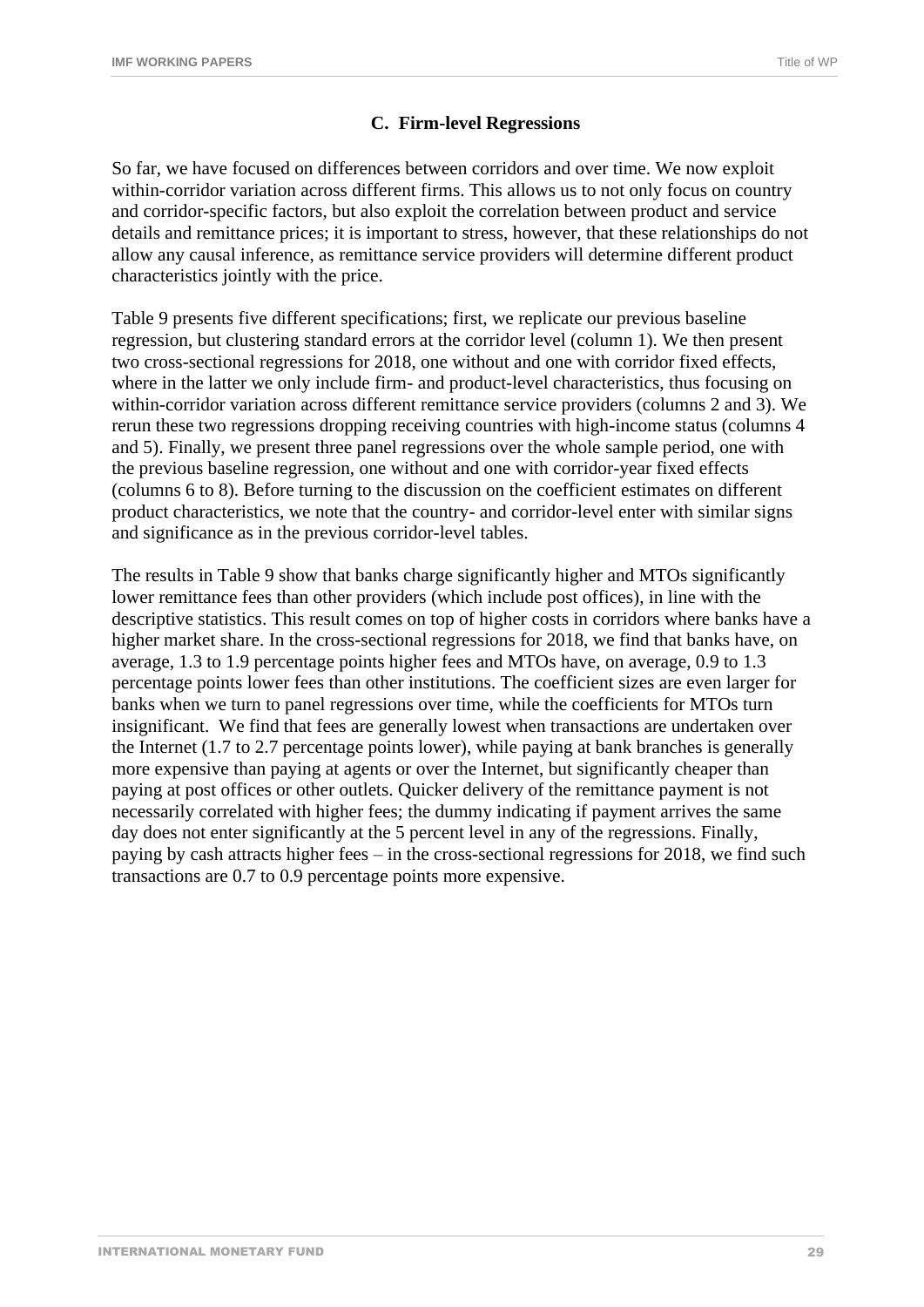### C. Firm-level Regressions

So far, we have focused on differences between corridors and over time. We now exploit within-corridor variation across different firms. This allows us to not only focus on country and corridor-specific factors, but also exploit the correlation between product and service details and remittance prices; it is important to stress, however, that these relationships do not allow any causal inference, as remittance service providers will determine different product characteristics jointly with the price.

Table 9 presents five different specifications; first, we replicate our previous baseline regression, but clustering standard errors at the corridor level (column 1). We then present two cross-sectional regressions for 2018, one without and one with corridor fixed effects, where in the latter we only include firm- and product-level characteristics, thus focusing on within-corridor variation across different remittance service providers (columns 2 and 3). We rerun these two regressions dropping receiving countries with high-income status (columns 4 and 5). Finally, we present three panel regressions over the whole sample period, one with the previous baseline regression, one without and one with corridor-year fixed effects (columns 6 to 8). Before turning to the discussion on the coefficient estimates on different product characteristics, we note that the country- and corridor-level enter with similar signs and significance as in the previous corridor-level tables.

The results in Table 9 show that banks charge significantly higher and MTOs significantly lower remittance fees than other providers (which include post offices), in line with the descriptive statistics. This result comes on top of higher costs in corridors where banks have a higher market share. In the cross-sectional regressions for 2018, we find that banks have, on average, 1.3 to 1.9 percentage points higher fees and MTOs have, on average, 0.9 to 1.3 percentage points lower fees than other institutions. The coefficient sizes are even larger for banks when we turn to panel regressions over time, while the coefficients for MTOs turn insignificant. We find that fees are generally lowest when transactions are undertaken over the Internet (1.7 to 2.7 percentage points lower), while paying at bank branches is generally more expensive than paying at agents or over the Internet, but significantly cheaper than paying at post offices or other outlets. Quicker delivery of the remittance payment is not necessarily correlated with higher fees; the dummy indicating if payment arrives the same day does not enter significantly at the 5 percent level in any of the regressions. Finally, paying by cash attracts higher fees – in the cross-sectional regressions for 2018, we find such transactions are 0.7 to 0.9 percentage points more expensive.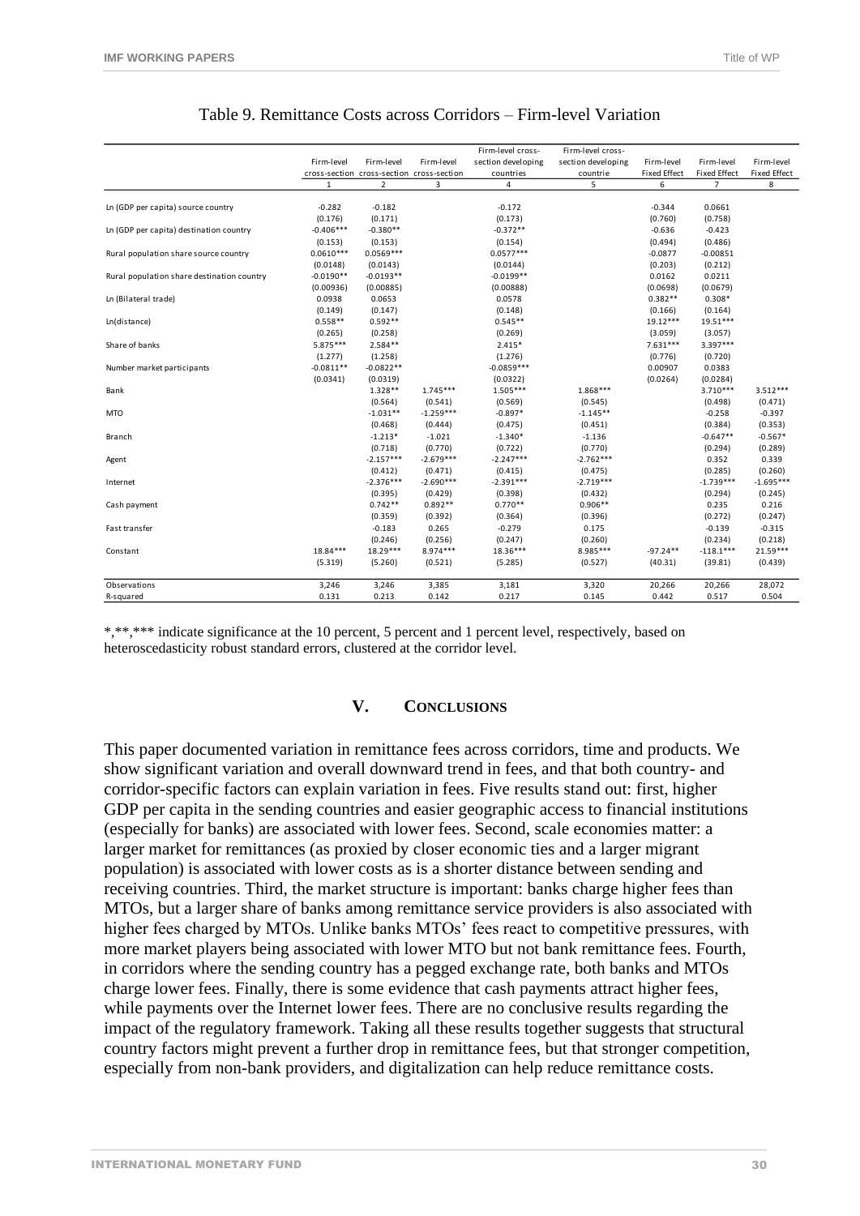## Table 9. Remittance Costs across Corridors – Firm-level Variation

| | Firm-level cross-section | Firm-level cross-section | Firm-level cross-section | Firm-level cross-section developing countries | Firm-level cross-section developing countrie | Firm-level Fixed Effect | Firm-level Fixed Effect | Firm-level Fixed Effect |
|---|---|---|---|---|---|---|---|---|
| | 1 | 2 | 3 | 4 | 5 | 6 | 7 | 8 |
| Ln (GDP per capita) source country | -0.282 | -0.182 | | -0.172 | | -0.344 | 0.0661 | |
| | (0.176) | (0.171) | | (0.173) | | (0.760) | (0.758) | |
| Ln (GDP per capita) destination country | -0.406*** | -0.380** | | -0.372** | | -0.636 | -0.423 | |
| | (0.153) | (0.153) | | (0.154) | | (0.494) | (0.486) | |
| Rural population share source country | 0.0610*** | 0.0569*** | | 0.0577*** | | -0.0877 | -0.00851 | |
| | (0.0148) | (0.0143) | | (0.0144) | | (0.203) | (0.212) | |
| Rural population share destination country | -0.0190** | -0.0193** | | -0.0199** | | 0.0162 | 0.0211 | |
| | (0.00936) | (0.00885) | | (0.00888) | | (0.0698) | (0.0679) | |
| Ln (Bilateral trade) | 0.0938 | 0.0653 | | 0.0578 | | 0.382** | 0.308* | |
| | (0.149) | (0.147) | | (0.148) | | (0.166) | (0.164) | |
| Ln(distance) | 0.558** | 0.592** | | 0.545** | | 19.12*** | 19.51*** | |
| | (0.265) | (0.258) | | (0.269) | | (3.059) | (3.057) | |
| Share of banks | 5.875*** | 2.584** | | 2.415* | | 7.631*** | 3.397*** | |
| | (1.277) | (1.258) | | (1.276) | | (0.776) | (0.720) | |
| Number market participants | -0.0811** | -0.0822** | | -0.0859*** | | 0.00907 | 0.0383 | |
| | (0.0341) | (0.0319) | | (0.0322) | | (0.0264) | (0.0284) | |
| Bank | | 1.328** | 1.745*** | 1.505*** | 1.868*** | | 3.710*** | 3.512*** |
| | | (0.564) | (0.541) | (0.569) | (0.545) | | (0.498) | (0.471) |
| MTO | | -1.031** | -1.259*** | -0.897* | -1.145** | | -0.258 | -0.397 |
| | | (0.468) | (0.444) | (0.475) | (0.451) | | (0.384) | (0.353) |
| Branch | | -1.213* | -1.021 | -1.340* | -1.136 | | -0.647** | -0.567* |
| | | (0.718) | (0.770) | (0.722) | (0.770) | | (0.294) | (0.289) |
| Agent | | -2.157*** | -2.679*** | -2.247*** | -2.762*** | | 0.352 | 0.339 |
| | | (0.412) | (0.471) | (0.415) | (0.475) | | (0.285) | (0.260) |
| Internet | | -2.376*** | -2.690*** | -2.391*** | -2.719*** | | -1.739*** | -1.695*** |
| | | (0.395) | (0.429) | (0.398) | (0.432) | | (0.294) | (0.245) |
| Cash payment | | 0.742** | 0.892** | 0.770** | 0.906** | | 0.235 | 0.216 |
| | | (0.359) | (0.392) | (0.364) | (0.396) | | (0.272) | (0.247) |
| Fast transfer | | -0.183 | 0.265 | -0.279 | 0.175 | | -0.139 | -0.315 |
| | | (0.246) | (0.256) | (0.247) | (0.260) | | (0.234) | (0.218) |
| Constant | 18.84*** | 18.29*** | 8.974*** | 18.36*** | 8.985*** | -97.24** | -118.1*** | 21.59*** |
| | (5.319) | (5.260) | (0.521) | (5.285) | (0.527) | (40.31) | (39.81) | (0.439) |
| Observations | 3,246 | 3,246 | 3,385 | 3,181 | 3,320 | 20,266 | 20,266 | 28,072 |
| R-squared | 0.131 | 0.213 | 0.142 | 0.217 | 0.145 | 0.442 | 0.517 | 0.504 |

*,**,*** indicate significance at the 10 percent, 5 percent and 1 percent level, respectively, based on heteroscedasticity robust standard errors, clustered at the corridor level.

## V. Conclusions

This paper documented variation in remittance fees across corridors, time and products. We show significant variation and overall downward trend in fees, and that both country- and corridor-specific factors can explain variation in fees. Five results stand out: first, higher GDP per capita in the sending countries and easier geographic access to financial institutions (especially for banks) are associated with lower fees. Second, scale economies matter: a larger market for remittances (as proxied by closer economic ties and a larger migrant population) is associated with lower costs as is a shorter distance between sending and receiving countries. Third, the market structure is important: banks charge higher fees than MTOs, but a larger share of banks among remittance service providers is also associated with higher fees charged by MTOs. Unlike banks MTOs' fees react to competitive pressures, with more market players being associated with lower MTO but not bank remittance fees. Fourth, in corridors where the sending country has a pegged exchange rate, both banks and MTOs charge lower fees. Finally, there is some evidence that cash payments attract higher fees, while payments over the Internet lower fees. There are no conclusive results regarding the impact of the regulatory framework. Taking all these results together suggests that structural country factors might prevent a further drop in remittance fees, but that stronger competition, especially from non-bank providers, and digitalization can help reduce remittance costs.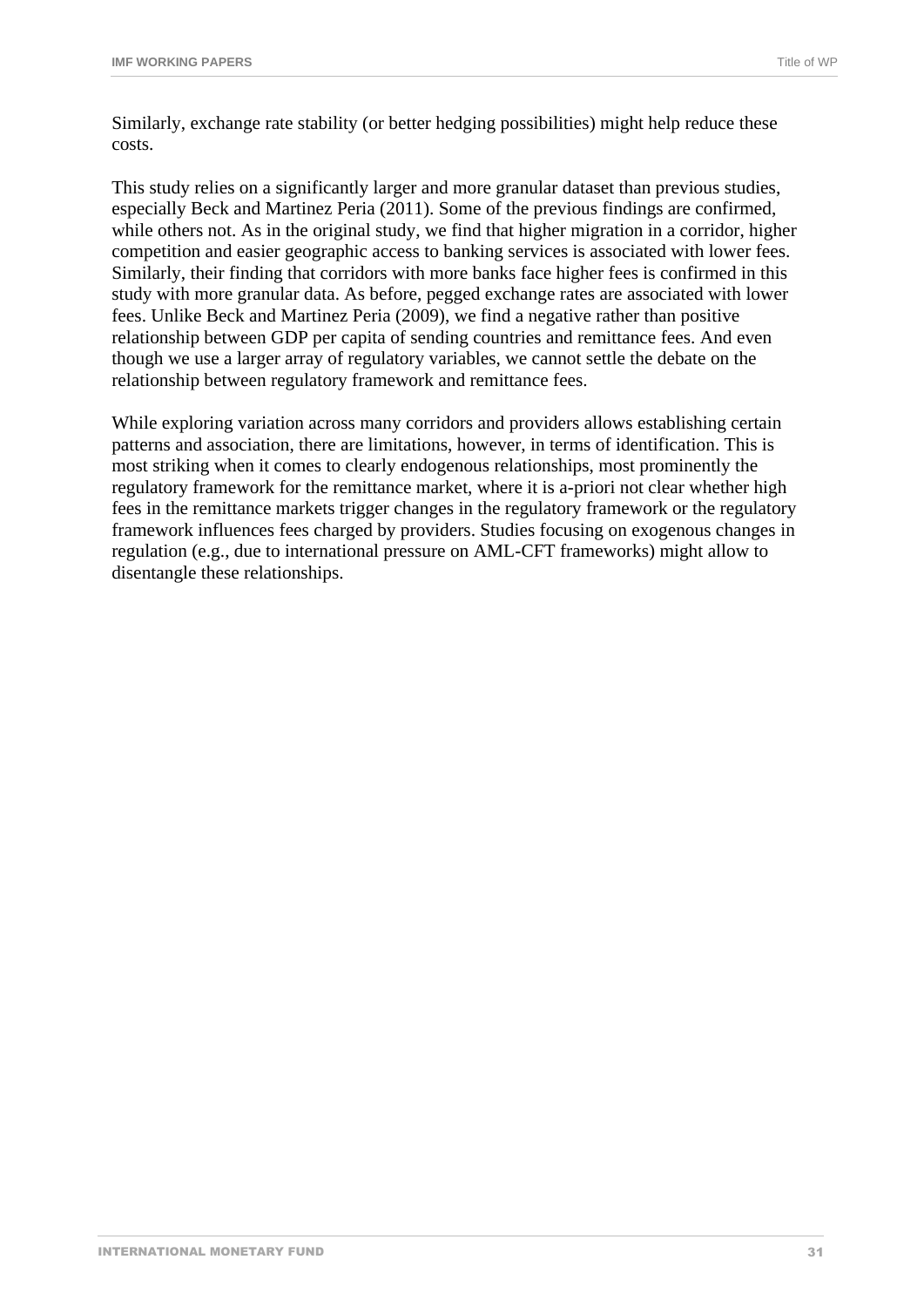Similarly, exchange rate stability (or better hedging possibilities) might help reduce these costs.

This study relies on a significantly larger and more granular dataset than previous studies, especially Beck and Martinez Peria (2011). Some of the previous findings are confirmed, while others not. As in the original study, we find that higher migration in a corridor, higher competition and easier geographic access to banking services is associated with lower fees. Similarly, their finding that corridors with more banks face higher fees is confirmed in this study with more granular data. As before, pegged exchange rates are associated with lower fees. Unlike Beck and Martinez Peria (2009), we find a negative rather than positive relationship between GDP per capita of sending countries and remittance fees. And even though we use a larger array of regulatory variables, we cannot settle the debate on the relationship between regulatory framework and remittance fees.

While exploring variation across many corridors and providers allows establishing certain patterns and association, there are limitations, however, in terms of identification. This is most striking when it comes to clearly endogenous relationships, most prominently the regulatory framework for the remittance market, where it is a-priori not clear whether high fees in the remittance markets trigger changes in the regulatory framework or the regulatory framework influences fees charged by providers. Studies focusing on exogenous changes in regulation (e.g., due to international pressure on AML-CFT frameworks) might allow to disentangle these relationships.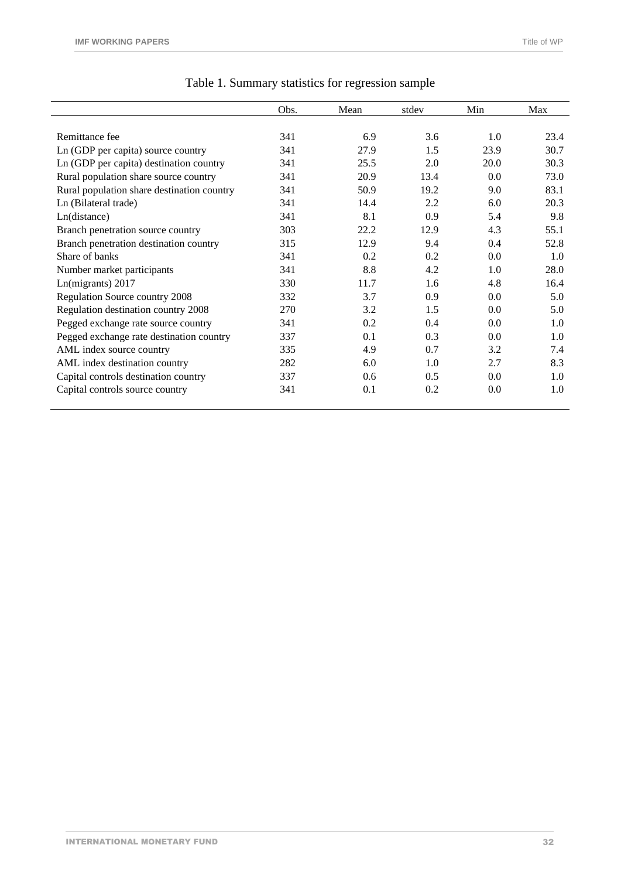Table 1. Summary statistics for regression sample

| | Obs. | Mean | stdev | Min | Max |
|---|---|---|---|---|---|
| Remittance fee | 341 | 6.9 | 3.6 | 1.0 | 23.4 |
| Ln (GDP per capita) source country | 341 | 27.9 | 1.5 | 23.9 | 30.7 |
| Ln (GDP per capita) destination country | 341 | 25.5 | 2.0 | 20.0 | 30.3 |
| Rural population share source country | 341 | 20.9 | 13.4 | 0.0 | 73.0 |
| Rural population share destination country | 341 | 50.9 | 19.2 | 9.0 | 83.1 |
| Ln (Bilateral trade) | 341 | 14.4 | 2.2 | 6.0 | 20.3 |
| Ln(distance) | 341 | 8.1 | 0.9 | 5.4 | 9.8 |
| Branch penetration source country | 303 | 22.2 | 12.9 | 4.3 | 55.1 |
| Branch penetration destination country | 315 | 12.9 | 9.4 | 0.4 | 52.8 |
| Share of banks | 341 | 0.2 | 0.2 | 0.0 | 1.0 |
| Number market participants | 341 | 8.8 | 4.2 | 1.0 | 28.0 |
| Ln(migrants) 2017 | 330 | 11.7 | 1.6 | 4.8 | 16.4 |
| Regulation Source country 2008 | 332 | 3.7 | 0.9 | 0.0 | 5.0 |
| Regulation destination country 2008 | 270 | 3.2 | 1.5 | 0.0 | 5.0 |
| Pegged exchange rate source country | 341 | 0.2 | 0.4 | 0.0 | 1.0 |
| Pegged exchange rate destination country | 337 | 0.1 | 0.3 | 0.0 | 1.0 |
| AML index source country | 335 | 4.9 | 0.7 | 3.2 | 7.4 |
| AML index destination country | 282 | 6.0 | 1.0 | 2.7 | 8.3 |
| Capital controls destination country | 337 | 0.6 | 0.5 | 0.0 | 1.0 |
| Capital controls source country | 341 | 0.1 | 0.2 | 0.0 | 1.0 |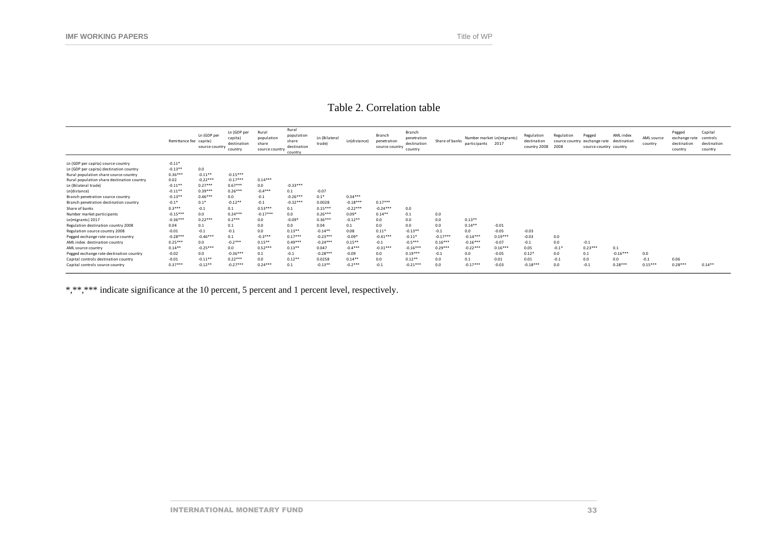Table 2. Correlation table

| | Remittance fee | Ln (GDP per capita) source country | Ln (GDP per capita) destination country | Rural population share source country | Rural population share destination country | Ln (Bilateral trade) | Ln(distance) | Branch penetration source country | Branch penetration destination country | Share of banks | Number market participants | Ln(migrants) 2017 | Regulation destination country 2008 | Regulation source country 2008 | Pegged exchange rate source country | AML index destination country | AML source country | Pegged exchange rate destination country | Capital controls destination country |
|---|---|---|---|---|---|---|---|---|---|---|---|---|---|---|---|---|---|---|---|
| Ln (GDP per capita) source country | -0.11* | | | | | | | | | | | | | | | | | | |
| Ln (GDP per capita) destination country | -0.13** | 0.0 | | | | | | | | | | | | | | | | | |
| Rural population share source country | 0.36*** | -0.11** | -0.15*** | | | | | | | | | | | | | | | | |
| Rural population share destination country | 0.02 | -0.22*** | -0.17*** | 0.14*** | | | | | | | | | | | | | | | |
| Ln (Bilateral trade) | -0.11** | 0.27*** | 0.67*** | 0.0 | -0.33*** | | | | | | | | | | | | | | |
| Ln(distance) | -0.11** | 0.39*** | 0.26*** | -0.4*** | 0.1 | -0.07 | | | | | | | | | | | | | |
| Branch penetration source country | -0.13** | 0.46*** | 0.0 | -0.1 | -0.26*** | 0.1* | 0.34*** | | | | | | | | | | | | |
| Branch penetration destination country | -0.1* | 0.1* | -0.12** | -0.1 | -0.32*** | 0.0028 | -0.18*** | 0.17*** | | | | | | | | | | | |
| Share of banks | 0.3*** | -0.1 | 0.1 | 0.53*** | 0.1 | 0.15*** | -0.22*** | -0.24*** | 0.0 | | | | | | | | | | |
| Number market participants | -0.15*** | 0.0 | 0.24*** | -0.17*** | 0.0 | 0.26*** | 0.09* | 0.14** | 0.1 | 0.0 | | | | | | | | | |
| Ln(migrants) 2017 | -0.36*** | 0.22*** | 0.2*** | 0.0 | -0.09* | 0.36*** | -0.12** | 0.0 | 0.0 | 0.0 | 0.13** | | | | | | | | |
| Regulation destination country 2008 | 0.04 | 0.1 | 0.1 | 0.0 | 0.0 | 0.04 | 0.1 | 0.0 | 0.0 | 0.0 | 0.14** | -0.01 | | | | | | | |
| Regulation source country 2008 | -0.01 | -0.1 | -0.1 | 0.0 | 0.13** | -0.14** | 0.08 | 0.11* | -0.13** | -0.1 | 0.0 | -0.05 | -0.03 | | | | | | |
| Pegged exchange rate source country | -0.28*** | -0.46*** | 0.1 | -0.3*** | 0.17*** | -0.23*** | -0.09* | -0.41*** | -0.11* | -0.17*** | -0.14*** | 0.19*** | -0.03 | 0.0 | | | | | |
| AML index destination country | 0.25*** | 0.0 | -0.2*** | 0.15** | 0.49*** | -0.24*** | 0.15** | -0.1 | -0.5*** | 0.16*** | -0.16*** | -0.07 | -0.1 | 0.0 | -0.1 | | | | |
| AML source country | 0.14** | -0.25*** | 0.0 | 0.52*** | 0.13** | 0.047 | -0.4*** | -0.31*** | -0.16*** | 0.29*** | -0.22*** | 0.16*** | 0.05 | -0.1* | 0.23*** | 0.1 | | | |
| Pegged exchange rate destination country | -0.02 | 0.0 | -0.36*** | 0.1 | -0.1 | -0.28*** | -0.09 | 0.0 | 0.19*** | -0.1 | 0.0 | -0.05 | 0.12* | 0.0 | 0.1 | -0.16*** | 0.0 | | |
| Capital controls destination country | -0.01 | -0.11** | 0.22*** | 0.0 | 0.12** | 0.0258 | 0.14** | 0.0 | 0.12** | 0.0 | 0.1 | 0.01 | 0.01 | -0.1 | 0.0 | 0.0 | -0.1 | 0.06 | |
| Capital controls source country | 0.37*** | -0.12** | -0.27*** | 0.24*** | 0.1 | -0.13** | -0.2*** | -0.1 | -0.21*** | 0.0 | -0.17*** | -0.03 | -0.18*** | 0.0 | -0.1 | 0.28*** | 0.15*** | 0.28*** | 0.14** |

*,**,*** indicate significance at the 10 percent, 5 percent and 1 percent level, respectively.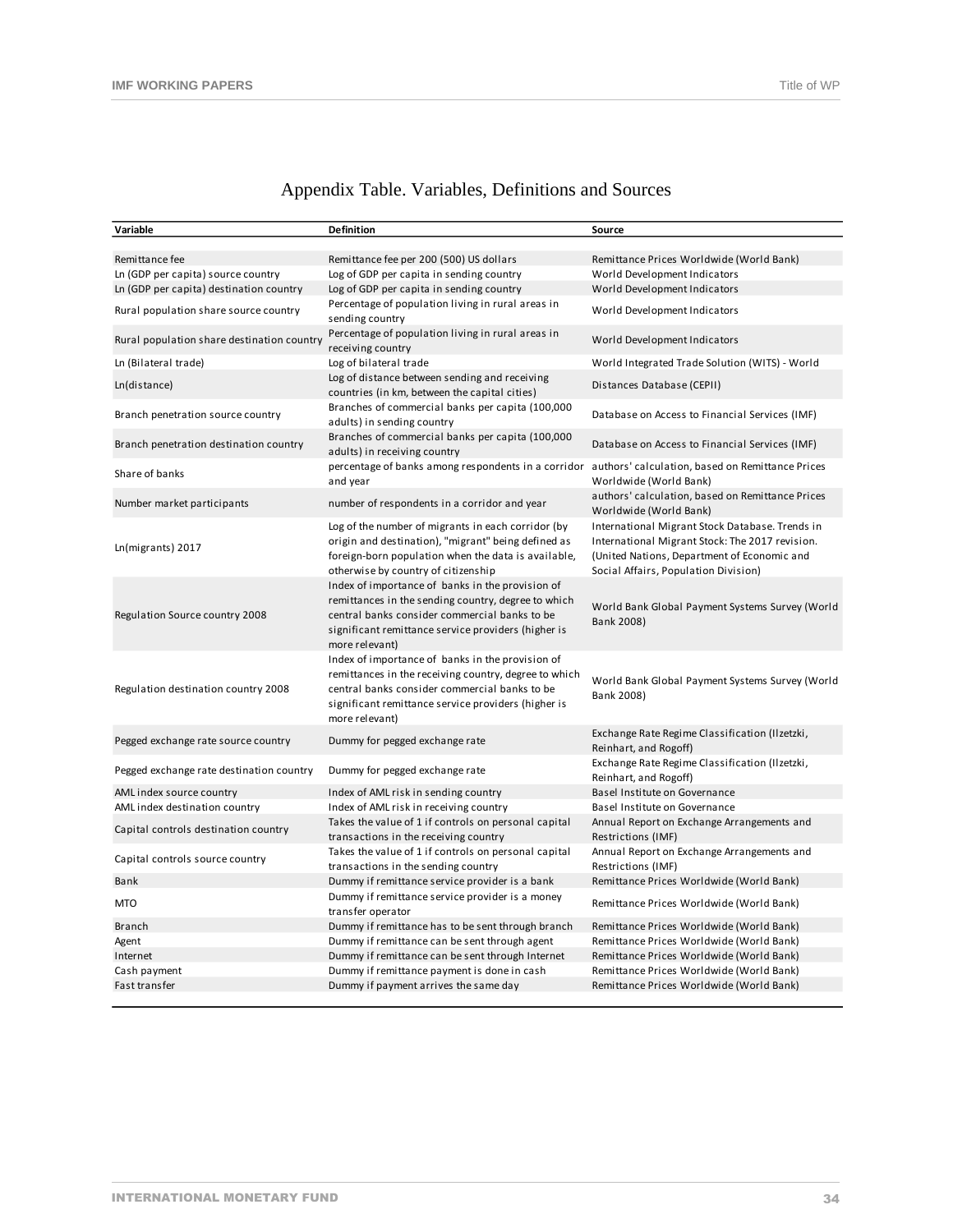# Appendix Table. Variables, Definitions and Sources

| Variable | Definition | Source |
|---|---|---|
| Remittance fee | Remittance fee per 200 (500) US dollars | Remittance Prices Worldwide (World Bank) |
| Ln (GDP per capita) source country | Log of GDP per capita in sending country | World Development Indicators |
| Ln (GDP per capita) destination country | Log of GDP per capita in sending country | World Development Indicators |
| Rural population share source country | Percentage of population living in rural areas in sending country | World Development Indicators |
| Rural population share destination country | Percentage of population living in rural areas in receiving country | World Development Indicators |
| Ln (Bilateral trade) | Log of bilateral trade | World Integrated Trade Solution (WITS) - World |
| Ln(distance) | Log of distance between sending and receiving countries (in km, between the capital cities) | Distances Database (CEPII) |
| Branch penetration source country | Branches of commercial banks per capita (100,000 adults) in sending country | Database on Access to Financial Services (IMF) |
| Branch penetration destination country | Branches of commercial banks per capita (100,000 adults) in receiving country | Database on Access to Financial Services (IMF) |
| Share of banks | percentage of banks among respondents in a corridor and year | authors' calculation, based on Remittance Prices Worldwide (World Bank) |
| Number market participants | number of respondents in a corridor and year | authors' calculation, based on Remittance Prices Worldwide (World Bank) |
| Ln(migrants) 2017 | Log of the number of migrants in each corridor (by origin and destination), "migrant" being defined as foreign-born population when the data is available, otherwise by country of citizenship | International Migrant Stock Database. Trends in International Migrant Stock: The 2017 revision. (United Nations, Department of Economic and Social Affairs, Population Division) |
| Regulation Source country 2008 | Index of importance of banks in the provision of remittances in the sending country, degree to which central banks consider commercial banks to be significant remittance service providers (higher is more relevant) | World Bank Global Payment Systems Survey (World Bank 2008) |
| Regulation destination country 2008 | Index of importance of banks in the provision of remittances in the receiving country, degree to which central banks consider commercial banks to be significant remittance service providers (higher is more relevant) | World Bank Global Payment Systems Survey (World Bank 2008) |
| Pegged exchange rate source country | Dummy for pegged exchange rate | Exchange Rate Regime Classification (Ilzetzki, Reinhart, and Rogoff) |
| Pegged exchange rate destination country | Dummy for pegged exchange rate | Exchange Rate Regime Classification (Ilzetzki, Reinhart, and Rogoff) |
| AML index source country | Index of AML risk in sending country | Basel Institute on Governance |
| AML index destination country | Index of AML risk in receiving country | Basel Institute on Governance |
| Capital controls destination country | Takes the value of 1 if controls on personal capital transactions in the receiving country | Annual Report on Exchange Arrangements and Restrictions (IMF) |
| Capital controls source country | Takes the value of 1 if controls on personal capital transactions in the sending country | Annual Report on Exchange Arrangements and Restrictions (IMF) |
| Bank | Dummy if remittance service provider is a bank | Remittance Prices Worldwide (World Bank) |
| MTO | Dummy if remittance service provider is a money transfer operator | Remittance Prices Worldwide (World Bank) |
| Branch | Dummy if remittance has to be sent through branch | Remittance Prices Worldwide (World Bank) |
| Agent | Dummy if remittance can be sent through agent | Remittance Prices Worldwide (World Bank) |
| Internet | Dummy if remittance can be sent through Internet | Remittance Prices Worldwide (World Bank) |
| Cash payment | Dummy if remittance payment is done in cash | Remittance Prices Worldwide (World Bank) |
| Fast transfer | Dummy if payment arrives the same day | Remittance Prices Worldwide (World Bank) |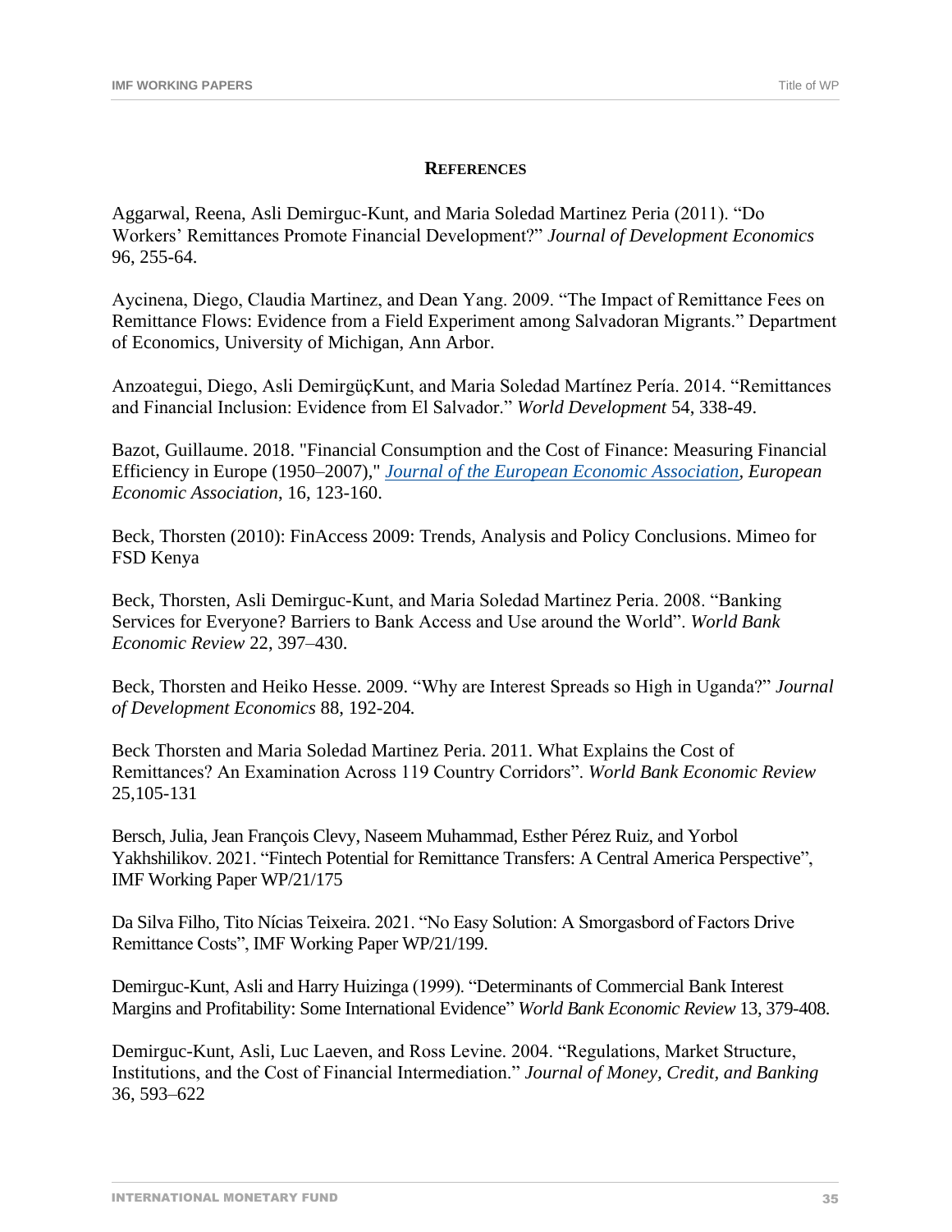## REFERENCES

Aggarwal, Reena, Asli Demirguc-Kunt, and Maria Soledad Martinez Peria (2011). "Do Workers' Remittances Promote Financial Development?" *Journal of Development Economics* 96, 255-64.

Aycinena, Diego, Claudia Martinez, and Dean Yang. 2009. "The Impact of Remittance Fees on Remittance Flows: Evidence from a Field Experiment among Salvadoran Migrants." Department of Economics, University of Michigan, Ann Arbor.

Anzoategui, Diego, Asli DemirgüçKunt, and Maria Soledad Martínez Pería. 2014. "Remittances and Financial Inclusion: Evidence from El Salvador." *World Development* 54, 338-49.

Bazot, Guillaume. 2018. "Financial Consumption and the Cost of Finance: Measuring Financial Efficiency in Europe (1950–2007)," *Journal of the European Economic Association*, *European Economic Association*, 16, 123-160.

Beck, Thorsten (2010): FinAccess 2009: Trends, Analysis and Policy Conclusions. Mimeo for FSD Kenya

Beck, Thorsten, Asli Demirguc-Kunt, and Maria Soledad Martinez Peria. 2008. "Banking Services for Everyone? Barriers to Bank Access and Use around the World". *World Bank Economic Review* 22, 397–430.

Beck, Thorsten and Heiko Hesse. 2009. "Why are Interest Spreads so High in Uganda?" *Journal of Development Economics* 88, 192-204.

Beck Thorsten and Maria Soledad Martinez Peria. 2011. What Explains the Cost of Remittances? An Examination Across 119 Country Corridors". *World Bank Economic Review* 25,105-131

Bersch, Julia, Jean François Clevy, Naseem Muhammad, Esther Pérez Ruiz, and Yorbol Yakhshilikov. 2021. "Fintech Potential for Remittance Transfers: A Central America Perspective", IMF Working Paper WP/21/175

Da Silva Filho, Tito Nícias Teixeira. 2021. "No Easy Solution: A Smorgasbord of Factors Drive Remittance Costs", IMF Working Paper WP/21/199.

Demirguc-Kunt, Asli and Harry Huizinga (1999). "Determinants of Commercial Bank Interest Margins and Profitability: Some International Evidence" *World Bank Economic Review* 13, 379-408.

Demirguc-Kunt, Asli, Luc Laeven, and Ross Levine. 2004. "Regulations, Market Structure, Institutions, and the Cost of Financial Intermediation." *Journal of Money, Credit, and Banking* 36, 593–622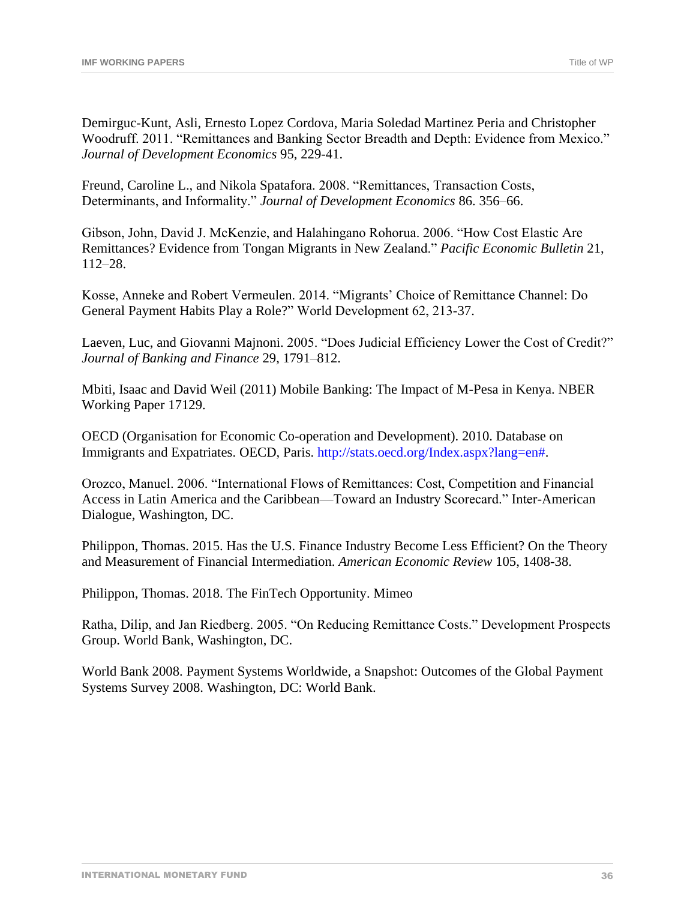Demirguc-Kunt, Asli, Ernesto Lopez Cordova, Maria Soledad Martinez Peria and Christopher Woodruff. 2011. "Remittances and Banking Sector Breadth and Depth: Evidence from Mexico." *Journal of Development Economics* 95, 229-41.

Freund, Caroline L., and Nikola Spatafora. 2008. "Remittances, Transaction Costs, Determinants, and Informality." *Journal of Development Economics* 86. 356–66.

Gibson, John, David J. McKenzie, and Halahingano Rohorua. 2006. "How Cost Elastic Are Remittances? Evidence from Tongan Migrants in New Zealand." *Pacific Economic Bulletin* 21, 112–28.

Kosse, Anneke and Robert Vermeulen. 2014. "Migrants' Choice of Remittance Channel: Do General Payment Habits Play a Role?" World Development 62, 213-37.

Laeven, Luc, and Giovanni Majnoni. 2005. "Does Judicial Efficiency Lower the Cost of Credit?" *Journal of Banking and Finance* 29, 1791–812.

Mbiti, Isaac and David Weil (2011) Mobile Banking: The Impact of M-Pesa in Kenya. NBER Working Paper 17129.

OECD (Organisation for Economic Co-operation and Development). 2010. Database on Immigrants and Expatriates. OECD, Paris. http://stats.oecd.org/Index.aspx?lang=en#.

Orozco, Manuel. 2006. "International Flows of Remittances: Cost, Competition and Financial Access in Latin America and the Caribbean—Toward an Industry Scorecard." Inter-American Dialogue, Washington, DC.

Philippon, Thomas. 2015. Has the U.S. Finance Industry Become Less Efficient? On the Theory and Measurement of Financial Intermediation. *American Economic Review* 105, 1408-38.

Philippon, Thomas. 2018. The FinTech Opportunity. Mimeo

Ratha, Dilip, and Jan Riedberg. 2005. "On Reducing Remittance Costs." Development Prospects Group. World Bank, Washington, DC.

World Bank 2008. Payment Systems Worldwide, a Snapshot: Outcomes of the Global Payment Systems Survey 2008. Washington, DC: World Bank.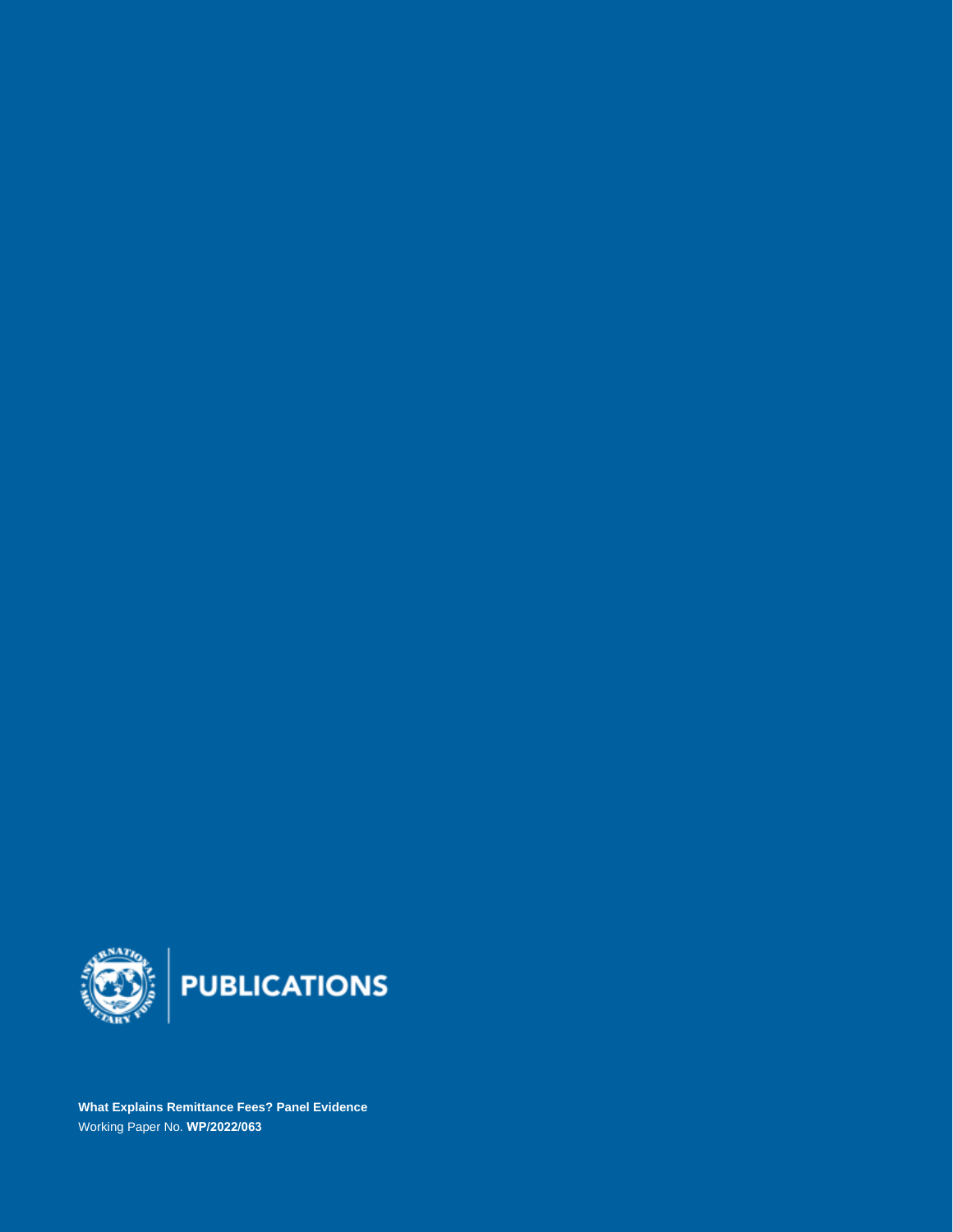PUBLICATIONS

**What Explains Remittance Fees? Panel Evidence**
Working Paper No. **WP/2022/063**